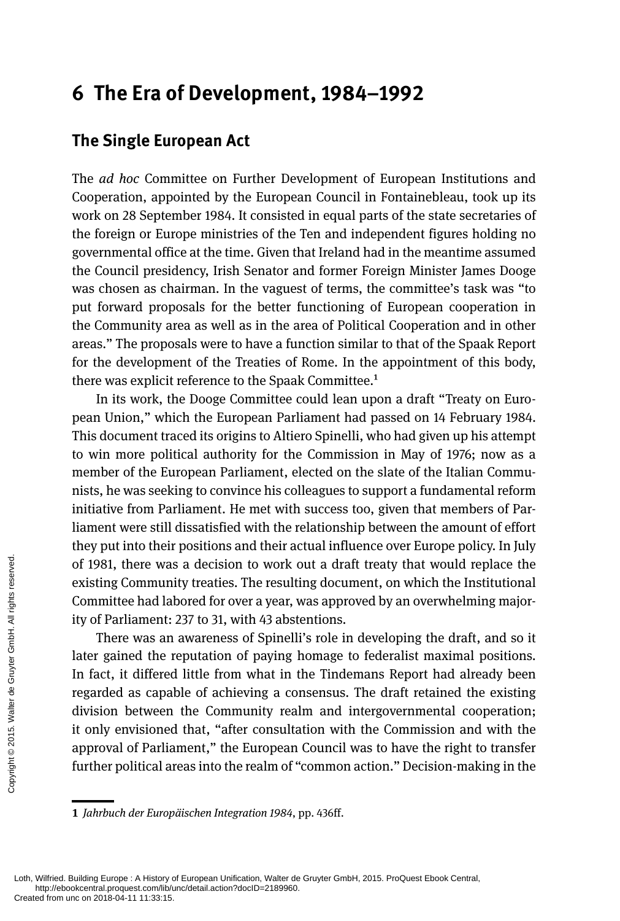# 6 The Era of Development, 1984–1992

## The Single European Act

The *ad hoc* Committee on Further Development of European Institutions and Cooperation, appointed by the European Council in Fontainebleau, took up its work on 28 September 1984. It consisted in equal parts of the state secretaries of the foreign or Europe ministries of the Ten and independent figures holding no governmental office at the time. Given that Ireland had in the meantime assumed the Council presidency, Irish Senator and former Foreign Minister James Dooge was chosen as chairman. In the vaguest of terms, the committee's task was "to put forward proposals for the better functioning of European cooperation in the Community area as well as in the area of Political Cooperation and in other areas." The proposals were to have a function similar to that of the Spaak Report for the development of the Treaties of Rome. In the appointment of this body, there was explicit reference to the Spaak Committee.[1]

In its work, the Dooge Committee could lean upon a draft "Treaty on European Union," which the European Parliament had passed on 14 February 1984. This document traced its origins to Altiero Spinelli, who had given up his attempt to win more political authority for the Commission in May of 1976; now as a member of the European Parliament, elected on the slate of the Italian Communists, he was seeking to convince his colleagues to support a fundamental reform initiative from Parliament. He met with success too, given that members of Parliament were still dissatisfied with the relationship between the amount of effort they put into their positions and their actual influence over Europe policy. In July of 1981, there was a decision to work out a draft treaty that would replace the existing Community treaties. The resulting document, on which the Institutional Committee had labored for over a year, was approved by an overwhelming majority of Parliament: 237 to 31, with 43 abstentions.

There was an awareness of Spinelli's role in developing the draft, and so it later gained the reputation of paying homage to federalist maximal positions. In fact, it differed little from what in the Tindemans Report had already been regarded as capable of achieving a consensus. The draft retained the existing division between the Community realm and intergovernmental cooperation; it only envisioned that, "after consultation with the Commission and with the approval of Parliament," the European Council was to have the right to transfer further political areas into the realm of "common action." Decision-making in the

1 *Jahrbuch der Europäischen Integration 1984*, pp. 436ff.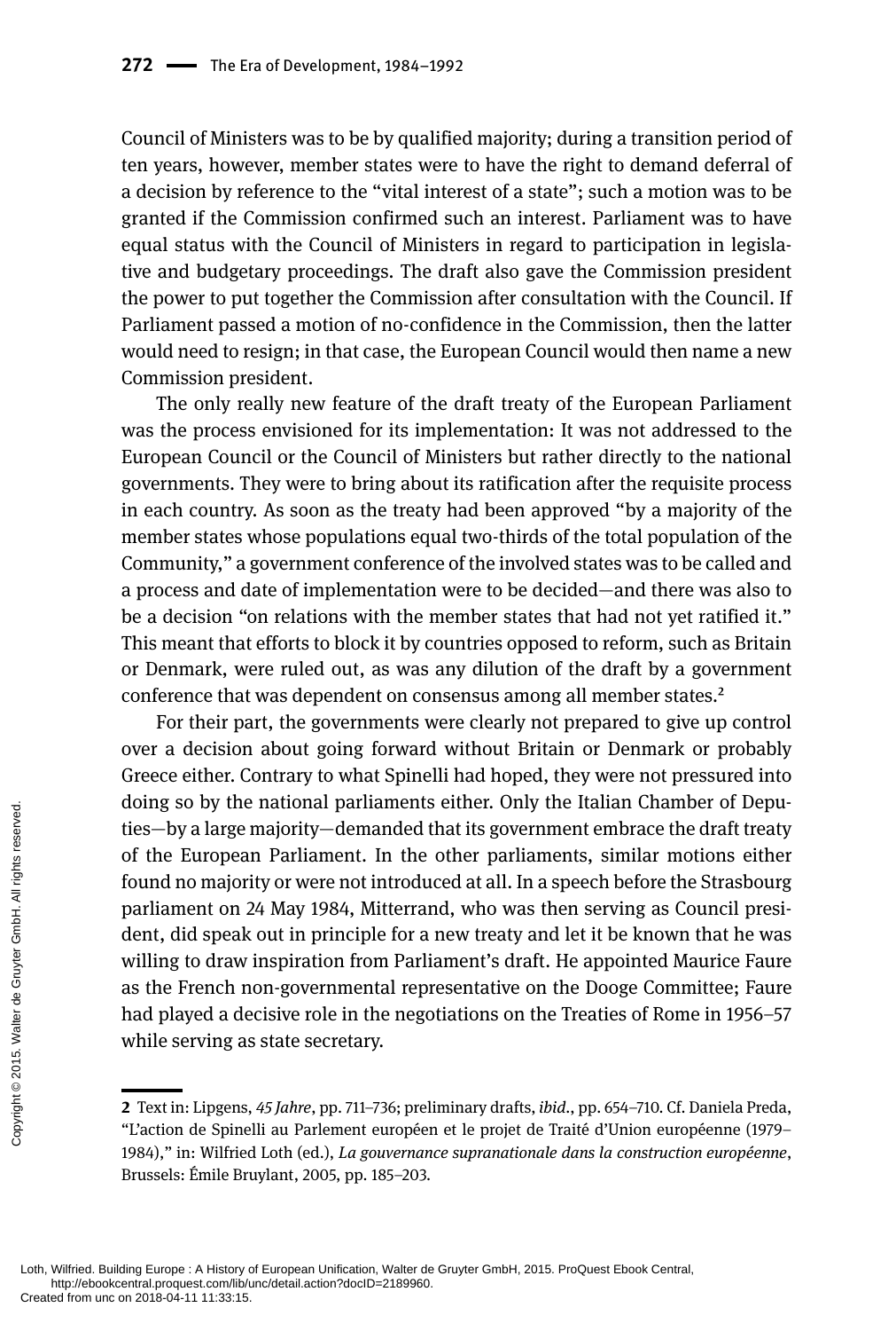Council of Ministers was to be by qualified majority; during a transition period of ten years, however, member states were to have the right to demand deferral of a decision by reference to the "vital interest of a state"; such a motion was to be granted if the Commission confirmed such an interest. Parliament was to have equal status with the Council of Ministers in regard to participation in legislative and budgetary proceedings. The draft also gave the Commission president the power to put together the Commission after consultation with the Council. If Parliament passed a motion of no-confidence in the Commission, then the latter would need to resign; in that case, the European Council would then name a new Commission president.

The only really new feature of the draft treaty of the European Parliament was the process envisioned for its implementation: It was not addressed to the European Council or the Council of Ministers but rather directly to the national governments. They were to bring about its ratification after the requisite process in each country. As soon as the treaty had been approved "by a majority of the member states whose populations equal two-thirds of the total population of the Community," a government conference of the involved states was to be called and a process and date of implementation were to be decided—and there was also to be a decision "on relations with the member states that had not yet ratified it." This meant that efforts to block it by countries opposed to reform, such as Britain or Denmark, were ruled out, as was any dilution of the draft by a government conference that was dependent on consensus among all member states.[2]

For their part, the governments were clearly not prepared to give up control over a decision about going forward without Britain or Denmark or probably Greece either. Contrary to what Spinelli had hoped, they were not pressured into doing so by the national parliaments either. Only the Italian Chamber of Deputies—by a large majority—demanded that its government embrace the draft treaty of the European Parliament. In the other parliaments, similar motions either found no majority or were not introduced at all. In a speech before the Strasbourg parliament on 24 May 1984, Mitterrand, who was then serving as Council president, did speak out in principle for a new treaty and let it be known that he was willing to draw inspiration from Parliament's draft. He appointed Maurice Faure as the French non-governmental representative on the Dooge Committee; Faure had played a decisive role in the negotiations on the Treaties of Rome in 1956–57 while serving as state secretary.

---

2 Text in: Lipgens, *45 Jahre*, pp. 711–736; preliminary drafts, *ibid*., pp. 654–710. Cf. Daniela Preda, "L'action de Spinelli au Parlement européen et le projet de Traité d'Union européenne (1979–1984)," in: Wilfried Loth (ed.), *La gouvernance supranationale dans la construction européenne*, Brussels: Émile Bruylant, 2005, pp. 185–203.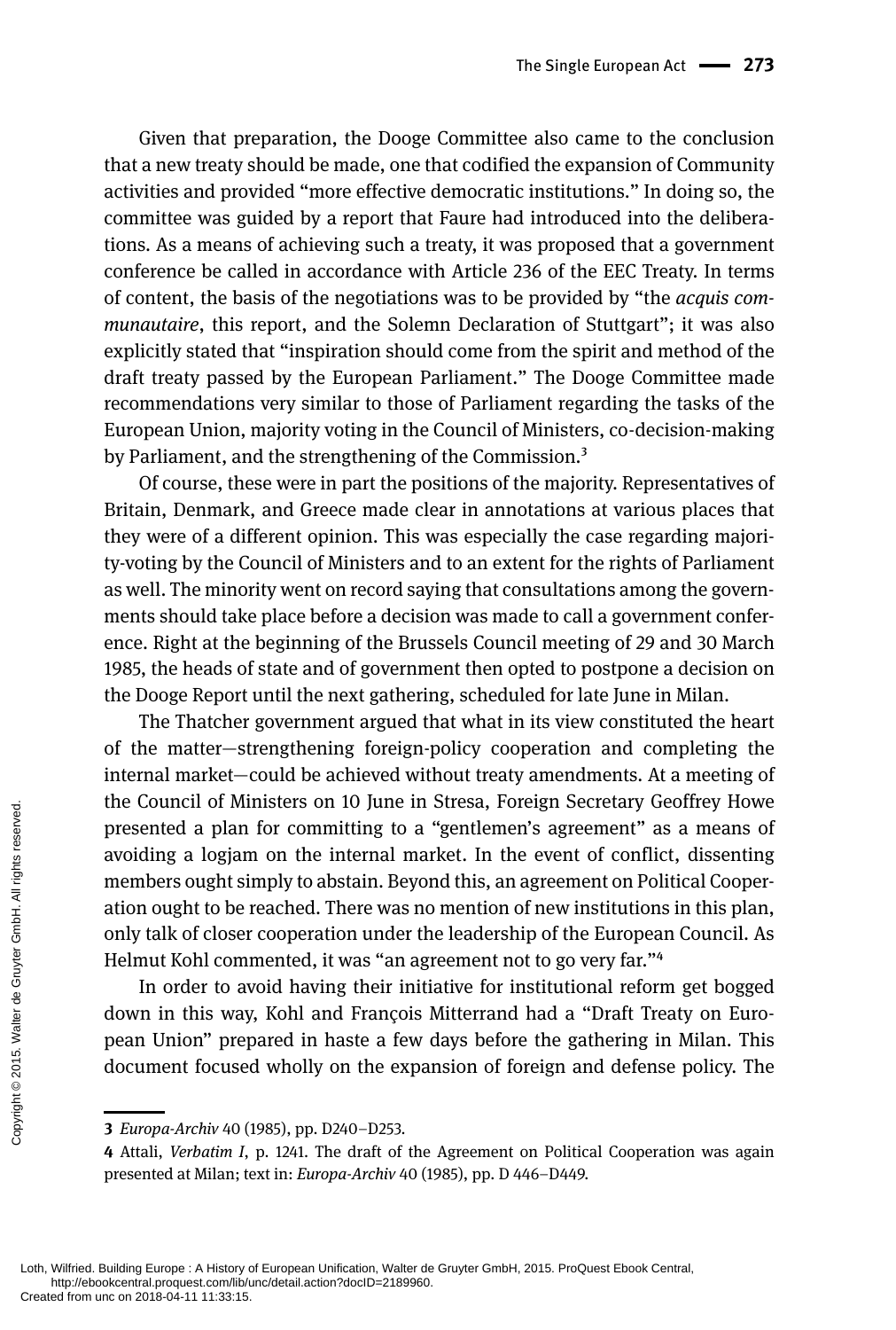Given that preparation, the Dooge Committee also came to the conclusion that a new treaty should be made, one that codified the expansion of Community activities and provided "more effective democratic institutions." In doing so, the committee was guided by a report that Faure had introduced into the deliberations. As a means of achieving such a treaty, it was proposed that a government conference be called in accordance with Article 236 of the EEC Treaty. In terms of content, the basis of the negotiations was to be provided by "the *acquis communautaire*, this report, and the Solemn Declaration of Stuttgart"; it was also explicitly stated that "inspiration should come from the spirit and method of the draft treaty passed by the European Parliament." The Dooge Committee made recommendations very similar to those of Parliament regarding the tasks of the European Union, majority voting in the Council of Ministers, co-decision-making by Parliament, and the strengthening of the Commission.[3]

Of course, these were in part the positions of the majority. Representatives of Britain, Denmark, and Greece made clear in annotations at various places that they were of a different opinion. This was especially the case regarding majority-voting by the Council of Ministers and to an extent for the rights of Parliament as well. The minority went on record saying that consultations among the governments should take place before a decision was made to call a government conference. Right at the beginning of the Brussels Council meeting of 29 and 30 March 1985, the heads of state and of government then opted to postpone a decision on the Dooge Report until the next gathering, scheduled for late June in Milan.

The Thatcher government argued that what in its view constituted the heart of the matter—strengthening foreign-policy cooperation and completing the internal market—could be achieved without treaty amendments. At a meeting of the Council of Ministers on 10 June in Stresa, Foreign Secretary Geoffrey Howe presented a plan for committing to a "gentlemen's agreement" as a means of avoiding a logjam on the internal market. In the event of conflict, dissenting members ought simply to abstain. Beyond this, an agreement on Political Cooperation ought to be reached. There was no mention of new institutions in this plan, only talk of closer cooperation under the leadership of the European Council. As Helmut Kohl commented, it was "an agreement not to go very far."[4]

In order to avoid having their initiative for institutional reform get bogged down in this way, Kohl and François Mitterrand had a "Draft Treaty on European Union" prepared in haste a few days before the gathering in Milan. This document focused wholly on the expansion of foreign and defense policy. The

---

**3** *Europa-Archiv* 40 (1985), pp. D240–D253.

**4** Attali, *Verbatim I*, p. 1241. The draft of the Agreement on Political Cooperation was again presented at Milan; text in: *Europa-Archiv* 40 (1985), pp. D 446–D449.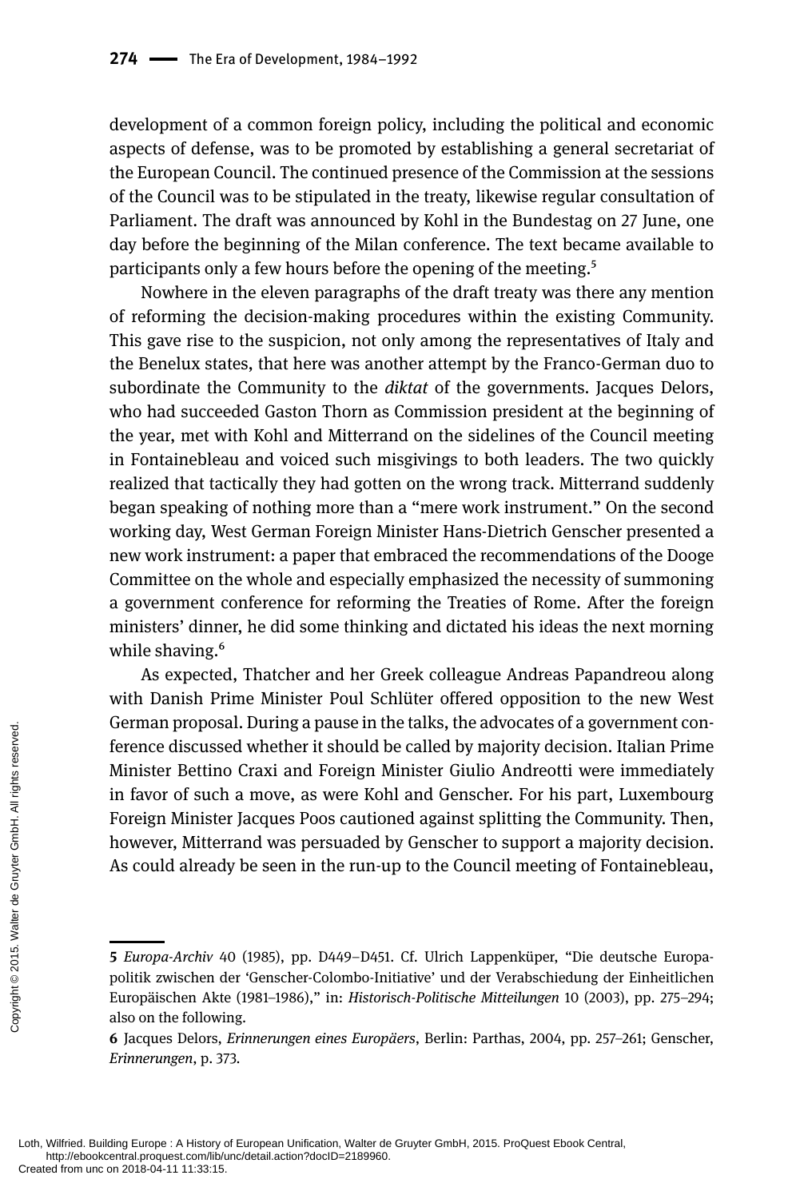development of a common foreign policy, including the political and economic aspects of defense, was to be promoted by establishing a general secretariat of the European Council. The continued presence of the Commission at the sessions of the Council was to be stipulated in the treaty, likewise regular consultation of Parliament. The draft was announced by Kohl in the Bundestag on 27 June, one day before the beginning of the Milan conference. The text became available to participants only a few hours before the opening of the meeting.[5]

Nowhere in the eleven paragraphs of the draft treaty was there any mention of reforming the decision-making procedures within the existing Community. This gave rise to the suspicion, not only among the representatives of Italy and the Benelux states, that here was another attempt by the Franco-German duo to subordinate the Community to the *diktat* of the governments. Jacques Delors, who had succeeded Gaston Thorn as Commission president at the beginning of the year, met with Kohl and Mitterrand on the sidelines of the Council meeting in Fontainebleau and voiced such misgivings to both leaders. The two quickly realized that tactically they had gotten on the wrong track. Mitterrand suddenly began speaking of nothing more than a "mere work instrument." On the second working day, West German Foreign Minister Hans-Dietrich Genscher presented a new work instrument: a paper that embraced the recommendations of the Dooge Committee on the whole and especially emphasized the necessity of summoning a government conference for reforming the Treaties of Rome. After the foreign ministers' dinner, he did some thinking and dictated his ideas the next morning while shaving.[6]

As expected, Thatcher and her Greek colleague Andreas Papandreou along with Danish Prime Minister Poul Schlüter offered opposition to the new West German proposal. During a pause in the talks, the advocates of a government conference discussed whether it should be called by majority decision. Italian Prime Minister Bettino Craxi and Foreign Minister Giulio Andreotti were immediately in favor of such a move, as were Kohl and Genscher. For his part, Luxembourg Foreign Minister Jacques Poos cautioned against splitting the Community. Then, however, Mitterrand was persuaded by Genscher to support a majority decision. As could already be seen in the run-up to the Council meeting of Fontainebleau,

---

**5** *Europa-Archiv* 40 (1985), pp. D449–D451. Cf. Ulrich Lappenküper, "Die deutsche Europapolitik zwischen der 'Genscher-Colombo-Initiative' und der Verabschiedung der Einheitlichen Europäischen Akte (1981–1986)," in: *Historisch-Politische Mitteilungen* 10 (2003), pp. 275–294; also on the following.

**6** Jacques Delors, *Erinnerungen eines Europäers*, Berlin: Parthas, 2004, pp. 257–261; Genscher, *Erinnerungen*, p. 373.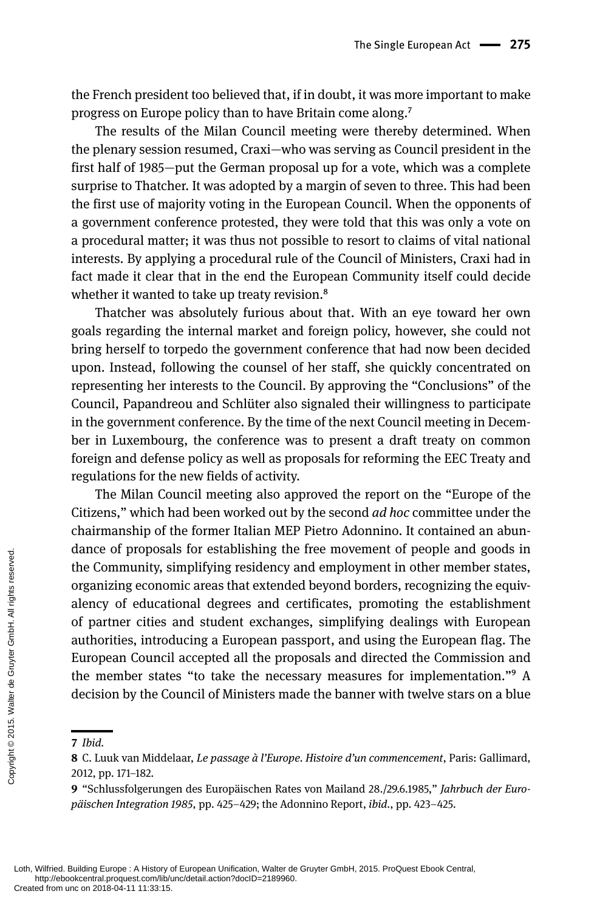the French president too believed that, if in doubt, it was more important to make progress on Europe policy than to have Britain come along.[7]

The results of the Milan Council meeting were thereby determined. When the plenary session resumed, Craxi—who was serving as Council president in the first half of 1985—put the German proposal up for a vote, which was a complete surprise to Thatcher. It was adopted by a margin of seven to three. This had been the first use of majority voting in the European Council. When the opponents of a government conference protested, they were told that this was only a vote on a procedural matter; it was thus not possible to resort to claims of vital national interests. By applying a procedural rule of the Council of Ministers, Craxi had in fact made it clear that in the end the European Community itself could decide whether it wanted to take up treaty revision.[8]

Thatcher was absolutely furious about that. With an eye toward her own goals regarding the internal market and foreign policy, however, she could not bring herself to torpedo the government conference that had now been decided upon. Instead, following the counsel of her staff, she quickly concentrated on representing her interests to the Council. By approving the "Conclusions" of the Council, Papandreou and Schlüter also signaled their willingness to participate in the government conference. By the time of the next Council meeting in December in Luxembourg, the conference was to present a draft treaty on common foreign and defense policy as well as proposals for reforming the EEC Treaty and regulations for the new fields of activity.

The Milan Council meeting also approved the report on the "Europe of the Citizens," which had been worked out by the second *ad hoc* committee under the chairmanship of the former Italian MEP Pietro Adonnino. It contained an abundance of proposals for establishing the free movement of people and goods in the Community, simplifying residency and employment in other member states, organizing economic areas that extended beyond borders, recognizing the equivalency of educational degrees and certificates, promoting the establishment of partner cities and student exchanges, simplifying dealings with European authorities, introducing a European passport, and using the European flag. The European Council accepted all the proposals and directed the Commission and the member states "to take the necessary measures for implementation."[9] A decision by the Council of Ministers made the banner with twelve stars on a blue

**7** *Ibid.*

**8** C. Luuk van Middelaar, *Le passage à l'Europe. Histoire d'un commencement*, Paris: Gallimard, 2012, pp. 171–182.

**9** "Schlussfolgerungen des Europäischen Rates von Mailand 28./29.6.1985," *Jahrbuch der Europäischen Integration 1985*, pp. 425–429; the Adonnino Report, *ibid.*, pp. 423–425.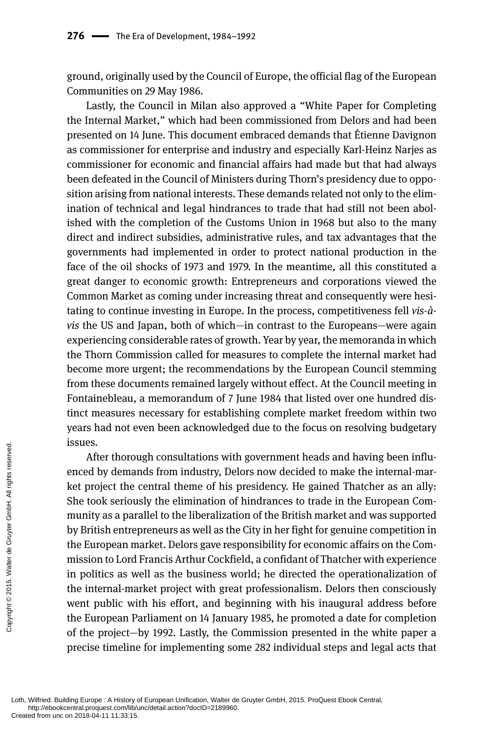ground, originally used by the Council of Europe, the official flag of the European Communities on 29 May 1986.

Lastly, the Council in Milan also approved a "White Paper for Completing the Internal Market," which had been commissioned from Delors and had been presented on 14 June. This document embraced demands that Étienne Davignon as commissioner for enterprise and industry and especially Karl-Heinz Narjes as commissioner for economic and financial affairs had made but that had always been defeated in the Council of Ministers during Thorn's presidency due to opposition arising from national interests. These demands related not only to the elimination of technical and legal hindrances to trade that had still not been abolished with the completion of the Customs Union in 1968 but also to the many direct and indirect subsidies, administrative rules, and tax advantages that the governments had implemented in order to protect national production in the face of the oil shocks of 1973 and 1979. In the meantime, all this constituted a great danger to economic growth: Entrepreneurs and corporations viewed the Common Market as coming under increasing threat and consequently were hesitating to continue investing in Europe. In the process, competitiveness fell *vis-à-vis* the US and Japan, both of which—in contrast to the Europeans—were again experiencing considerable rates of growth. Year by year, the memoranda in which the Thorn Commission called for measures to complete the internal market had become more urgent; the recommendations by the European Council stemming from these documents remained largely without effect. At the Council meeting in Fontainebleau, a memorandum of 7 June 1984 that listed over one hundred distinct measures necessary for establishing complete market freedom within two years had not even been acknowledged due to the focus on resolving budgetary issues.

After thorough consultations with government heads and having been influenced by demands from industry, Delors now decided to make the internal-market project the central theme of his presidency. He gained Thatcher as an ally: She took seriously the elimination of hindrances to trade in the European Community as a parallel to the liberalization of the British market and was supported by British entrepreneurs as well as the City in her fight for genuine competition in the European market. Delors gave responsibility for economic affairs on the Commission to Lord Francis Arthur Cockfield, a confidant of Thatcher with experience in politics as well as the business world; he directed the operationalization of the internal-market project with great professionalism. Delors then consciously went public with his effort, and beginning with his inaugural address before the European Parliament on 14 January 1985, he promoted a date for completion of the project—by 1992. Lastly, the Commission presented in the white paper a precise timeline for implementing some 282 individual steps and legal acts that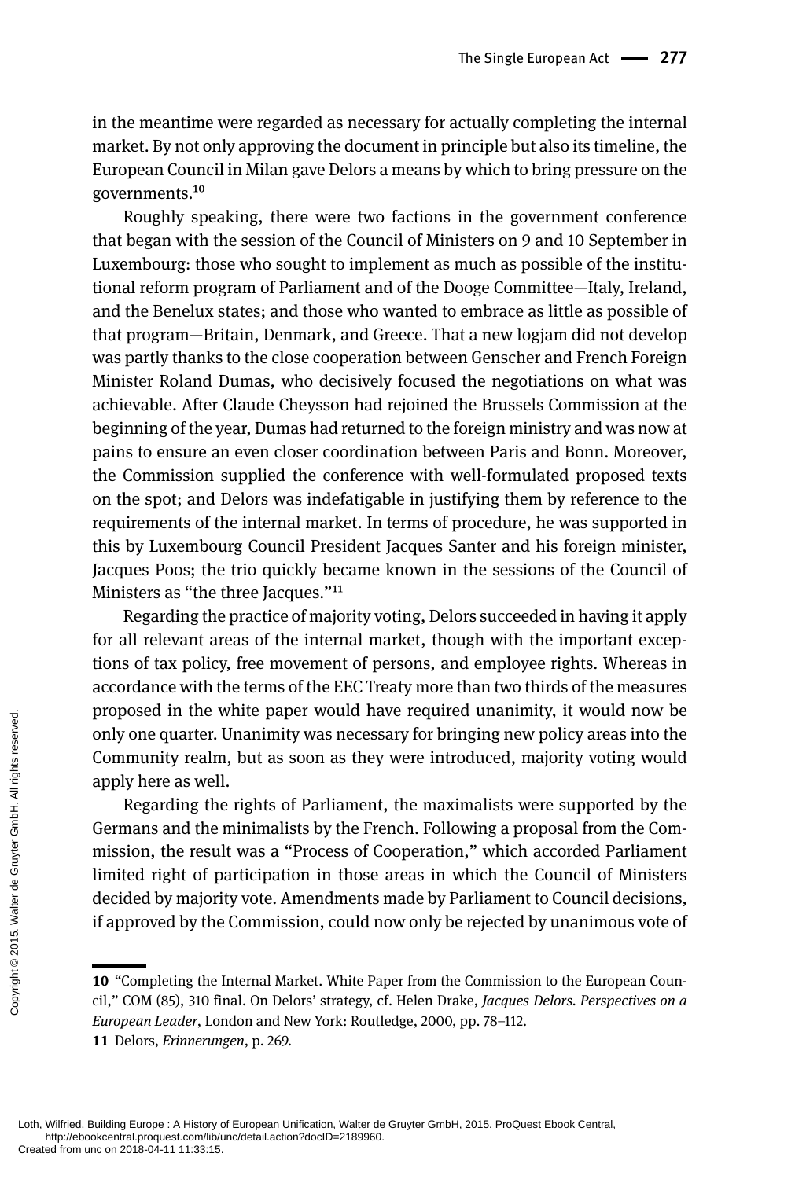in the meantime were regarded as necessary for actually completing the internal market. By not only approving the document in principle but also its timeline, the European Council in Milan gave Delors a means by which to bring pressure on the governments.[10]

Roughly speaking, there were two factions in the government conference that began with the session of the Council of Ministers on 9 and 10 September in Luxembourg: those who sought to implement as much as possible of the institutional reform program of Parliament and of the Dooge Committee—Italy, Ireland, and the Benelux states; and those who wanted to embrace as little as possible of that program—Britain, Denmark, and Greece. That a new logjam did not develop was partly thanks to the close cooperation between Genscher and French Foreign Minister Roland Dumas, who decisively focused the negotiations on what was achievable. After Claude Cheysson had rejoined the Brussels Commission at the beginning of the year, Dumas had returned to the foreign ministry and was now at pains to ensure an even closer coordination between Paris and Bonn. Moreover, the Commission supplied the conference with well-formulated proposed texts on the spot; and Delors was indefatigable in justifying them by reference to the requirements of the internal market. In terms of procedure, he was supported in this by Luxembourg Council President Jacques Santer and his foreign minister, Jacques Poos; the trio quickly became known in the sessions of the Council of Ministers as "the three Jacques."[11]

Regarding the practice of majority voting, Delors succeeded in having it apply for all relevant areas of the internal market, though with the important exceptions of tax policy, free movement of persons, and employee rights. Whereas in accordance with the terms of the EEC Treaty more than two thirds of the measures proposed in the white paper would have required unanimity, it would now be only one quarter. Unanimity was necessary for bringing new policy areas into the Community realm, but as soon as they were introduced, majority voting would apply here as well.

Regarding the rights of Parliament, the maximalists were supported by the Germans and the minimalists by the French. Following a proposal from the Commission, the result was a "Process of Cooperation," which accorded Parliament limited right of participation in those areas in which the Council of Ministers decided by majority vote. Amendments made by Parliament to Council decisions, if approved by the Commission, could now only be rejected by unanimous vote of

---

**10** "Completing the Internal Market. White Paper from the Commission to the European Council," COM (85), 310 final. On Delors' strategy, cf. Helen Drake, *Jacques Delors. Perspectives on a European Leader*, London and New York: Routledge, 2000, pp. 78–112.

**11** Delors, *Erinnerungen*, p. 269.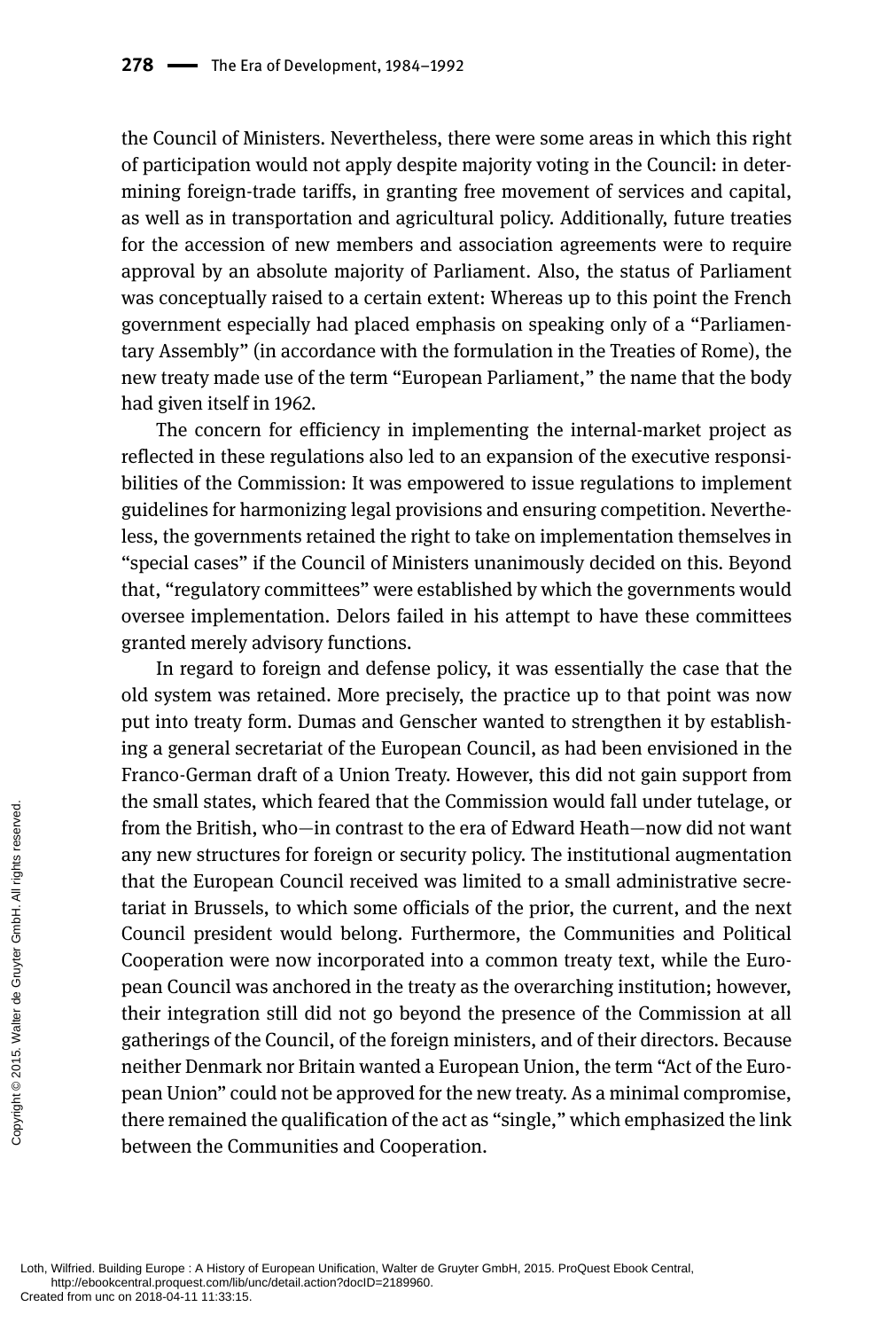the Council of Ministers. Nevertheless, there were some areas in which this right of participation would not apply despite majority voting in the Council: in determining foreign-trade tariffs, in granting free movement of services and capital, as well as in transportation and agricultural policy. Additionally, future treaties for the accession of new members and association agreements were to require approval by an absolute majority of Parliament. Also, the status of Parliament was conceptually raised to a certain extent: Whereas up to this point the French government especially had placed emphasis on speaking only of a "Parliamentary Assembly" (in accordance with the formulation in the Treaties of Rome), the new treaty made use of the term "European Parliament," the name that the body had given itself in 1962.

The concern for efficiency in implementing the internal-market project as reflected in these regulations also led to an expansion of the executive responsibilities of the Commission: It was empowered to issue regulations to implement guidelines for harmonizing legal provisions and ensuring competition. Nevertheless, the governments retained the right to take on implementation themselves in "special cases" if the Council of Ministers unanimously decided on this. Beyond that, "regulatory committees" were established by which the governments would oversee implementation. Delors failed in his attempt to have these committees granted merely advisory functions.

In regard to foreign and defense policy, it was essentially the case that the old system was retained. More precisely, the practice up to that point was now put into treaty form. Dumas and Genscher wanted to strengthen it by establishing a general secretariat of the European Council, as had been envisioned in the Franco-German draft of a Union Treaty. However, this did not gain support from the small states, which feared that the Commission would fall under tutelage, or from the British, who—in contrast to the era of Edward Heath—now did not want any new structures for foreign or security policy. The institutional augmentation that the European Council received was limited to a small administrative secretariat in Brussels, to which some officials of the prior, the current, and the next Council president would belong. Furthermore, the Communities and Political Cooperation were now incorporated into a common treaty text, while the European Council was anchored in the treaty as the overarching institution; however, their integration still did not go beyond the presence of the Commission at all gatherings of the Council, of the foreign ministers, and of their directors. Because neither Denmark nor Britain wanted a European Union, the term "Act of the European Union" could not be approved for the new treaty. As a minimal compromise, there remained the qualification of the act as "single," which emphasized the link between the Communities and Cooperation.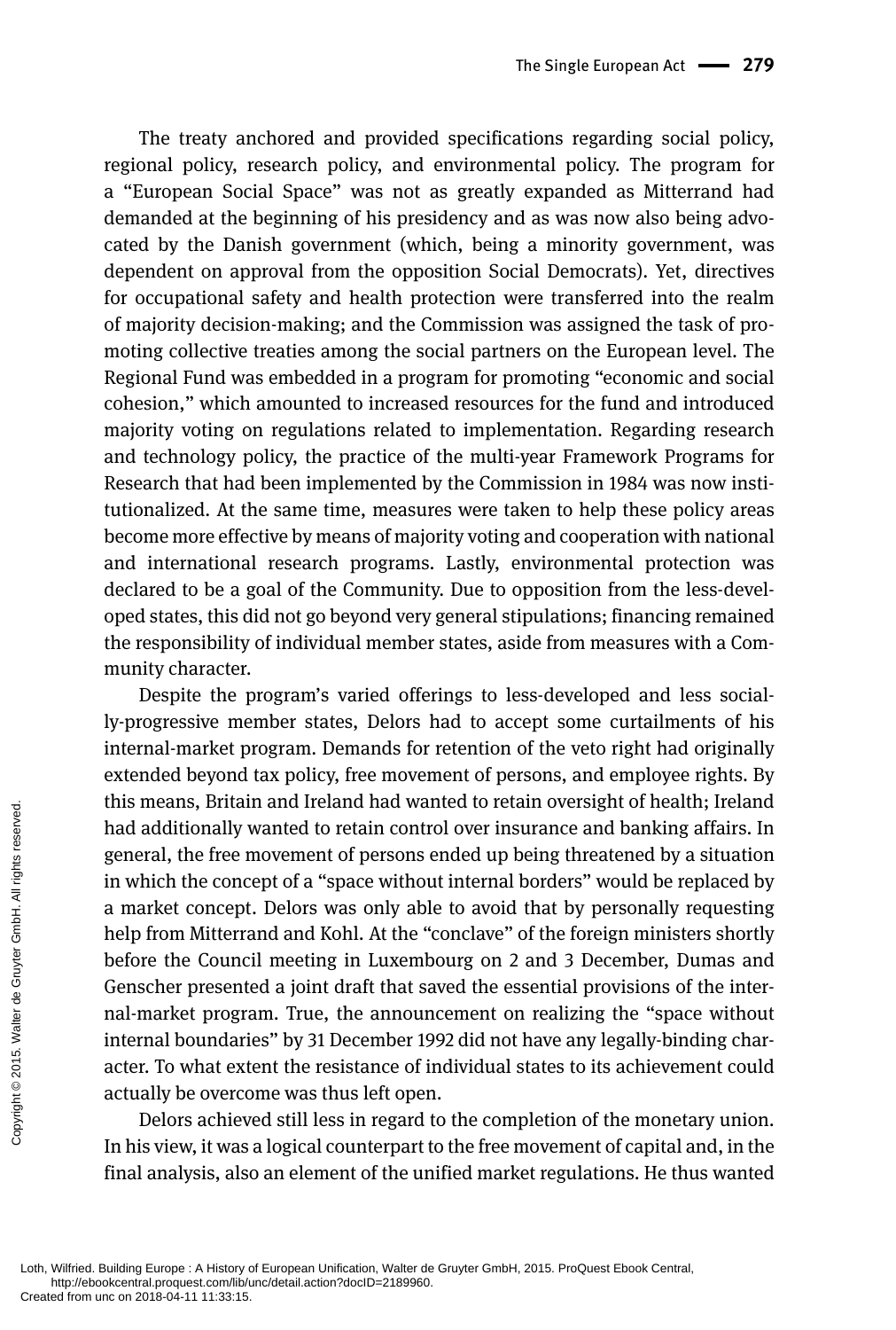The treaty anchored and provided specifications regarding social policy, regional policy, research policy, and environmental policy. The program for a "European Social Space" was not as greatly expanded as Mitterrand had demanded at the beginning of his presidency and as was now also being advocated by the Danish government (which, being a minority government, was dependent on approval from the opposition Social Democrats). Yet, directives for occupational safety and health protection were transferred into the realm of majority decision-making; and the Commission was assigned the task of promoting collective treaties among the social partners on the European level. The Regional Fund was embedded in a program for promoting "economic and social cohesion," which amounted to increased resources for the fund and introduced majority voting on regulations related to implementation. Regarding research and technology policy, the practice of the multi-year Framework Programs for Research that had been implemented by the Commission in 1984 was now institutionalized. At the same time, measures were taken to help these policy areas become more effective by means of majority voting and cooperation with national and international research programs. Lastly, environmental protection was declared to be a goal of the Community. Due to opposition from the less-developed states, this did not go beyond very general stipulations; financing remained the responsibility of individual member states, aside from measures with a Community character.

Despite the program's varied offerings to less-developed and less socially-progressive member states, Delors had to accept some curtailments of his internal-market program. Demands for retention of the veto right had originally extended beyond tax policy, free movement of persons, and employee rights. By this means, Britain and Ireland had wanted to retain oversight of health; Ireland had additionally wanted to retain control over insurance and banking affairs. In general, the free movement of persons ended up being threatened by a situation in which the concept of a "space without internal borders" would be replaced by a market concept. Delors was only able to avoid that by personally requesting help from Mitterrand and Kohl. At the "conclave" of the foreign ministers shortly before the Council meeting in Luxembourg on 2 and 3 December, Dumas and Genscher presented a joint draft that saved the essential provisions of the internal-market program. True, the announcement on realizing the "space without internal boundaries" by 31 December 1992 did not have any legally-binding character. To what extent the resistance of individual states to its achievement could actually be overcome was thus left open.

Delors achieved still less in regard to the completion of the monetary union. In his view, it was a logical counterpart to the free movement of capital and, in the final analysis, also an element of the unified market regulations. He thus wanted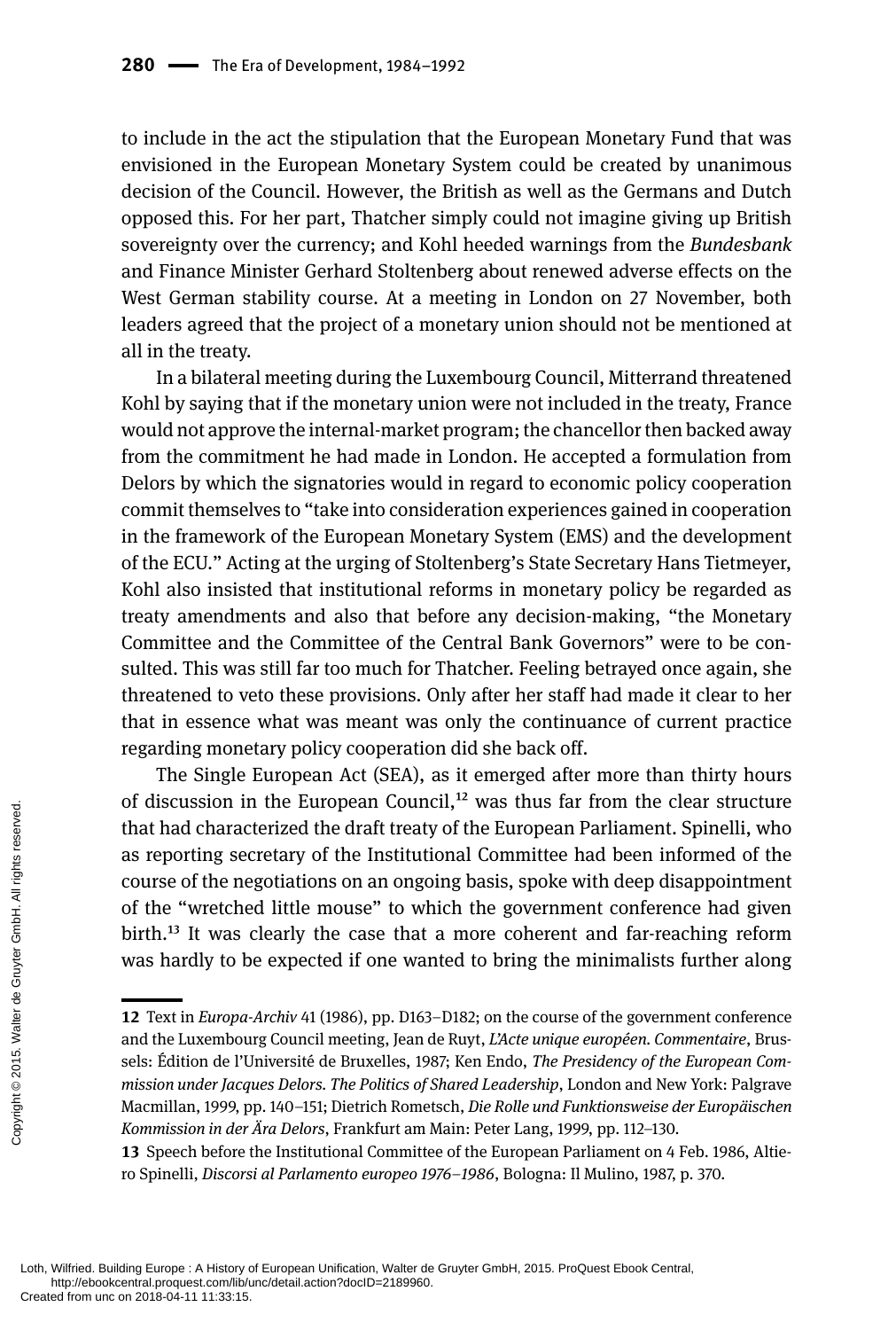to include in the act the stipulation that the European Monetary Fund that was envisioned in the European Monetary System could be created by unanimous decision of the Council. However, the British as well as the Germans and Dutch opposed this. For her part, Thatcher simply could not imagine giving up British sovereignty over the currency; and Kohl heeded warnings from the *Bundesbank* and Finance Minister Gerhard Stoltenberg about renewed adverse effects on the West German stability course. At a meeting in London on 27 November, both leaders agreed that the project of a monetary union should not be mentioned at all in the treaty.

In a bilateral meeting during the Luxembourg Council, Mitterrand threatened Kohl by saying that if the monetary union were not included in the treaty, France would not approve the internal-market program; the chancellor then backed away from the commitment he had made in London. He accepted a formulation from Delors by which the signatories would in regard to economic policy cooperation commit themselves to "take into consideration experiences gained in cooperation in the framework of the European Monetary System (EMS) and the development of the ECU." Acting at the urging of Stoltenberg's State Secretary Hans Tietmeyer, Kohl also insisted that institutional reforms in monetary policy be regarded as treaty amendments and also that before any decision-making, "the Monetary Committee and the Committee of the Central Bank Governors" were to be consulted. This was still far too much for Thatcher. Feeling betrayed once again, she threatened to veto these provisions. Only after her staff had made it clear to her that in essence what was meant was only the continuance of current practice regarding monetary policy cooperation did she back off.

The Single European Act (SEA), as it emerged after more than thirty hours of discussion in the European Council,[12] was thus far from the clear structure that had characterized the draft treaty of the European Parliament. Spinelli, who as reporting secretary of the Institutional Committee had been informed of the course of the negotiations on an ongoing basis, spoke with deep disappointment of the "wretched little mouse" to which the government conference had given birth.[13] It was clearly the case that a more coherent and far-reaching reform was hardly to be expected if one wanted to bring the minimalists further along

---

**12** Text in *Europa-Archiv* 41 (1986), pp. D163–D182; on the course of the government conference and the Luxembourg Council meeting, Jean de Ruyt, *L'Acte unique européen. Commentaire*, Brussels: Édition de l'Université de Bruxelles, 1987; Ken Endo, *The Presidency of the European Commission under Jacques Delors. The Politics of Shared Leadership*, London and New York: Palgrave Macmillan, 1999, pp. 140–151; Dietrich Rometsch, *Die Rolle und Funktionsweise der Europäischen Kommission in der Ära Delors*, Frankfurt am Main: Peter Lang, 1999, pp. 112–130.

**13** Speech before the Institutional Committee of the European Parliament on 4 Feb. 1986, Altiero Spinelli, *Discorsi al Parlamento europeo 1976–1986*, Bologna: Il Mulino, 1987, p. 370.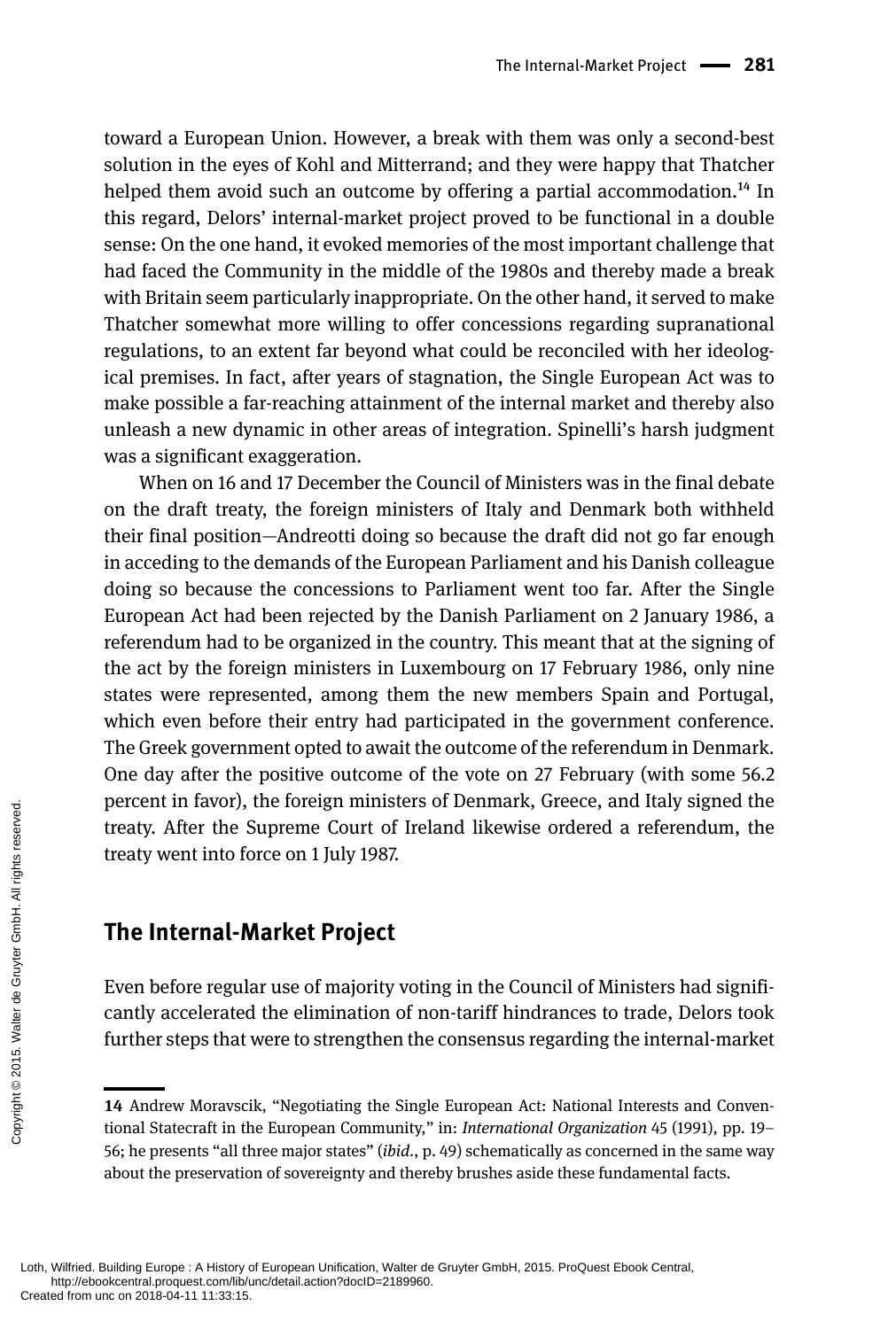toward a European Union. However, a break with them was only a second-best solution in the eyes of Kohl and Mitterrand; and they were happy that Thatcher helped them avoid such an outcome by offering a partial accommodation.[14] In this regard, Delors' internal-market project proved to be functional in a double sense: On the one hand, it evoked memories of the most important challenge that had faced the Community in the middle of the 1980s and thereby made a break with Britain seem particularly inappropriate. On the other hand, it served to make Thatcher somewhat more willing to offer concessions regarding supranational regulations, to an extent far beyond what could be reconciled with her ideological premises. In fact, after years of stagnation, the Single European Act was to make possible a far-reaching attainment of the internal market and thereby also unleash a new dynamic in other areas of integration. Spinelli's harsh judgment was a significant exaggeration.

When on 16 and 17 December the Council of Ministers was in the final debate on the draft treaty, the foreign ministers of Italy and Denmark both withheld their final position—Andreotti doing so because the draft did not go far enough in acceding to the demands of the European Parliament and his Danish colleague doing so because the concessions to Parliament went too far. After the Single European Act had been rejected by the Danish Parliament on 2 January 1986, a referendum had to be organized in the country. This meant that at the signing of the act by the foreign ministers in Luxembourg on 17 February 1986, only nine states were represented, among them the new members Spain and Portugal, which even before their entry had participated in the government conference. The Greek government opted to await the outcome of the referendum in Denmark. One day after the positive outcome of the vote on 27 February (with some 56.2 percent in favor), the foreign ministers of Denmark, Greece, and Italy signed the treaty. After the Supreme Court of Ireland likewise ordered a referendum, the treaty went into force on 1 July 1987.

## The Internal-Market Project

Even before regular use of majority voting in the Council of Ministers had significantly accelerated the elimination of non-tariff hindrances to trade, Delors took further steps that were to strengthen the consensus regarding the internal-market

---

14 Andrew Moravcsik, "Negotiating the Single European Act: National Interests and Conventional Statecraft in the European Community," in: *International Organization* 45 (1991), pp. 19–56; he presents "all three major states" (*ibid.*, p. 49) schematically as concerned in the same way about the preservation of sovereignty and thereby brushes aside these fundamental facts.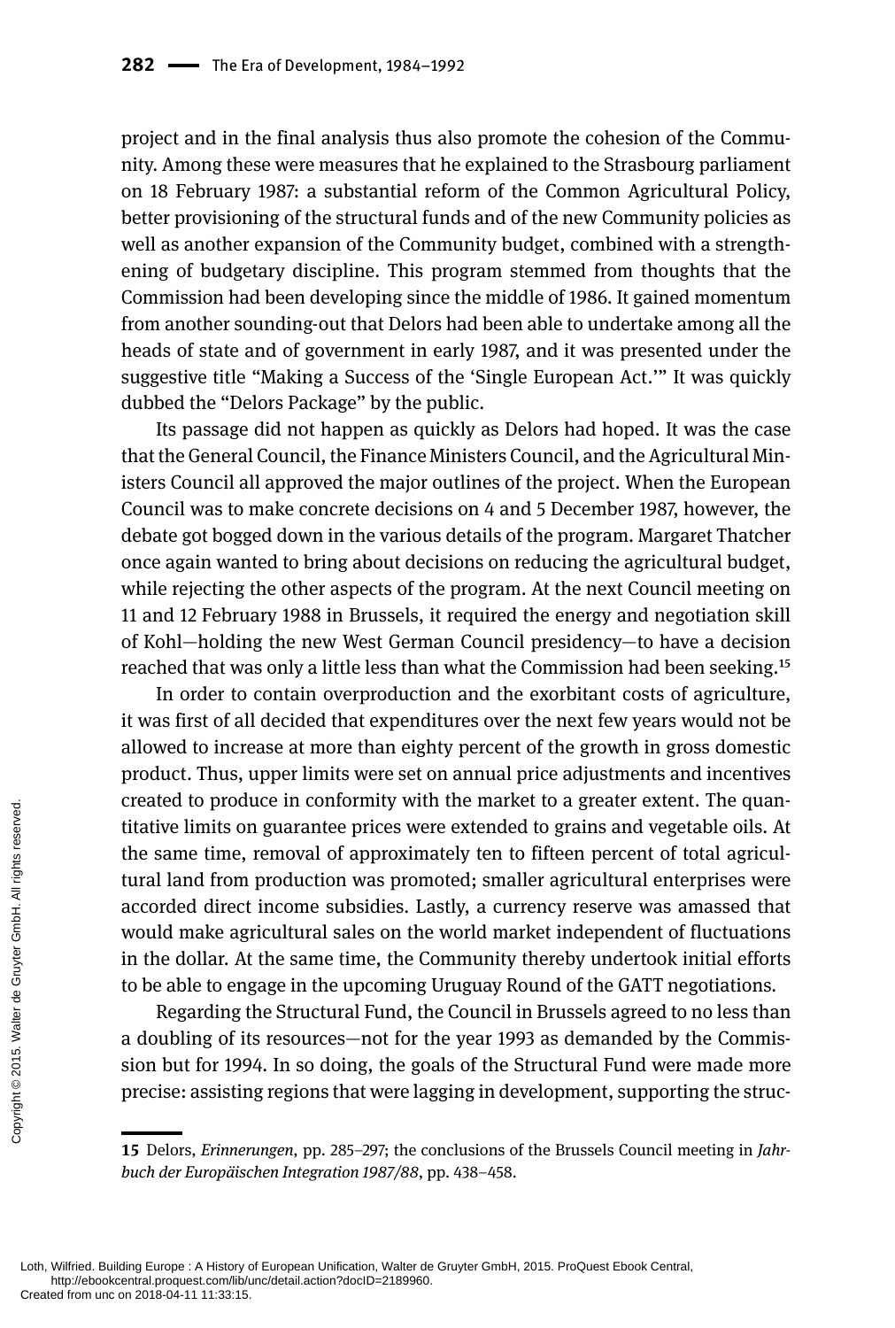project and in the final analysis thus also promote the cohesion of the Community. Among these were measures that he explained to the Strasbourg parliament on 18 February 1987: a substantial reform of the Common Agricultural Policy, better provisioning of the structural funds and of the new Community policies as well as another expansion of the Community budget, combined with a strengthening of budgetary discipline. This program stemmed from thoughts that the Commission had been developing since the middle of 1986. It gained momentum from another sounding-out that Delors had been able to undertake among all the heads of state and of government in early 1987, and it was presented under the suggestive title "Making a Success of the 'Single European Act.'" It was quickly dubbed the "Delors Package" by the public.

Its passage did not happen as quickly as Delors had hoped. It was the case that the General Council, the Finance Ministers Council, and the Agricultural Ministers Council all approved the major outlines of the project. When the European Council was to make concrete decisions on 4 and 5 December 1987, however, the debate got bogged down in the various details of the program. Margaret Thatcher once again wanted to bring about decisions on reducing the agricultural budget, while rejecting the other aspects of the program. At the next Council meeting on 11 and 12 February 1988 in Brussels, it required the energy and negotiation skill of Kohl—holding the new West German Council presidency—to have a decision reached that was only a little less than what the Commission had been seeking.[15]

In order to contain overproduction and the exorbitant costs of agriculture, it was first of all decided that expenditures over the next few years would not be allowed to increase at more than eighty percent of the growth in gross domestic product. Thus, upper limits were set on annual price adjustments and incentives created to produce in conformity with the market to a greater extent. The quantitative limits on guarantee prices were extended to grains and vegetable oils. At the same time, removal of approximately ten to fifteen percent of total agricultural land from production was promoted; smaller agricultural enterprises were accorded direct income subsidies. Lastly, a currency reserve was amassed that would make agricultural sales on the world market independent of fluctuations in the dollar. At the same time, the Community thereby undertook initial efforts to be able to engage in the upcoming Uruguay Round of the GATT negotiations.

Regarding the Structural Fund, the Council in Brussels agreed to no less than a doubling of its resources—not for the year 1993 as demanded by the Commission but for 1994. In so doing, the goals of the Structural Fund were made more precise: assisting regions that were lagging in development, supporting the struc-

---

**15** Delors, *Erinnerungen*, pp. 285–297; the conclusions of the Brussels Council meeting in *Jahrbuch der Europäischen Integration 1987/88*, pp. 438–458.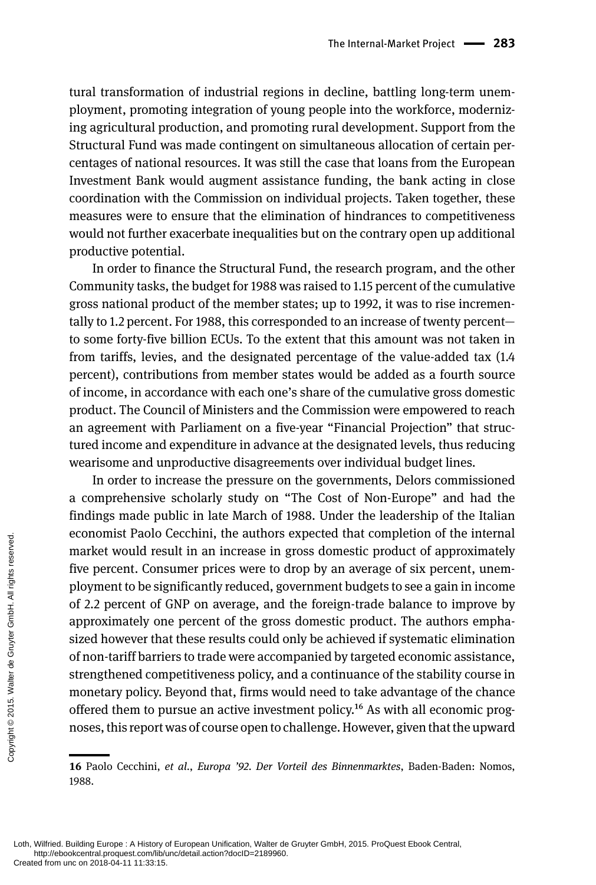tural transformation of industrial regions in decline, battling long-term unemployment, promoting integration of young people into the workforce, modernizing agricultural production, and promoting rural development. Support from the Structural Fund was made contingent on simultaneous allocation of certain percentages of national resources. It was still the case that loans from the European Investment Bank would augment assistance funding, the bank acting in close coordination with the Commission on individual projects. Taken together, these measures were to ensure that the elimination of hindrances to competitiveness would not further exacerbate inequalities but on the contrary open up additional productive potential.

In order to finance the Structural Fund, the research program, and the other Community tasks, the budget for 1988 was raised to 1.15 percent of the cumulative gross national product of the member states; up to 1992, it was to rise incrementally to 1.2 percent. For 1988, this corresponded to an increase of twenty percent—to some forty-five billion ECUs. To the extent that this amount was not taken in from tariffs, levies, and the designated percentage of the value-added tax (1.4 percent), contributions from member states would be added as a fourth source of income, in accordance with each one's share of the cumulative gross domestic product. The Council of Ministers and the Commission were empowered to reach an agreement with Parliament on a five-year "Financial Projection" that structured income and expenditure in advance at the designated levels, thus reducing wearisome and unproductive disagreements over individual budget lines.

In order to increase the pressure on the governments, Delors commissioned a comprehensive scholarly study on "The Cost of Non-Europe" and had the findings made public in late March of 1988. Under the leadership of the Italian economist Paolo Cecchini, the authors expected that completion of the internal market would result in an increase in gross domestic product of approximately five percent. Consumer prices were to drop by an average of six percent, unemployment to be significantly reduced, government budgets to see a gain in income of 2.2 percent of GNP on average, and the foreign-trade balance to improve by approximately one percent of the gross domestic product. The authors emphasized however that these results could only be achieved if systematic elimination of non-tariff barriers to trade were accompanied by targeted economic assistance, strengthened competitiveness policy, and a continuance of the stability course in monetary policy. Beyond that, firms would need to take advantage of the chance offered them to pursue an active investment policy.[16] As with all economic prognoses, this report was of course open to challenge. However, given that the upward

---

16 Paolo Cecchini, *et al.*, *Europa '92. Der Vorteil des Binnenmarktes*, Baden-Baden: Nomos, 1988.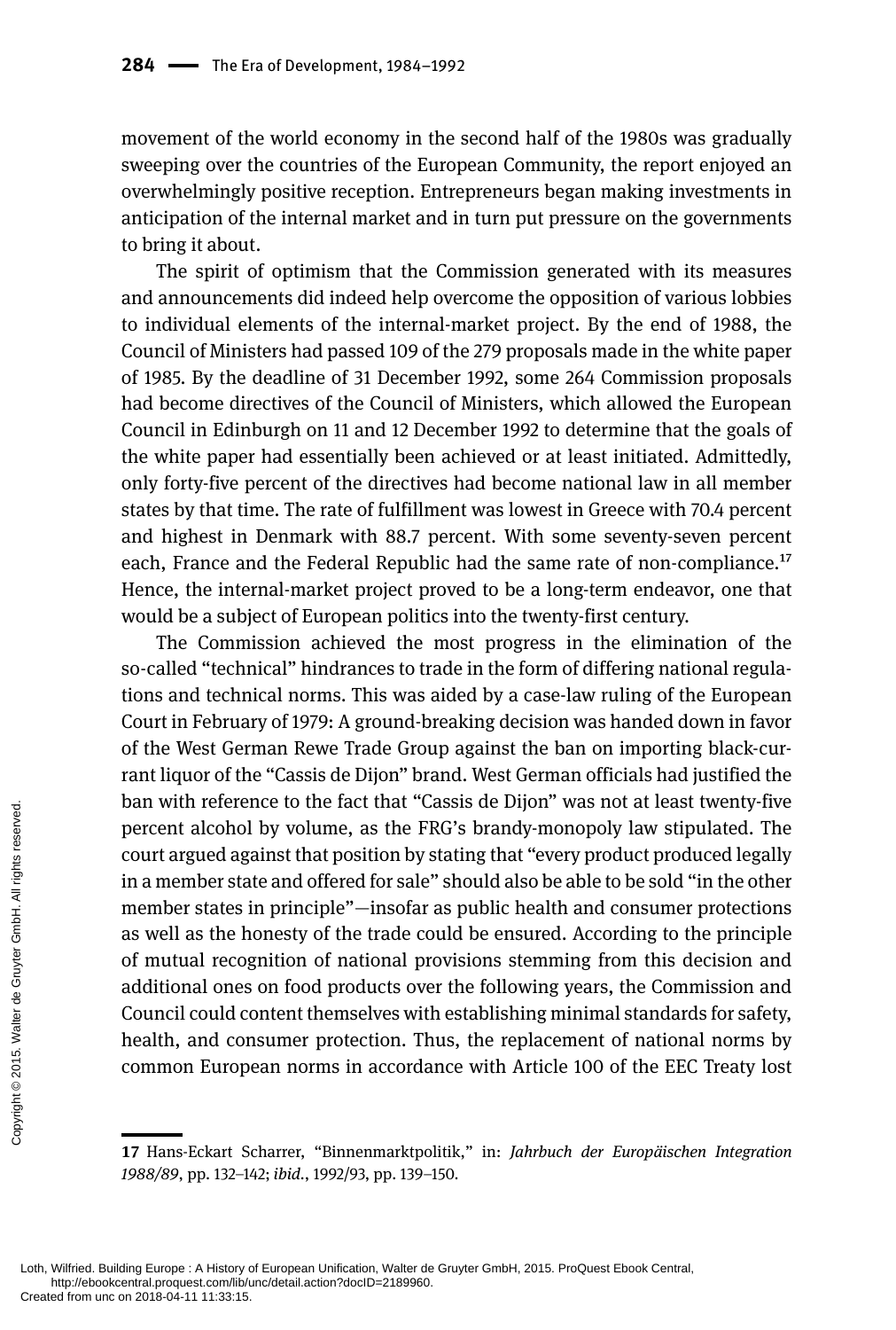movement of the world economy in the second half of the 1980s was gradually sweeping over the countries of the European Community, the report enjoyed an overwhelmingly positive reception. Entrepreneurs began making investments in anticipation of the internal market and in turn put pressure on the governments to bring it about.

The spirit of optimism that the Commission generated with its measures and announcements did indeed help overcome the opposition of various lobbies to individual elements of the internal-market project. By the end of 1988, the Council of Ministers had passed 109 of the 279 proposals made in the white paper of 1985. By the deadline of 31 December 1992, some 264 Commission proposals had become directives of the Council of Ministers, which allowed the European Council in Edinburgh on 11 and 12 December 1992 to determine that the goals of the white paper had essentially been achieved or at least initiated. Admittedly, only forty-five percent of the directives had become national law in all member states by that time. The rate of fulfillment was lowest in Greece with 70.4 percent and highest in Denmark with 88.7 percent. With some seventy-seven percent each, France and the Federal Republic had the same rate of non-compliance.[17] Hence, the internal-market project proved to be a long-term endeavor, one that would be a subject of European politics into the twenty-first century.

The Commission achieved the most progress in the elimination of the so-called "technical" hindrances to trade in the form of differing national regulations and technical norms. This was aided by a case-law ruling of the European Court in February of 1979: A ground-breaking decision was handed down in favor of the West German Rewe Trade Group against the ban on importing black-currant liquor of the "Cassis de Dijon" brand. West German officials had justified the ban with reference to the fact that "Cassis de Dijon" was not at least twenty-five percent alcohol by volume, as the FRG's brandy-monopoly law stipulated. The court argued against that position by stating that "every product produced legally in a member state and offered for sale" should also be able to be sold "in the other member states in principle"—insofar as public health and consumer protections as well as the honesty of the trade could be ensured. According to the principle of mutual recognition of national provisions stemming from this decision and additional ones on food products over the following years, the Commission and Council could content themselves with establishing minimal standards for safety, health, and consumer protection. Thus, the replacement of national norms by common European norms in accordance with Article 100 of the EEC Treaty lost

---

17 Hans-Eckart Scharrer, "Binnenmarktpolitik," in: *Jahrbuch der Europäischen Integration 1988/89*, pp. 132–142; *ibid.*, 1992/93, pp. 139–150.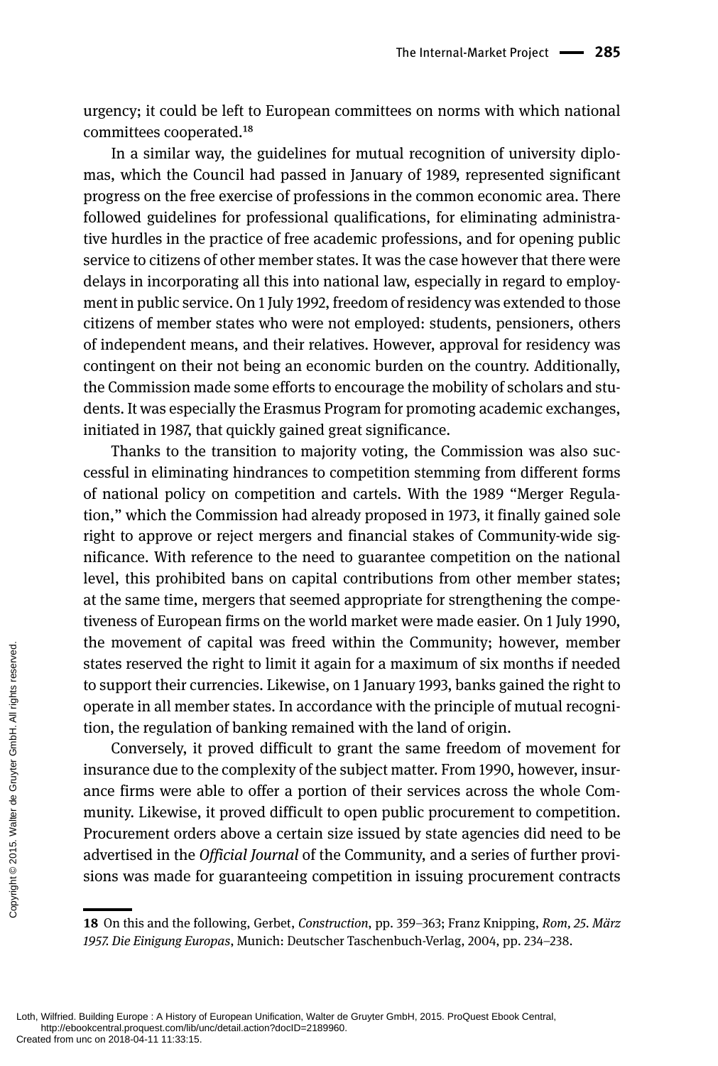urgency; it could be left to European committees on norms with which national committees cooperated.[18]

In a similar way, the guidelines for mutual recognition of university diplomas, which the Council had passed in January of 1989, represented significant progress on the free exercise of professions in the common economic area. There followed guidelines for professional qualifications, for eliminating administrative hurdles in the practice of free academic professions, and for opening public service to citizens of other member states. It was the case however that there were delays in incorporating all this into national law, especially in regard to employment in public service. On 1 July 1992, freedom of residency was extended to those citizens of member states who were not employed: students, pensioners, others of independent means, and their relatives. However, approval for residency was contingent on their not being an economic burden on the country. Additionally, the Commission made some efforts to encourage the mobility of scholars and students. It was especially the Erasmus Program for promoting academic exchanges, initiated in 1987, that quickly gained great significance.

Thanks to the transition to majority voting, the Commission was also successful in eliminating hindrances to competition stemming from different forms of national policy on competition and cartels. With the 1989 "Merger Regulation," which the Commission had already proposed in 1973, it finally gained sole right to approve or reject mergers and financial stakes of Community-wide significance. With reference to the need to guarantee competition on the national level, this prohibited bans on capital contributions from other member states; at the same time, mergers that seemed appropriate for strengthening the competiveness of European firms on the world market were made easier. On 1 July 1990, the movement of capital was freed within the Community; however, member states reserved the right to limit it again for a maximum of six months if needed to support their currencies. Likewise, on 1 January 1993, banks gained the right to operate in all member states. In accordance with the principle of mutual recognition, the regulation of banking remained with the land of origin.

Conversely, it proved difficult to grant the same freedom of movement for insurance due to the complexity of the subject matter. From 1990, however, insurance firms were able to offer a portion of their services across the whole Community. Likewise, it proved difficult to open public procurement to competition. Procurement orders above a certain size issued by state agencies did need to be advertised in the *Official Journal* of the Community, and a series of further provisions was made for guaranteeing competition in issuing procurement contracts

---

18 On this and the following, Gerbet, *Construction*, pp. 359–363; Franz Knipping, *Rom, 25. März 1957. Die Einigung Europas*, Munich: Deutscher Taschenbuch-Verlag, 2004, pp. 234–238.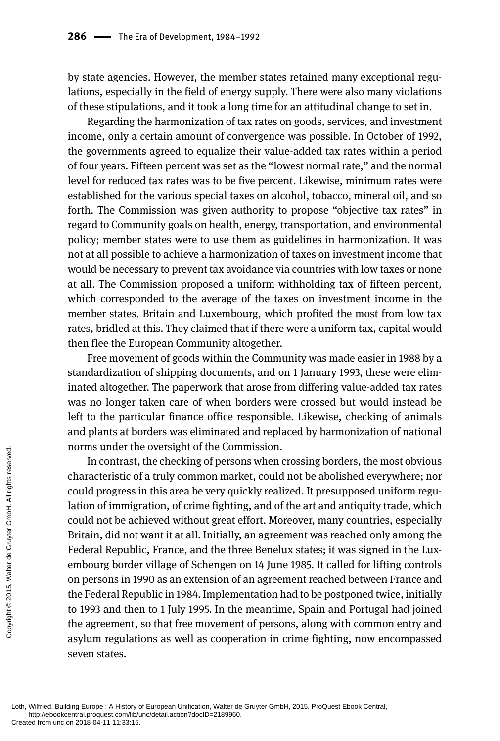by state agencies. However, the member states retained many exceptional regulations, especially in the field of energy supply. There were also many violations of these stipulations, and it took a long time for an attitudinal change to set in.

Regarding the harmonization of tax rates on goods, services, and investment income, only a certain amount of convergence was possible. In October of 1992, the governments agreed to equalize their value-added tax rates within a period of four years. Fifteen percent was set as the "lowest normal rate," and the normal level for reduced tax rates was to be five percent. Likewise, minimum rates were established for the various special taxes on alcohol, tobacco, mineral oil, and so forth. The Commission was given authority to propose "objective tax rates" in regard to Community goals on health, energy, transportation, and environmental policy; member states were to use them as guidelines in harmonization. It was not at all possible to achieve a harmonization of taxes on investment income that would be necessary to prevent tax avoidance via countries with low taxes or none at all. The Commission proposed a uniform withholding tax of fifteen percent, which corresponded to the average of the taxes on investment income in the member states. Britain and Luxembourg, which profited the most from low tax rates, bridled at this. They claimed that if there were a uniform tax, capital would then flee the European Community altogether.

Free movement of goods within the Community was made easier in 1988 by a standardization of shipping documents, and on 1 January 1993, these were eliminated altogether. The paperwork that arose from differing value-added tax rates was no longer taken care of when borders were crossed but would instead be left to the particular finance office responsible. Likewise, checking of animals and plants at borders was eliminated and replaced by harmonization of national norms under the oversight of the Commission.

In contrast, the checking of persons when crossing borders, the most obvious characteristic of a truly common market, could not be abolished everywhere; nor could progress in this area be very quickly realized. It presupposed uniform regulation of immigration, of crime fighting, and of the art and antiquity trade, which could not be achieved without great effort. Moreover, many countries, especially Britain, did not want it at all. Initially, an agreement was reached only among the Federal Republic, France, and the three Benelux states; it was signed in the Luxembourg border village of Schengen on 14 June 1985. It called for lifting controls on persons in 1990 as an extension of an agreement reached between France and the Federal Republic in 1984. Implementation had to be postponed twice, initially to 1993 and then to 1 July 1995. In the meantime, Spain and Portugal had joined the agreement, so that free movement of persons, along with common entry and asylum regulations as well as cooperation in crime fighting, now encompassed seven states.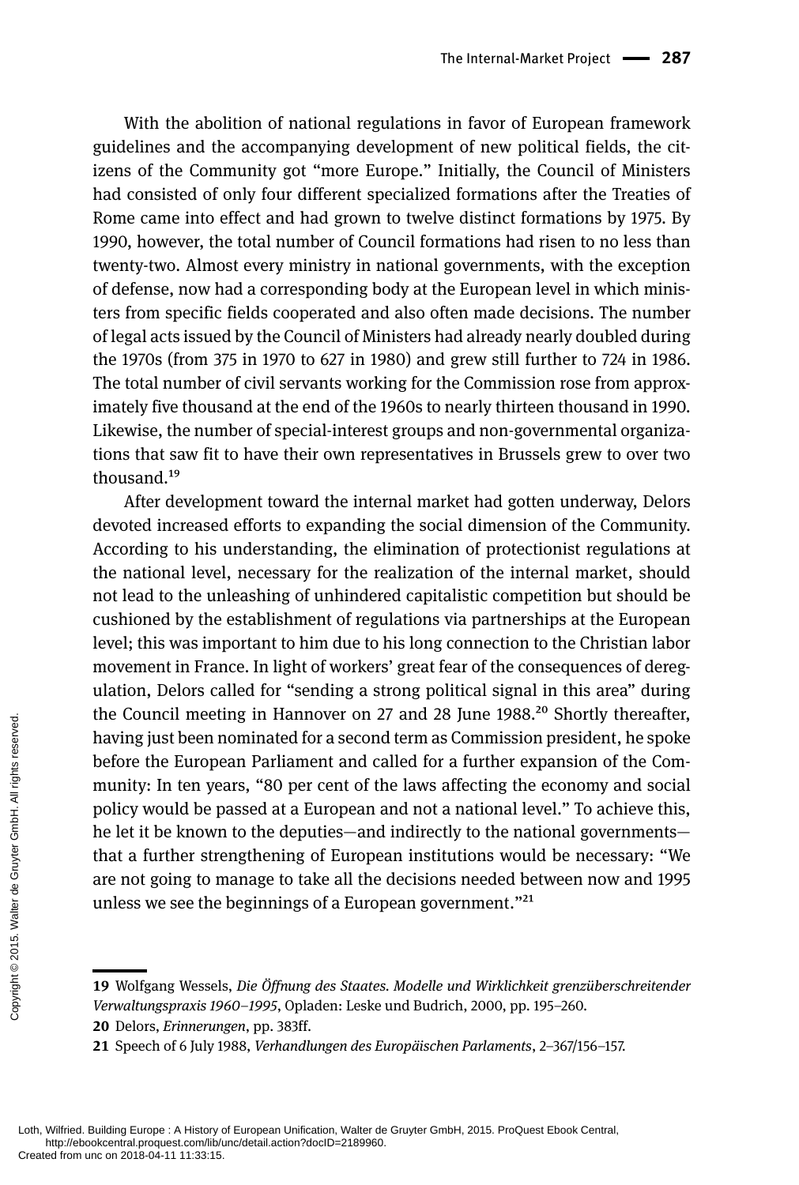With the abolition of national regulations in favor of European framework guidelines and the accompanying development of new political fields, the citizens of the Community got "more Europe." Initially, the Council of Ministers had consisted of only four different specialized formations after the Treaties of Rome came into effect and had grown to twelve distinct formations by 1975. By 1990, however, the total number of Council formations had risen to no less than twenty-two. Almost every ministry in national governments, with the exception of defense, now had a corresponding body at the European level in which ministers from specific fields cooperated and also often made decisions. The number of legal acts issued by the Council of Ministers had already nearly doubled during the 1970s (from 375 in 1970 to 627 in 1980) and grew still further to 724 in 1986. The total number of civil servants working for the Commission rose from approximately five thousand at the end of the 1960s to nearly thirteen thousand in 1990. Likewise, the number of special-interest groups and non-governmental organizations that saw fit to have their own representatives in Brussels grew to over two thousand.[19]

After development toward the internal market had gotten underway, Delors devoted increased efforts to expanding the social dimension of the Community. According to his understanding, the elimination of protectionist regulations at the national level, necessary for the realization of the internal market, should not lead to the unleashing of unhindered capitalistic competition but should be cushioned by the establishment of regulations via partnerships at the European level; this was important to him due to his long connection to the Christian labor movement in France. In light of workers' great fear of the consequences of deregulation, Delors called for "sending a strong political signal in this area" during the Council meeting in Hannover on 27 and 28 June 1988.[20] Shortly thereafter, having just been nominated for a second term as Commission president, he spoke before the European Parliament and called for a further expansion of the Community: In ten years, "80 per cent of the laws affecting the economy and social policy would be passed at a European and not a national level." To achieve this, he let it be known to the deputies—and indirectly to the national governments—that a further strengthening of European institutions would be necessary: "We are not going to manage to take all the decisions needed between now and 1995 unless we see the beginnings of a European government."[21]

---

**19** Wolfgang Wessels, *Die Öffnung des Staates. Modelle und Wirklichkeit grenzüberschreitender Verwaltungspraxis 1960–1995*, Opladen: Leske und Budrich, 2000, pp. 195–260.

**20** Delors, *Erinnerungen*, pp. 383ff.

**21** Speech of 6 July 1988, *Verhandlungen des Europäischen Parlaments*, 2–367/156–157.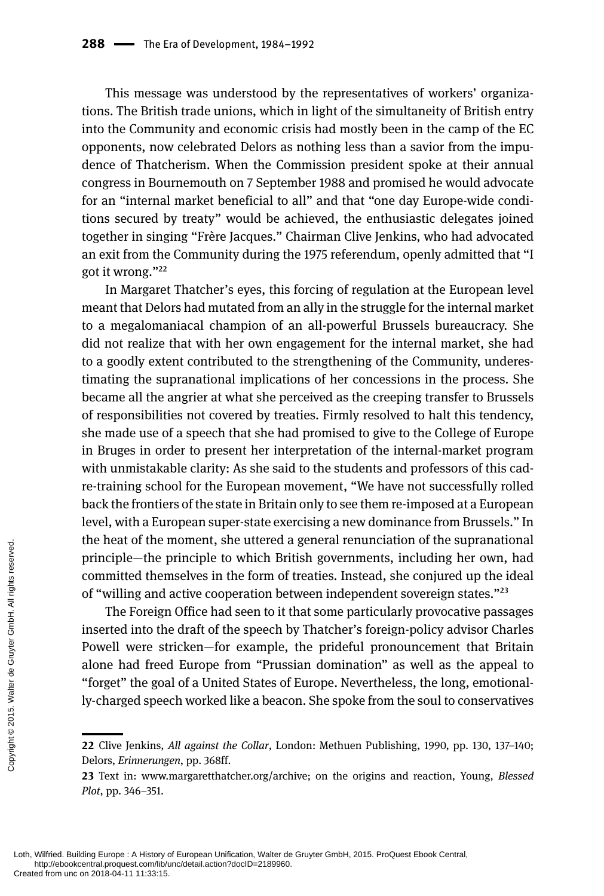This message was understood by the representatives of workers' organizations. The British trade unions, which in light of the simultaneity of British entry into the Community and economic crisis had mostly been in the camp of the EC opponents, now celebrated Delors as nothing less than a savior from the impudence of Thatcherism. When the Commission president spoke at their annual congress in Bournemouth on 7 September 1988 and promised he would advocate for an "internal market beneficial to all" and that "one day Europe-wide conditions secured by treaty" would be achieved, the enthusiastic delegates joined together in singing "Frère Jacques." Chairman Clive Jenkins, who had advocated an exit from the Community during the 1975 referendum, openly admitted that "I got it wrong."[22]

In Margaret Thatcher's eyes, this forcing of regulation at the European level meant that Delors had mutated from an ally in the struggle for the internal market to a megalomaniacal champion of an all-powerful Brussels bureaucracy. She did not realize that with her own engagement for the internal market, she had to a goodly extent contributed to the strengthening of the Community, underestimating the supranational implications of her concessions in the process. She became all the angrier at what she perceived as the creeping transfer to Brussels of responsibilities not covered by treaties. Firmly resolved to halt this tendency, she made use of a speech that she had promised to give to the College of Europe in Bruges in order to present her interpretation of the internal-market program with unmistakable clarity: As she said to the students and professors of this cadre-training school for the European movement, "We have not successfully rolled back the frontiers of the state in Britain only to see them re-imposed at a European level, with a European super-state exercising a new dominance from Brussels." In the heat of the moment, she uttered a general renunciation of the supranational principle—the principle to which British governments, including her own, had committed themselves in the form of treaties. Instead, she conjured up the ideal of "willing and active cooperation between independent sovereign states."[23]

The Foreign Office had seen to it that some particularly provocative passages inserted into the draft of the speech by Thatcher's foreign-policy advisor Charles Powell were stricken—for example, the prideful pronouncement that Britain alone had freed Europe from "Prussian domination" as well as the appeal to "forget" the goal of a United States of Europe. Nevertheless, the long, emotionally-charged speech worked like a beacon. She spoke from the soul to conservatives

---

**22** Clive Jenkins, *All against the Collar*, London: Methuen Publishing, 1990, pp. 130, 137–140; Delors, *Erinnerungen*, pp. 368ff.

**23** Text in: www.margaretthatcher.org/archive; on the origins and reaction, Young, *Blessed Plot*, pp. 346–351.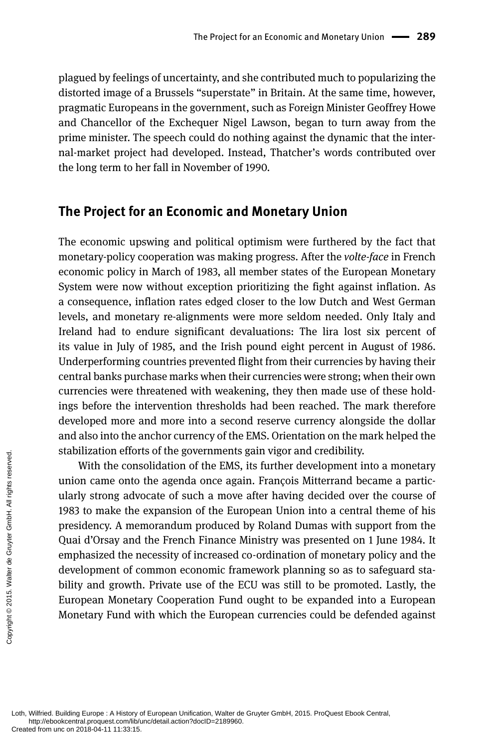plagued by feelings of uncertainty, and she contributed much to popularizing the distorted image of a Brussels "superstate" in Britain. At the same time, however, pragmatic Europeans in the government, such as Foreign Minister Geoffrey Howe and Chancellor of the Exchequer Nigel Lawson, began to turn away from the prime minister. The speech could do nothing against the dynamic that the internal-market project had developed. Instead, Thatcher's words contributed over the long term to her fall in November of 1990.

## The Project for an Economic and Monetary Union

The economic upswing and political optimism were furthered by the fact that monetary-policy cooperation was making progress. After the *volte-face* in French economic policy in March of 1983, all member states of the European Monetary System were now without exception prioritizing the fight against inflation. As a consequence, inflation rates edged closer to the low Dutch and West German levels, and monetary re-alignments were more seldom needed. Only Italy and Ireland had to endure significant devaluations: The lira lost six percent of its value in July of 1985, and the Irish pound eight percent in August of 1986. Underperforming countries prevented flight from their currencies by having their central banks purchase marks when their currencies were strong; when their own currencies were threatened with weakening, they then made use of these holdings before the intervention thresholds had been reached. The mark therefore developed more and more into a second reserve currency alongside the dollar and also into the anchor currency of the EMS. Orientation on the mark helped the stabilization efforts of the governments gain vigor and credibility.

With the consolidation of the EMS, its further development into a monetary union came onto the agenda once again. François Mitterrand became a particularly strong advocate of such a move after having decided over the course of 1983 to make the expansion of the European Union into a central theme of his presidency. A memorandum produced by Roland Dumas with support from the Quai d'Orsay and the French Finance Ministry was presented on 1 June 1984. It emphasized the necessity of increased co-ordination of monetary policy and the development of common economic framework planning so as to safeguard stability and growth. Private use of the ECU was still to be promoted. Lastly, the European Monetary Cooperation Fund ought to be expanded into a European Monetary Fund with which the European currencies could be defended against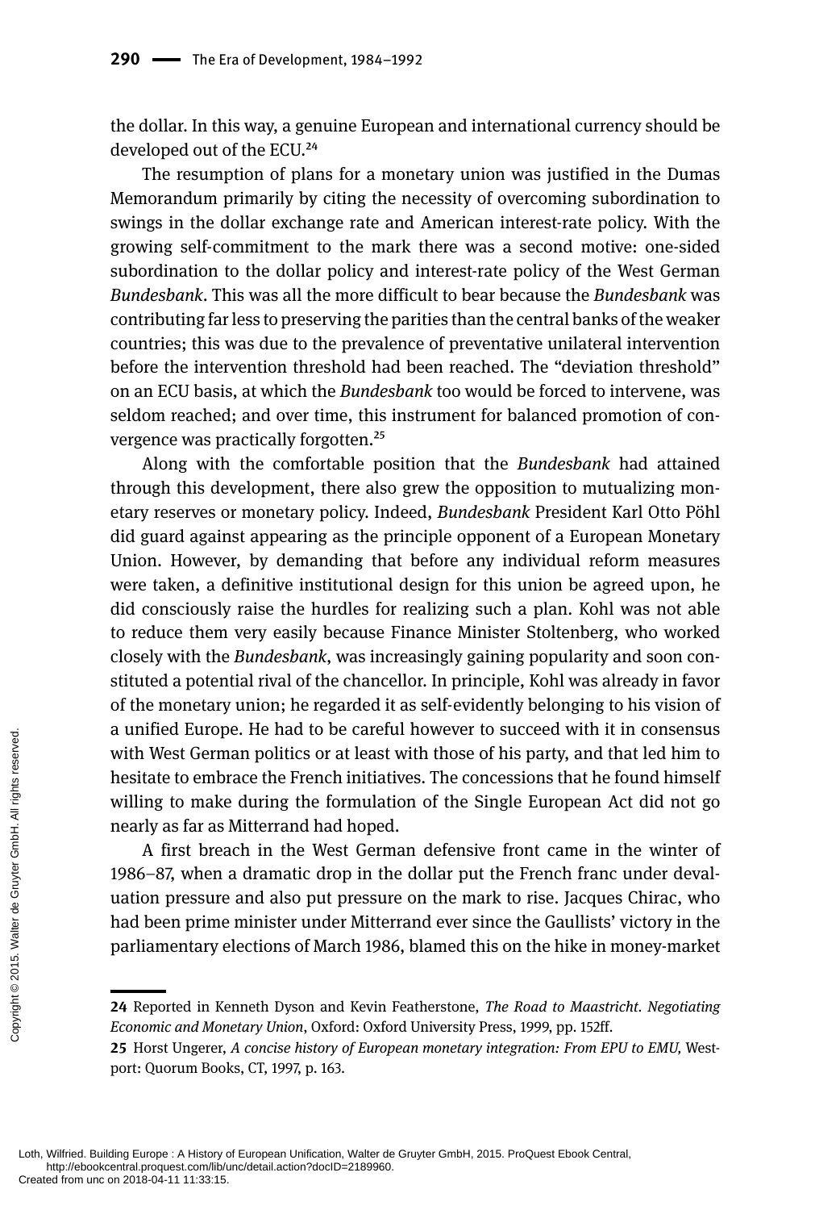the dollar. In this way, a genuine European and international currency should be developed out of the ECU.[24]

The resumption of plans for a monetary union was justified in the Dumas Memorandum primarily by citing the necessity of overcoming subordination to swings in the dollar exchange rate and American interest-rate policy. With the growing self-commitment to the mark there was a second motive: one-sided subordination to the dollar policy and interest-rate policy of the West German *Bundesbank*. This was all the more difficult to bear because the *Bundesbank* was contributing far less to preserving the parities than the central banks of the weaker countries; this was due to the prevalence of preventative unilateral intervention before the intervention threshold had been reached. The "deviation threshold" on an ECU basis, at which the *Bundesbank* too would be forced to intervene, was seldom reached; and over time, this instrument for balanced promotion of convergence was practically forgotten.[25]

Along with the comfortable position that the *Bundesbank* had attained through this development, there also grew the opposition to mutualizing monetary reserves or monetary policy. Indeed, *Bundesbank* President Karl Otto Pöhl did guard against appearing as the principle opponent of a European Monetary Union. However, by demanding that before any individual reform measures were taken, a definitive institutional design for this union be agreed upon, he did consciously raise the hurdles for realizing such a plan. Kohl was not able to reduce them very easily because Finance Minister Stoltenberg, who worked closely with the *Bundesbank*, was increasingly gaining popularity and soon constituted a potential rival of the chancellor. In principle, Kohl was already in favor of the monetary union; he regarded it as self-evidently belonging to his vision of a unified Europe. He had to be careful however to succeed with it in consensus with West German politics or at least with those of his party, and that led him to hesitate to embrace the French initiatives. The concessions that he found himself willing to make during the formulation of the Single European Act did not go nearly as far as Mitterrand had hoped.

A first breach in the West German defensive front came in the winter of 1986–87, when a dramatic drop in the dollar put the French franc under devaluation pressure and also put pressure on the mark to rise. Jacques Chirac, who had been prime minister under Mitterrand ever since the Gaullists' victory in the parliamentary elections of March 1986, blamed this on the hike in money-market

---

**24** Reported in Kenneth Dyson and Kevin Featherstone, *The Road to Maastricht. Negotiating Economic and Monetary Union*, Oxford: Oxford University Press, 1999, pp. 152ff.

**25** Horst Ungerer, *A concise history of European monetary integration: From EPU to EMU,* Westport: Quorum Books, CT, 1997, p. 163.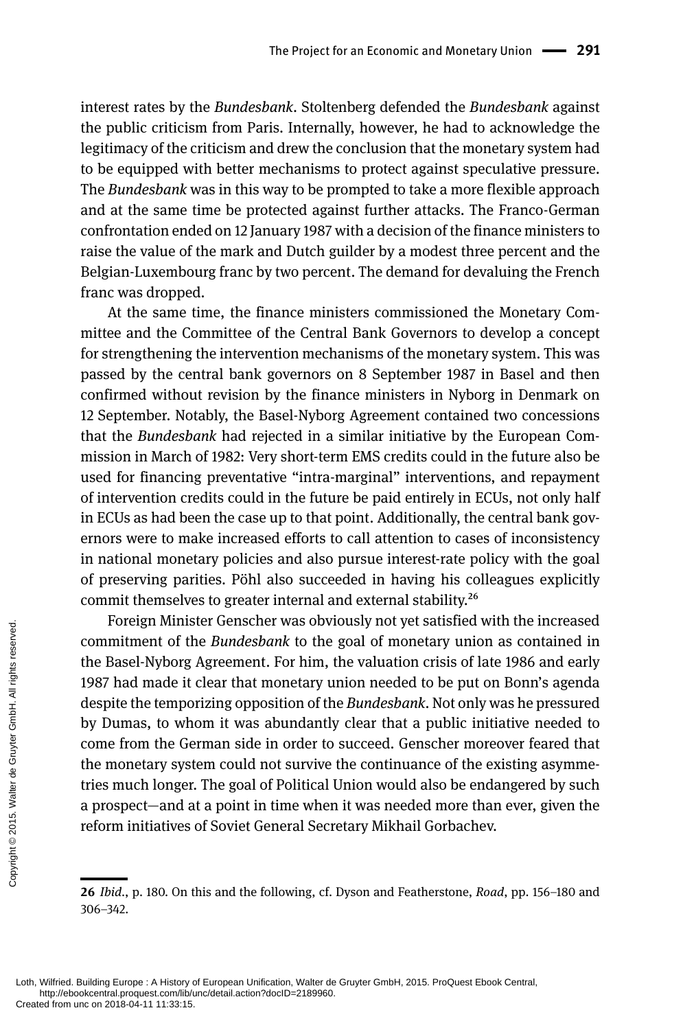interest rates by the *Bundesbank*. Stoltenberg defended the *Bundesbank* against the public criticism from Paris. Internally, however, he had to acknowledge the legitimacy of the criticism and drew the conclusion that the monetary system had to be equipped with better mechanisms to protect against speculative pressure. The *Bundesbank* was in this way to be prompted to take a more flexible approach and at the same time be protected against further attacks. The Franco-German confrontation ended on 12 January 1987 with a decision of the finance ministers to raise the value of the mark and Dutch guilder by a modest three percent and the Belgian-Luxembourg franc by two percent. The demand for devaluing the French franc was dropped.

At the same time, the finance ministers commissioned the Monetary Committee and the Committee of the Central Bank Governors to develop a concept for strengthening the intervention mechanisms of the monetary system. This was passed by the central bank governors on 8 September 1987 in Basel and then confirmed without revision by the finance ministers in Nyborg in Denmark on 12 September. Notably, the Basel-Nyborg Agreement contained two concessions that the *Bundesbank* had rejected in a similar initiative by the European Commission in March of 1982: Very short-term EMS credits could in the future also be used for financing preventative "intra-marginal" interventions, and repayment of intervention credits could in the future be paid entirely in ECUs, not only half in ECUs as had been the case up to that point. Additionally, the central bank governors were to make increased efforts to call attention to cases of inconsistency in national monetary policies and also pursue interest-rate policy with the goal of preserving parities. Pöhl also succeeded in having his colleagues explicitly commit themselves to greater internal and external stability.[26]

Foreign Minister Genscher was obviously not yet satisfied with the increased commitment of the *Bundesbank* to the goal of monetary union as contained in the Basel-Nyborg Agreement. For him, the valuation crisis of late 1986 and early 1987 had made it clear that monetary union needed to be put on Bonn's agenda despite the temporizing opposition of the *Bundesbank*. Not only was he pressured by Dumas, to whom it was abundantly clear that a public initiative needed to come from the German side in order to succeed. Genscher moreover feared that the monetary system could not survive the continuance of the existing asymmetries much longer. The goal of Political Union would also be endangered by such a prospect—and at a point in time when it was needed more than ever, given the reform initiatives of Soviet General Secretary Mikhail Gorbachev.

**26** *Ibid*., p. 180. On this and the following, cf. Dyson and Featherstone, *Road*, pp. 156–180 and 306–342.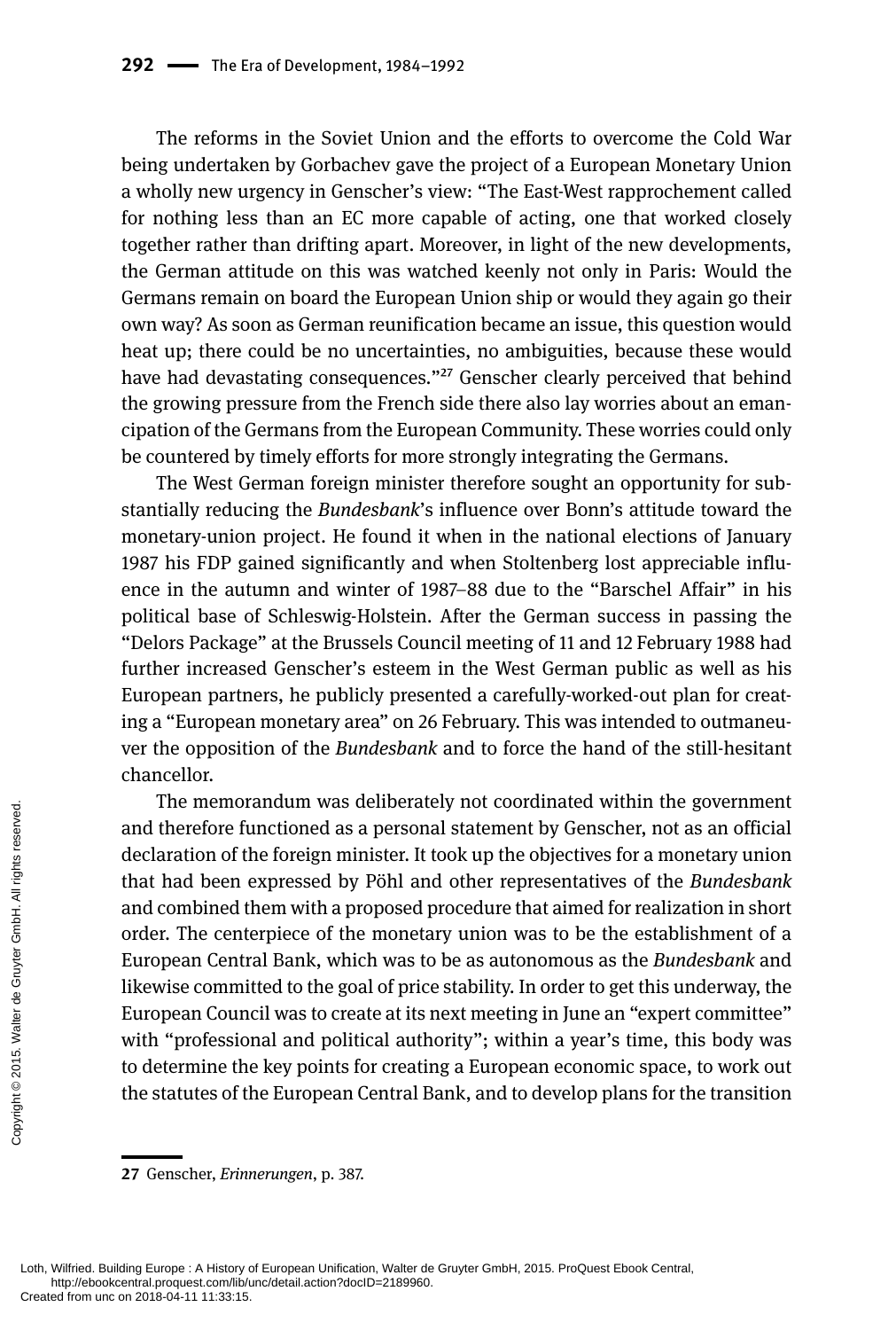The reforms in the Soviet Union and the efforts to overcome the Cold War being undertaken by Gorbachev gave the project of a European Monetary Union a wholly new urgency in Genscher's view: "The East-West rapprochement called for nothing less than an EC more capable of acting, one that worked closely together rather than drifting apart. Moreover, in light of the new developments, the German attitude on this was watched keenly not only in Paris: Would the Germans remain on board the European Union ship or would they again go their own way? As soon as German reunification became an issue, this question would heat up; there could be no uncertainties, no ambiguities, because these would have had devastating consequences."[27] Genscher clearly perceived that behind the growing pressure from the French side there also lay worries about an emancipation of the Germans from the European Community. These worries could only be countered by timely efforts for more strongly integrating the Germans.

The West German foreign minister therefore sought an opportunity for substantially reducing the *Bundesbank*'s influence over Bonn's attitude toward the monetary-union project. He found it when in the national elections of January 1987 his FDP gained significantly and when Stoltenberg lost appreciable influence in the autumn and winter of 1987–88 due to the "Barschel Affair" in his political base of Schleswig-Holstein. After the German success in passing the "Delors Package" at the Brussels Council meeting of 11 and 12 February 1988 had further increased Genscher's esteem in the West German public as well as his European partners, he publicly presented a carefully-worked-out plan for creating a "European monetary area" on 26 February. This was intended to outmaneuver the opposition of the *Bundesbank* and to force the hand of the still-hesitant chancellor.

The memorandum was deliberately not coordinated within the government and therefore functioned as a personal statement by Genscher, not as an official declaration of the foreign minister. It took up the objectives for a monetary union that had been expressed by Pöhl and other representatives of the *Bundesbank* and combined them with a proposed procedure that aimed for realization in short order. The centerpiece of the monetary union was to be the establishment of a European Central Bank, which was to be as autonomous as the *Bundesbank* and likewise committed to the goal of price stability. In order to get this underway, the European Council was to create at its next meeting in June an "expert committee" with "professional and political authority"; within a year's time, this body was to determine the key points for creating a European economic space, to work out the statutes of the European Central Bank, and to develop plans for the transition

---

27 Genscher, *Erinnerungen*, p. 387.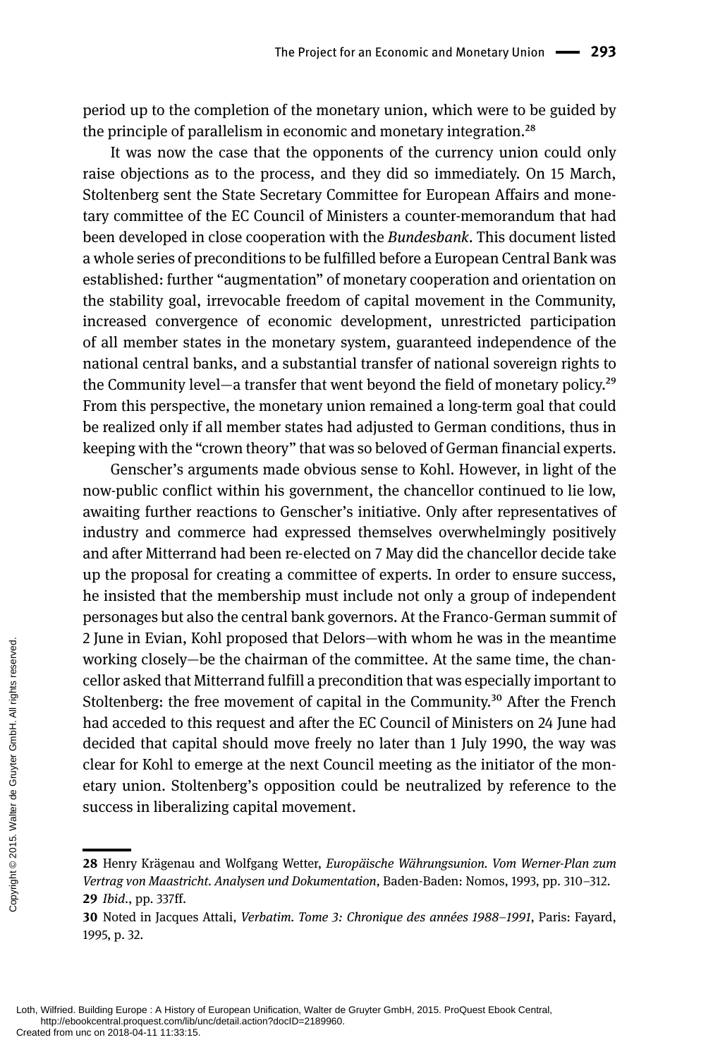period up to the completion of the monetary union, which were to be guided by the principle of parallelism in economic and monetary integration.[28]

It was now the case that the opponents of the currency union could only raise objections as to the process, and they did so immediately. On 15 March, Stoltenberg sent the State Secretary Committee for European Affairs and monetary committee of the EC Council of Ministers a counter-memorandum that had been developed in close cooperation with the *Bundesbank*. This document listed a whole series of preconditions to be fulfilled before a European Central Bank was established: further "augmentation" of monetary cooperation and orientation on the stability goal, irrevocable freedom of capital movement in the Community, increased convergence of economic development, unrestricted participation of all member states in the monetary system, guaranteed independence of the national central banks, and a substantial transfer of national sovereign rights to the Community level—a transfer that went beyond the field of monetary policy.[29] From this perspective, the monetary union remained a long-term goal that could be realized only if all member states had adjusted to German conditions, thus in keeping with the "crown theory" that was so beloved of German financial experts.

Genscher's arguments made obvious sense to Kohl. However, in light of the now-public conflict within his government, the chancellor continued to lie low, awaiting further reactions to Genscher's initiative. Only after representatives of industry and commerce had expressed themselves overwhelmingly positively and after Mitterrand had been re-elected on 7 May did the chancellor decide take up the proposal for creating a committee of experts. In order to ensure success, he insisted that the membership must include not only a group of independent personages but also the central bank governors. At the Franco-German summit of 2 June in Evian, Kohl proposed that Delors—with whom he was in the meantime working closely—be the chairman of the committee. At the same time, the chancellor asked that Mitterrand fulfill a precondition that was especially important to Stoltenberg: the free movement of capital in the Community.[30] After the French had acceded to this request and after the EC Council of Ministers on 24 June had decided that capital should move freely no later than 1 July 1990, the way was clear for Kohl to emerge at the next Council meeting as the initiator of the monetary union. Stoltenberg's opposition could be neutralized by reference to the success in liberalizing capital movement.

---

**28** Henry Krägenau and Wolfgang Wetter, *Europäische Währungsunion. Vom Werner-Plan zum Vertrag von Maastricht. Analysen und Dokumentation*, Baden-Baden: Nomos, 1993, pp. 310–312.

**29** *Ibid*., pp. 337ff.

**30** Noted in Jacques Attali, *Verbatim. Tome 3: Chronique des années 1988–1991*, Paris: Fayard, 1995, p. 32.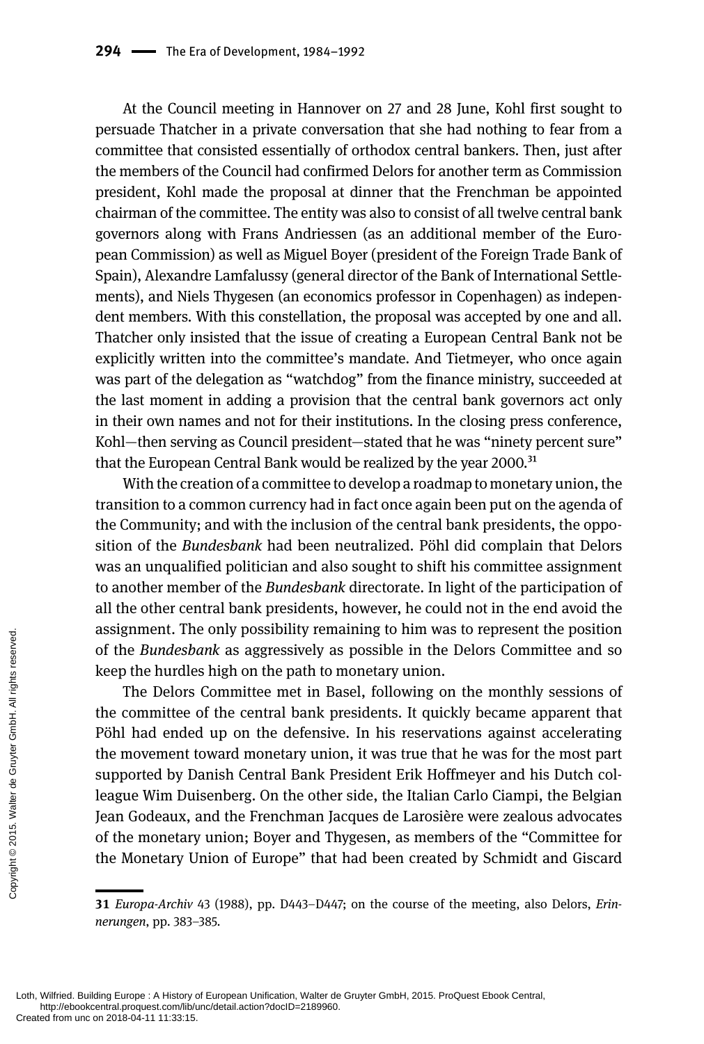At the Council meeting in Hannover on 27 and 28 June, Kohl first sought to persuade Thatcher in a private conversation that she had nothing to fear from a committee that consisted essentially of orthodox central bankers. Then, just after the members of the Council had confirmed Delors for another term as Commission president, Kohl made the proposal at dinner that the Frenchman be appointed chairman of the committee. The entity was also to consist of all twelve central bank governors along with Frans Andriessen (as an additional member of the European Commission) as well as Miguel Boyer (president of the Foreign Trade Bank of Spain), Alexandre Lamfalussy (general director of the Bank of International Settlements), and Niels Thygesen (an economics professor in Copenhagen) as independent members. With this constellation, the proposal was accepted by one and all. Thatcher only insisted that the issue of creating a European Central Bank not be explicitly written into the committee's mandate. And Tietmeyer, who once again was part of the delegation as "watchdog" from the finance ministry, succeeded at the last moment in adding a provision that the central bank governors act only in their own names and not for their institutions. In the closing press conference, Kohl—then serving as Council president—stated that he was "ninety percent sure" that the European Central Bank would be realized by the year 2000.[31]

With the creation of a committee to develop a roadmap to monetary union, the transition to a common currency had in fact once again been put on the agenda of the Community; and with the inclusion of the central bank presidents, the opposition of the *Bundesbank* had been neutralized. Pöhl did complain that Delors was an unqualified politician and also sought to shift his committee assignment to another member of the *Bundesbank* directorate. In light of the participation of all the other central bank presidents, however, he could not in the end avoid the assignment. The only possibility remaining to him was to represent the position of the *Bundesbank* as aggressively as possible in the Delors Committee and so keep the hurdles high on the path to monetary union.

The Delors Committee met in Basel, following on the monthly sessions of the committee of the central bank presidents. It quickly became apparent that Pöhl had ended up on the defensive. In his reservations against accelerating the movement toward monetary union, it was true that he was for the most part supported by Danish Central Bank President Erik Hoffmeyer and his Dutch colleague Wim Duisenberg. On the other side, the Italian Carlo Ciampi, the Belgian Jean Godeaux, and the Frenchman Jacques de Larosière were zealous advocates of the monetary union; Boyer and Thygesen, as members of the "Committee for the Monetary Union of Europe" that had been created by Schmidt and Giscard

---

31 *Europa-Archiv* 43 (1988), pp. D443–D447; on the course of the meeting, also Delors, *Erinnerungen*, pp. 383–385.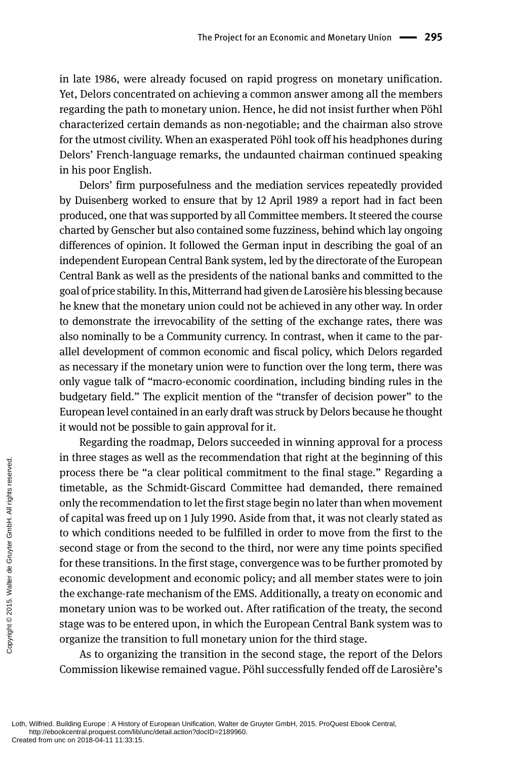in late 1986, were already focused on rapid progress on monetary unification. Yet, Delors concentrated on achieving a common answer among all the members regarding the path to monetary union. Hence, he did not insist further when Pöhl characterized certain demands as non-negotiable; and the chairman also strove for the utmost civility. When an exasperated Pöhl took off his headphones during Delors' French-language remarks, the undaunted chairman continued speaking in his poor English.

Delors' firm purposefulness and the mediation services repeatedly provided by Duisenberg worked to ensure that by 12 April 1989 a report had in fact been produced, one that was supported by all Committee members. It steered the course charted by Genscher but also contained some fuzziness, behind which lay ongoing differences of opinion. It followed the German input in describing the goal of an independent European Central Bank system, led by the directorate of the European Central Bank as well as the presidents of the national banks and committed to the goal of price stability. In this, Mitterrand had given de Larosière his blessing because he knew that the monetary union could not be achieved in any other way. In order to demonstrate the irrevocability of the setting of the exchange rates, there was also nominally to be a Community currency. In contrast, when it came to the parallel development of common economic and fiscal policy, which Delors regarded as necessary if the monetary union were to function over the long term, there was only vague talk of "macro-economic coordination, including binding rules in the budgetary field." The explicit mention of the "transfer of decision power" to the European level contained in an early draft was struck by Delors because he thought it would not be possible to gain approval for it.

Regarding the roadmap, Delors succeeded in winning approval for a process in three stages as well as the recommendation that right at the beginning of this process there be "a clear political commitment to the final stage." Regarding a timetable, as the Schmidt-Giscard Committee had demanded, there remained only the recommendation to let the first stage begin no later than when movement of capital was freed up on 1 July 1990. Aside from that, it was not clearly stated as to which conditions needed to be fulfilled in order to move from the first to the second stage or from the second to the third, nor were any time points specified for these transitions. In the first stage, convergence was to be further promoted by economic development and economic policy; and all member states were to join the exchange-rate mechanism of the EMS. Additionally, a treaty on economic and monetary union was to be worked out. After ratification of the treaty, the second stage was to be entered upon, in which the European Central Bank system was to organize the transition to full monetary union for the third stage.

As to organizing the transition in the second stage, the report of the Delors Commission likewise remained vague. Pöhl successfully fended off de Larosière's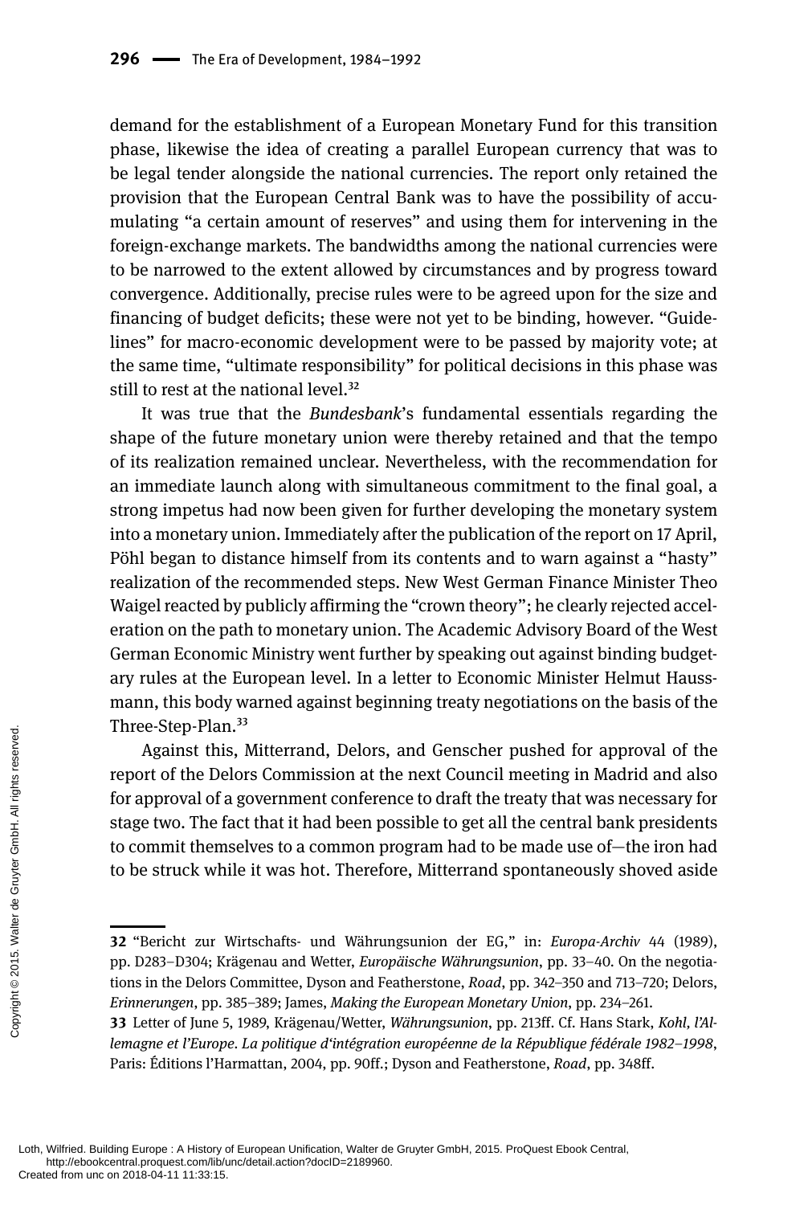demand for the establishment of a European Monetary Fund for this transition phase, likewise the idea of creating a parallel European currency that was to be legal tender alongside the national currencies. The report only retained the provision that the European Central Bank was to have the possibility of accumulating "a certain amount of reserves" and using them for intervening in the foreign-exchange markets. The bandwidths among the national currencies were to be narrowed to the extent allowed by circumstances and by progress toward convergence. Additionally, precise rules were to be agreed upon for the size and financing of budget deficits; these were not yet to be binding, however. "Guidelines" for macro-economic development were to be passed by majority vote; at the same time, "ultimate responsibility" for political decisions in this phase was still to rest at the national level.[32]

It was true that the *Bundesbank*'s fundamental essentials regarding the shape of the future monetary union were thereby retained and that the tempo of its realization remained unclear. Nevertheless, with the recommendation for an immediate launch along with simultaneous commitment to the final goal, a strong impetus had now been given for further developing the monetary system into a monetary union. Immediately after the publication of the report on 17 April, Pöhl began to distance himself from its contents and to warn against a "hasty" realization of the recommended steps. New West German Finance Minister Theo Waigel reacted by publicly affirming the "crown theory"; he clearly rejected acceleration on the path to monetary union. The Academic Advisory Board of the West German Economic Ministry went further by speaking out against binding budgetary rules at the European level. In a letter to Economic Minister Helmut Haussmann, this body warned against beginning treaty negotiations on the basis of the Three-Step-Plan.[33]

Against this, Mitterrand, Delors, and Genscher pushed for approval of the report of the Delors Commission at the next Council meeting in Madrid and also for approval of a government conference to draft the treaty that was necessary for stage two. The fact that it had been possible to get all the central bank presidents to commit themselves to a common program had to be made use of—the iron had to be struck while it was hot. Therefore, Mitterrand spontaneously shoved aside

---

**32** "Bericht zur Wirtschafts- und Währungsunion der EG," in: *Europa-Archiv* 44 (1989), pp. D283–D304; Krägenau and Wetter, *Europäische Währungsunion*, pp. 33–40. On the negotiations in the Delors Committee, Dyson and Featherstone, *Road*, pp. 342–350 and 713–720; Delors, *Erinnerungen*, pp. 385–389; James, *Making the European Monetary Union*, pp. 234–261.

**33** Letter of June 5, 1989, Krägenau/Wetter, *Währungsunion*, pp. 213ff. Cf. Hans Stark, *Kohl, l'Allemagne et l'Europe. La politique d'intégration européenne de la République fédérale 1982–1998*, Paris: Éditions l'Harmattan, 2004, pp. 90ff.; Dyson and Featherstone, *Road*, pp. 348ff.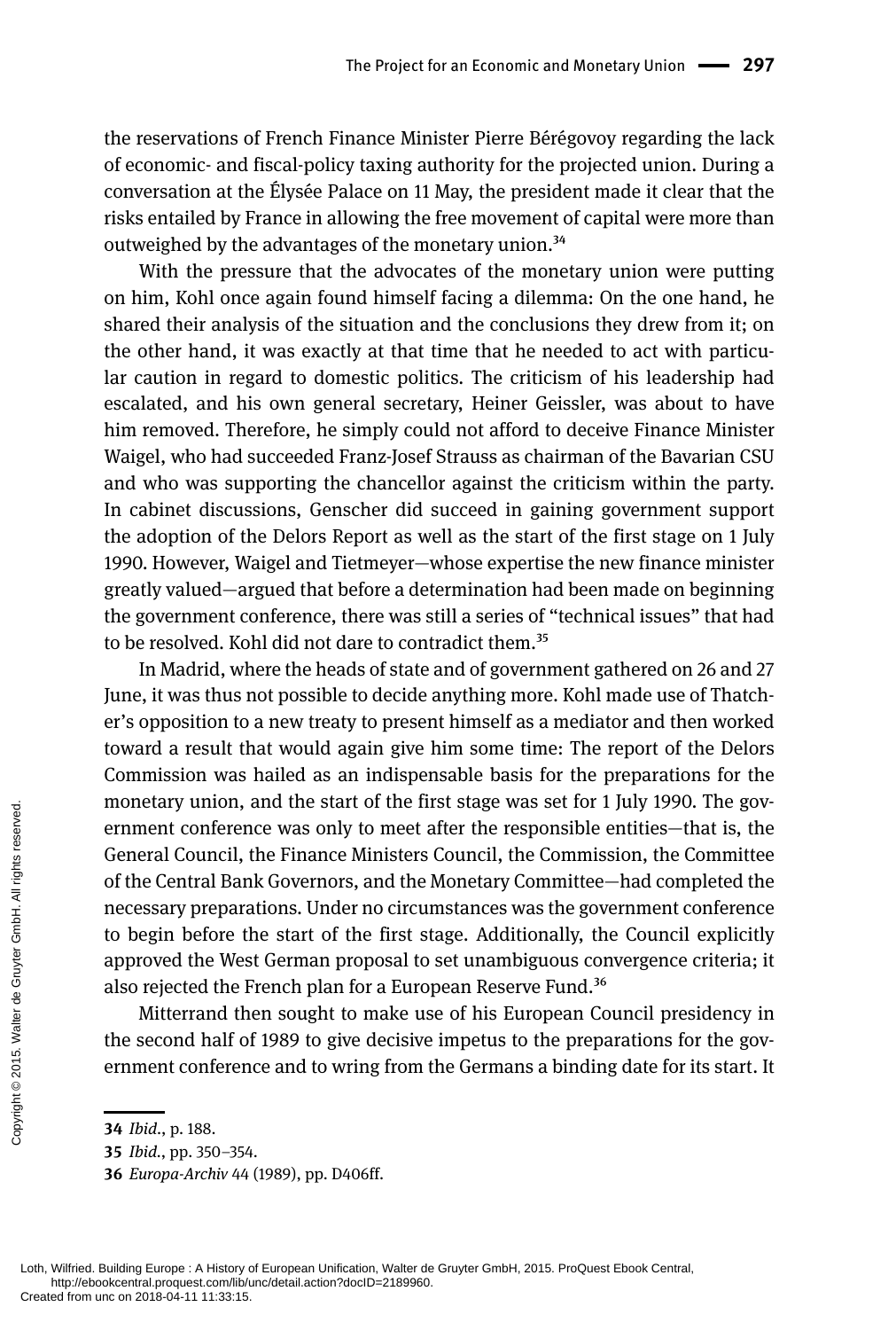the reservations of French Finance Minister Pierre Bérégovoy regarding the lack of economic- and fiscal-policy taxing authority for the projected union. During a conversation at the Élysée Palace on 11 May, the president made it clear that the risks entailed by France in allowing the free movement of capital were more than outweighed by the advantages of the monetary union.[34]

With the pressure that the advocates of the monetary union were putting on him, Kohl once again found himself facing a dilemma: On the one hand, he shared their analysis of the situation and the conclusions they drew from it; on the other hand, it was exactly at that time that he needed to act with particular caution in regard to domestic politics. The criticism of his leadership had escalated, and his own general secretary, Heiner Geissler, was about to have him removed. Therefore, he simply could not afford to deceive Finance Minister Waigel, who had succeeded Franz-Josef Strauss as chairman of the Bavarian CSU and who was supporting the chancellor against the criticism within the party. In cabinet discussions, Genscher did succeed in gaining government support the adoption of the Delors Report as well as the start of the first stage on 1 July 1990. However, Waigel and Tietmeyer—whose expertise the new finance minister greatly valued—argued that before a determination had been made on beginning the government conference, there was still a series of "technical issues" that had to be resolved. Kohl did not dare to contradict them.[35]

In Madrid, where the heads of state and of government gathered on 26 and 27 June, it was thus not possible to decide anything more. Kohl made use of Thatcher's opposition to a new treaty to present himself as a mediator and then worked toward a result that would again give him some time: The report of the Delors Commission was hailed as an indispensable basis for the preparations for the monetary union, and the start of the first stage was set for 1 July 1990. The government conference was only to meet after the responsible entities—that is, the General Council, the Finance Ministers Council, the Commission, the Committee of the Central Bank Governors, and the Monetary Committee—had completed the necessary preparations. Under no circumstances was the government conference to begin before the start of the first stage. Additionally, the Council explicitly approved the West German proposal to set unambiguous convergence criteria; it also rejected the French plan for a European Reserve Fund.[36]

Mitterrand then sought to make use of his European Council presidency in the second half of 1989 to give decisive impetus to the preparations for the government conference and to wring from the Germans a binding date for its start. It

**34** *Ibid.*, p. 188.

**35** *Ibid.*, pp. 350–354.

**36** *Europa-Archiv* 44 (1989), pp. D406ff.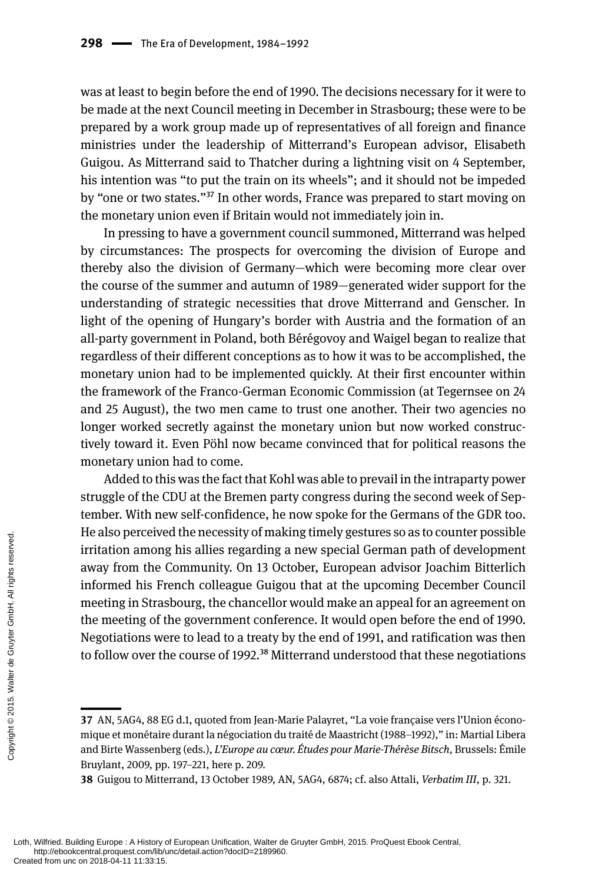was at least to begin before the end of 1990. The decisions necessary for it were to be made at the next Council meeting in December in Strasbourg; these were to be prepared by a work group made up of representatives of all foreign and finance ministries under the leadership of Mitterrand's European advisor, Elisabeth Guigou. As Mitterrand said to Thatcher during a lightning visit on 4 September, his intention was "to put the train on its wheels"; and it should not be impeded by "one or two states."[37] In other words, France was prepared to start moving on the monetary union even if Britain would not immediately join in.

In pressing to have a government council summoned, Mitterrand was helped by circumstances: The prospects for overcoming the division of Europe and thereby also the division of Germany—which were becoming more clear over the course of the summer and autumn of 1989—generated wider support for the understanding of strategic necessities that drove Mitterrand and Genscher. In light of the opening of Hungary's border with Austria and the formation of an all-party government in Poland, both Bérégovoy and Waigel began to realize that regardless of their different conceptions as to how it was to be accomplished, the monetary union had to be implemented quickly. At their first encounter within the framework of the Franco-German Economic Commission (at Tegernsee on 24 and 25 August), the two men came to trust one another. Their two agencies no longer worked secretly against the monetary union but now worked constructively toward it. Even Pöhl now became convinced that for political reasons the monetary union had to come.

Added to this was the fact that Kohl was able to prevail in the intraparty power struggle of the CDU at the Bremen party congress during the second week of September. With new self-confidence, he now spoke for the Germans of the GDR too. He also perceived the necessity of making timely gestures so as to counter possible irritation among his allies regarding a new special German path of development away from the Community. On 13 October, European advisor Joachim Bitterlich informed his French colleague Guigou that at the upcoming December Council meeting in Strasbourg, the chancellor would make an appeal for an agreement on the meeting of the government conference. It would open before the end of 1990. Negotiations were to lead to a treaty by the end of 1991, and ratification was then to follow over the course of 1992.[38] Mitterrand understood that these negotiations

---

**37** AN, 5AG4, 88 EG d.1, quoted from Jean-Marie Palayret, "La voie française vers l'Union économique et monétaire durant la négociation du traité de Maastricht (1988–1992)," in: Martial Libera and Birte Wassenberg (eds.), *L'Europe au cœur. Études pour Marie-Thérèse Bitsch*, Brussels: Émile Bruylant, 2009, pp. 197–221, here p. 209.

**38** Guigou to Mitterrand, 13 October 1989, AN, 5AG4, 6874; cf. also Attali, *Verbatim III*, p. 321.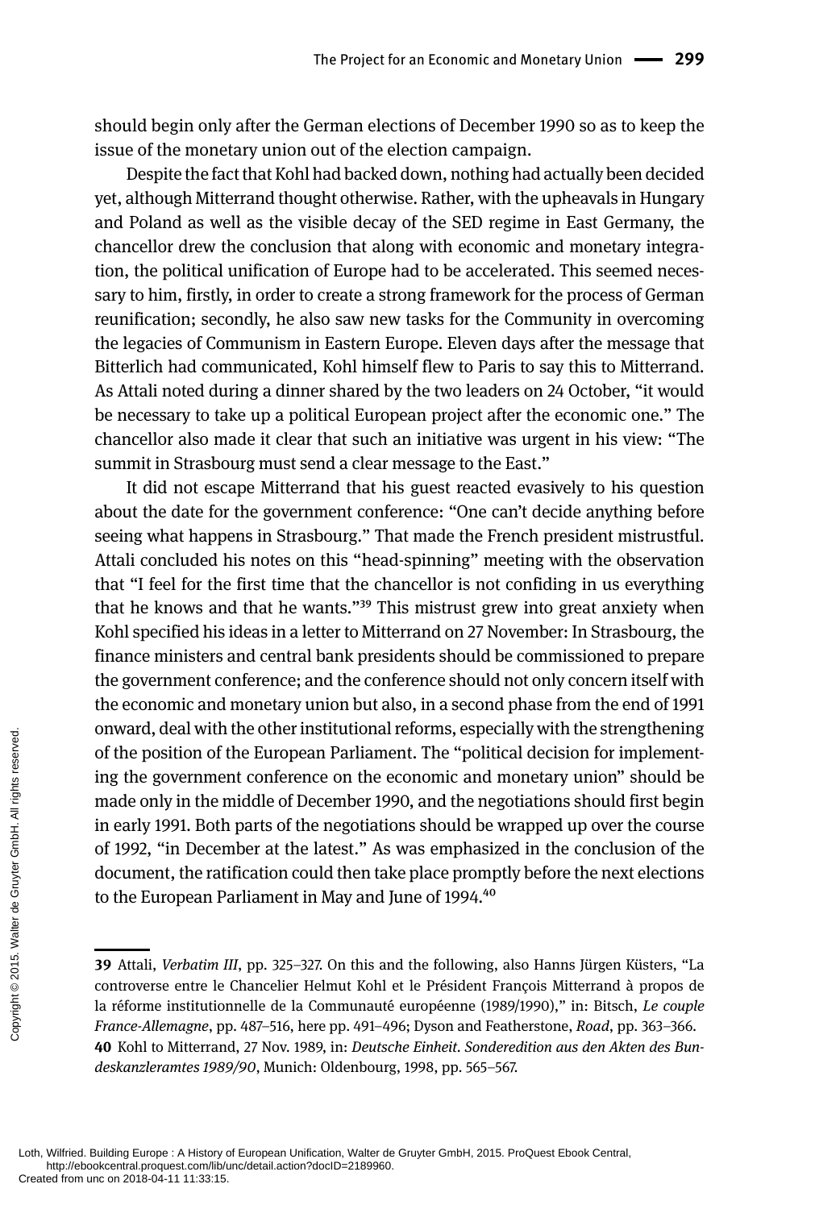should begin only after the German elections of December 1990 so as to keep the issue of the monetary union out of the election campaign.

Despite the fact that Kohl had backed down, nothing had actually been decided yet, although Mitterrand thought otherwise. Rather, with the upheavals in Hungary and Poland as well as the visible decay of the SED regime in East Germany, the chancellor drew the conclusion that along with economic and monetary integration, the political unification of Europe had to be accelerated. This seemed necessary to him, firstly, in order to create a strong framework for the process of German reunification; secondly, he also saw new tasks for the Community in overcoming the legacies of Communism in Eastern Europe. Eleven days after the message that Bitterlich had communicated, Kohl himself flew to Paris to say this to Mitterrand. As Attali noted during a dinner shared by the two leaders on 24 October, "it would be necessary to take up a political European project after the economic one." The chancellor also made it clear that such an initiative was urgent in his view: "The summit in Strasbourg must send a clear message to the East."

It did not escape Mitterrand that his guest reacted evasively to his question about the date for the government conference: "One can't decide anything before seeing what happens in Strasbourg." That made the French president mistrustful. Attali concluded his notes on this "head-spinning" meeting with the observation that "I feel for the first time that the chancellor is not confiding in us everything that he knows and that he wants."[39] This mistrust grew into great anxiety when Kohl specified his ideas in a letter to Mitterrand on 27 November: In Strasbourg, the finance ministers and central bank presidents should be commissioned to prepare the government conference; and the conference should not only concern itself with the economic and monetary union but also, in a second phase from the end of 1991 onward, deal with the other institutional reforms, especially with the strengthening of the position of the European Parliament. The "political decision for implementing the government conference on the economic and monetary union" should be made only in the middle of December 1990, and the negotiations should first begin in early 1991. Both parts of the negotiations should be wrapped up over the course of 1992, "in December at the latest." As was emphasized in the conclusion of the document, the ratification could then take place promptly before the next elections to the European Parliament in May and June of 1994.[40]

---

**39** Attali, *Verbatim III*, pp. 325–327. On this and the following, also Hanns Jürgen Küsters, "La controverse entre le Chancelier Helmut Kohl et le Président François Mitterrand à propos de la réforme institutionnelle de la Communauté européenne (1989/1990)," in: Bitsch, *Le couple France-Allemagne*, pp. 487–516, here pp. 491–496; Dyson and Featherstone, *Road*, pp. 363–366.

**40** Kohl to Mitterrand, 27 Nov. 1989, in: *Deutsche Einheit. Sonderedition aus den Akten des Bundeskanzleramtes 1989/90*, Munich: Oldenbourg, 1998, pp. 565–567.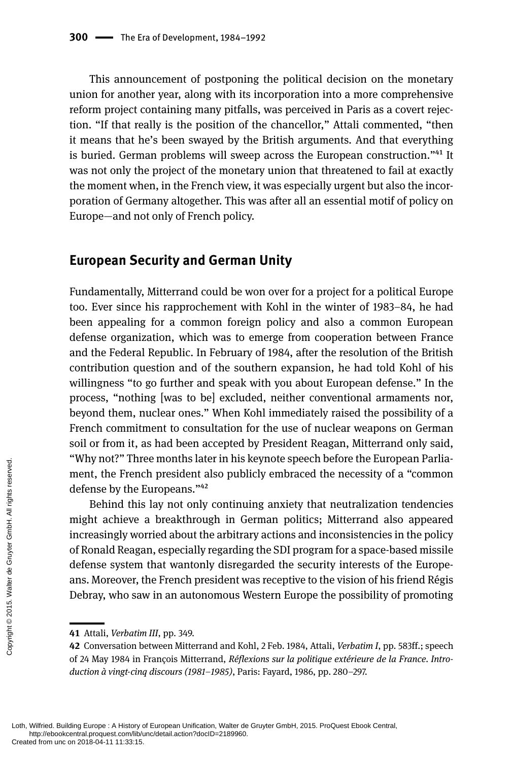This announcement of postponing the political decision on the monetary union for another year, along with its incorporation into a more comprehensive reform project containing many pitfalls, was perceived in Paris as a covert rejection. "If that really is the position of the chancellor," Attali commented, "then it means that he's been swayed by the British arguments. And that everything is buried. German problems will sweep across the European construction."[41] It was not only the project of the monetary union that threatened to fail at exactly the moment when, in the French view, it was especially urgent but also the incorporation of Germany altogether. This was after all an essential motif of policy on Europe—and not only of French policy.

## European Security and German Unity

Fundamentally, Mitterrand could be won over for a project for a political Europe too. Ever since his rapprochement with Kohl in the winter of 1983–84, he had been appealing for a common foreign policy and also a common European defense organization, which was to emerge from cooperation between France and the Federal Republic. In February of 1984, after the resolution of the British contribution question and of the southern expansion, he had told Kohl of his willingness "to go further and speak with you about European defense." In the process, "nothing [was to be] excluded, neither conventional armaments nor, beyond them, nuclear ones." When Kohl immediately raised the possibility of a French commitment to consultation for the use of nuclear weapons on German soil or from it, as had been accepted by President Reagan, Mitterrand only said, "Why not?" Three months later in his keynote speech before the European Parliament, the French president also publicly embraced the necessity of a "common defense by the Europeans."[42]

Behind this lay not only continuing anxiety that neutralization tendencies might achieve a breakthrough in German politics; Mitterrand also appeared increasingly worried about the arbitrary actions and inconsistencies in the policy of Ronald Reagan, especially regarding the SDI program for a space-based missile defense system that wantonly disregarded the security interests of the Europeans. Moreover, the French president was receptive to the vision of his friend Régis Debray, who saw in an autonomous Western Europe the possibility of promoting

---

**41** Attali, *Verbatim III*, pp. 349.

**42** Conversation between Mitterrand and Kohl, 2 Feb. 1984, Attali, *Verbatim I*, pp. 583ff.; speech of 24 May 1984 in François Mitterrand, *Réflexions sur la politique extérieure de la France. Introduction à vingt-cinq discours (1981–1985)*, Paris: Fayard, 1986, pp. 280–297.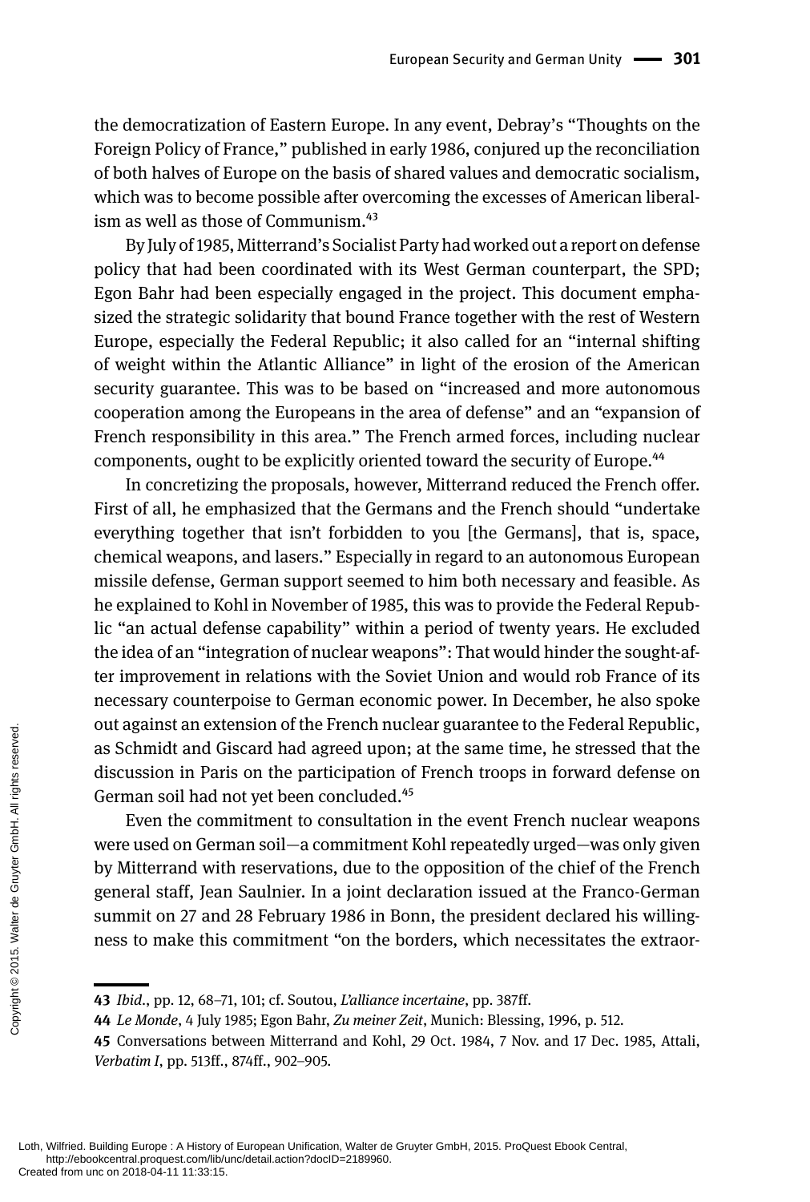the democratization of Eastern Europe. In any event, Debray's "Thoughts on the Foreign Policy of France," published in early 1986, conjured up the reconciliation of both halves of Europe on the basis of shared values and democratic socialism, which was to become possible after overcoming the excesses of American liberalism as well as those of Communism.[43]

By July of 1985, Mitterrand's Socialist Party had worked out a report on defense policy that had been coordinated with its West German counterpart, the SPD; Egon Bahr had been especially engaged in the project. This document emphasized the strategic solidarity that bound France together with the rest of Western Europe, especially the Federal Republic; it also called for an "internal shifting of weight within the Atlantic Alliance" in light of the erosion of the American security guarantee. This was to be based on "increased and more autonomous cooperation among the Europeans in the area of defense" and an "expansion of French responsibility in this area." The French armed forces, including nuclear components, ought to be explicitly oriented toward the security of Europe.[44]

In concretizing the proposals, however, Mitterrand reduced the French offer. First of all, he emphasized that the Germans and the French should "undertake everything together that isn't forbidden to you [the Germans], that is, space, chemical weapons, and lasers." Especially in regard to an autonomous European missile defense, German support seemed to him both necessary and feasible. As he explained to Kohl in November of 1985, this was to provide the Federal Republic "an actual defense capability" within a period of twenty years. He excluded the idea of an "integration of nuclear weapons": That would hinder the sought-after improvement in relations with the Soviet Union and would rob France of its necessary counterpoise to German economic power. In December, he also spoke out against an extension of the French nuclear guarantee to the Federal Republic, as Schmidt and Giscard had agreed upon; at the same time, he stressed that the discussion in Paris on the participation of French troops in forward defense on German soil had not yet been concluded.[45]

Even the commitment to consultation in the event French nuclear weapons were used on German soil—a commitment Kohl repeatedly urged—was only given by Mitterrand with reservations, due to the opposition of the chief of the French general staff, Jean Saulnier. In a joint declaration issued at the Franco-German summit on 27 and 28 February 1986 in Bonn, the president declared his willingness to make this commitment "on the borders, which necessitates the extraor-

---

**43** *Ibid*., pp. 12, 68–71, 101; cf. Soutou, *L'alliance incertaine*, pp. 387ff.

**44** *Le Monde*, 4 July 1985; Egon Bahr, *Zu meiner Zeit*, Munich: Blessing, 1996, p. 512.

**45** Conversations between Mitterrand and Kohl, 29 Oct. 1984, 7 Nov. and 17 Dec. 1985, Attali, *Verbatim I*, pp. 513ff., 874ff., 902–905.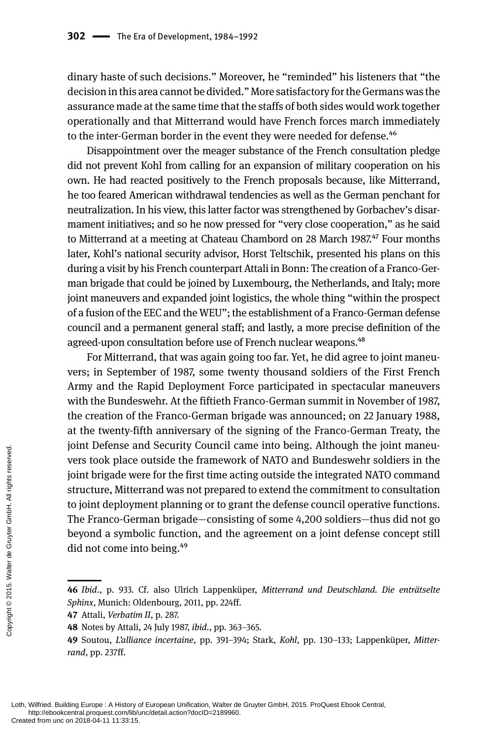dinary haste of such decisions." Moreover, he "reminded" his listeners that "the decision in this area cannot be divided." More satisfactory for the Germans was the assurance made at the same time that the staffs of both sides would work together operationally and that Mitterrand would have French forces march immediately to the inter-German border in the event they were needed for defense.[46]

Disappointment over the meager substance of the French consultation pledge did not prevent Kohl from calling for an expansion of military cooperation on his own. He had reacted positively to the French proposals because, like Mitterrand, he too feared American withdrawal tendencies as well as the German penchant for neutralization. In his view, this latter factor was strengthened by Gorbachev's disarmament initiatives; and so he now pressed for "very close cooperation," as he said to Mitterrand at a meeting at Chateau Chambord on 28 March 1987.[47] Four months later, Kohl's national security advisor, Horst Teltschik, presented his plans on this during a visit by his French counterpart Attali in Bonn: The creation of a Franco-German brigade that could be joined by Luxembourg, the Netherlands, and Italy; more joint maneuvers and expanded joint logistics, the whole thing "within the prospect of a fusion of the EEC and the WEU"; the establishment of a Franco-German defense council and a permanent general staff; and lastly, a more precise definition of the agreed-upon consultation before use of French nuclear weapons.[48]

For Mitterrand, that was again going too far. Yet, he did agree to joint maneuvers; in September of 1987, some twenty thousand soldiers of the First French Army and the Rapid Deployment Force participated in spectacular maneuvers with the Bundeswehr. At the fiftieth Franco-German summit in November of 1987, the creation of the Franco-German brigade was announced; on 22 January 1988, at the twenty-fifth anniversary of the signing of the Franco-German Treaty, the joint Defense and Security Council came into being. Although the joint maneuvers took place outside the framework of NATO and Bundeswehr soldiers in the joint brigade were for the first time acting outside the integrated NATO command structure, Mitterrand was not prepared to extend the commitment to consultation to joint deployment planning or to grant the defense council operative functions. The Franco-German brigade—consisting of some 4,200 soldiers—thus did not go beyond a symbolic function, and the agreement on a joint defense concept still did not come into being.[49]

---

**46** *Ibid*., p. 933. Cf. also Ulrich Lappenküper, *Mitterrand und Deutschland. Die enträtselte Sphinx*, Munich: Oldenbourg, 2011, pp. 224ff.

**47** Attali, *Verbatim II*, p. 287.

**48** Notes by Attali, 24 July 1987, *ibid*., pp. 363–365.

**49** Soutou, *L'alliance incertaine*, pp. 391–394; Stark, *Kohl*, pp. 130–133; Lappenküper, *Mitterrand*, pp. 237ff.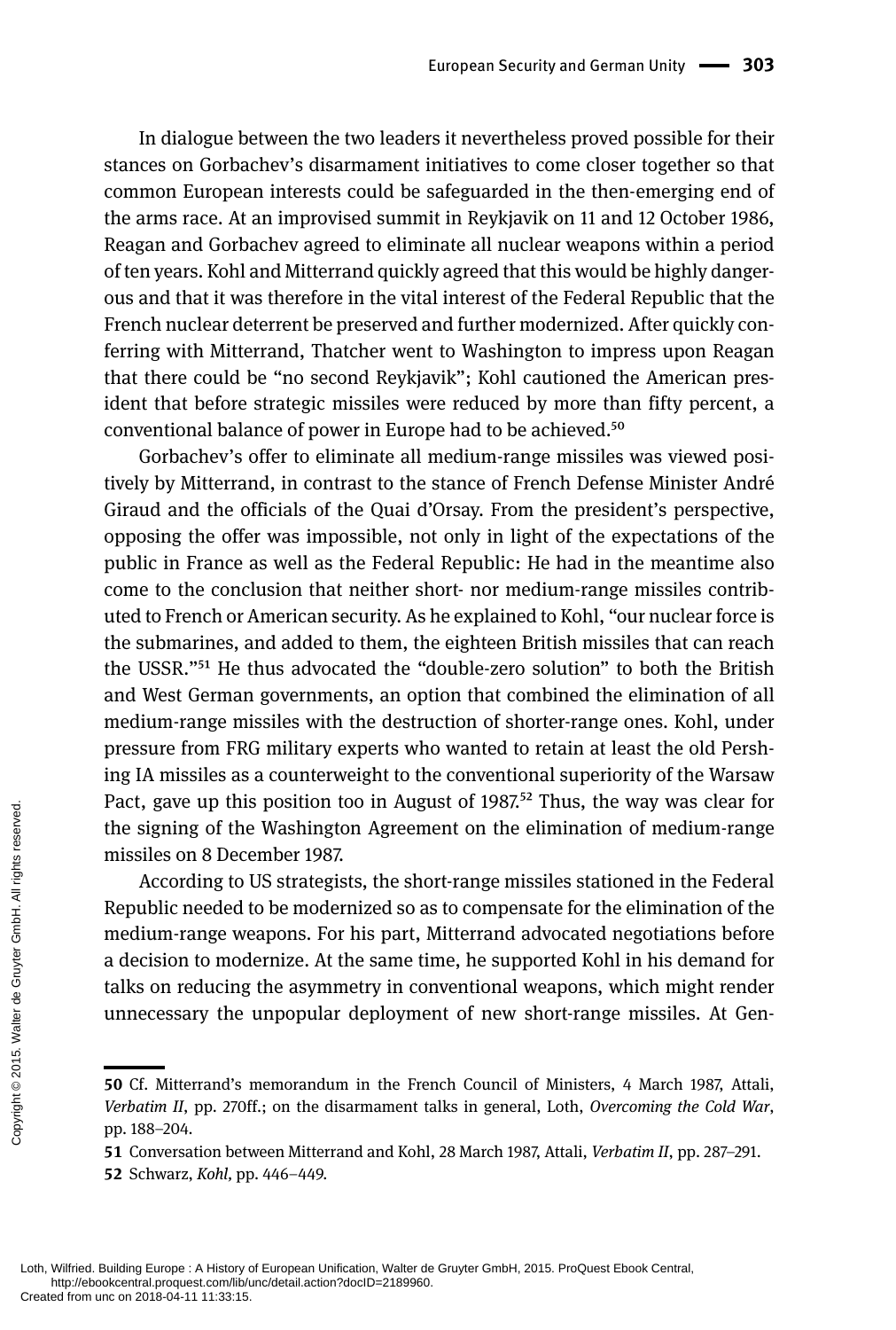In dialogue between the two leaders it nevertheless proved possible for their stances on Gorbachev's disarmament initiatives to come closer together so that common European interests could be safeguarded in the then-emerging end of the arms race. At an improvised summit in Reykjavik on 11 and 12 October 1986, Reagan and Gorbachev agreed to eliminate all nuclear weapons within a period of ten years. Kohl and Mitterrand quickly agreed that this would be highly dangerous and that it was therefore in the vital interest of the Federal Republic that the French nuclear deterrent be preserved and further modernized. After quickly conferring with Mitterrand, Thatcher went to Washington to impress upon Reagan that there could be "no second Reykjavik"; Kohl cautioned the American president that before strategic missiles were reduced by more than fifty percent, a conventional balance of power in Europe had to be achieved.[50]

Gorbachev's offer to eliminate all medium-range missiles was viewed positively by Mitterrand, in contrast to the stance of French Defense Minister André Giraud and the officials of the Quai d'Orsay. From the president's perspective, opposing the offer was impossible, not only in light of the expectations of the public in France as well as the Federal Republic: He had in the meantime also come to the conclusion that neither short- nor medium-range missiles contributed to French or American security. As he explained to Kohl, "our nuclear force is the submarines, and added to them, the eighteen British missiles that can reach the USSR."[51] He thus advocated the "double-zero solution" to both the British and West German governments, an option that combined the elimination of all medium-range missiles with the destruction of shorter-range ones. Kohl, under pressure from FRG military experts who wanted to retain at least the old Pershing IA missiles as a counterweight to the conventional superiority of the Warsaw Pact, gave up this position too in August of 1987.[52] Thus, the way was clear for the signing of the Washington Agreement on the elimination of medium-range missiles on 8 December 1987.

According to US strategists, the short-range missiles stationed in the Federal Republic needed to be modernized so as to compensate for the elimination of the medium-range weapons. For his part, Mitterrand advocated negotiations before a decision to modernize. At the same time, he supported Kohl in his demand for talks on reducing the asymmetry in conventional weapons, which might render unnecessary the unpopular deployment of new short-range missiles. At Gen-

---

**50** Cf. Mitterrand's memorandum in the French Council of Ministers, 4 March 1987, Attali, *Verbatim II*, pp. 270ff.; on the disarmament talks in general, Loth, *Overcoming the Cold War*, pp. 188–204.

**51** Conversation between Mitterrand and Kohl, 28 March 1987, Attali, *Verbatim II*, pp. 287–291.

**52** Schwarz, *Kohl*, pp. 446–449.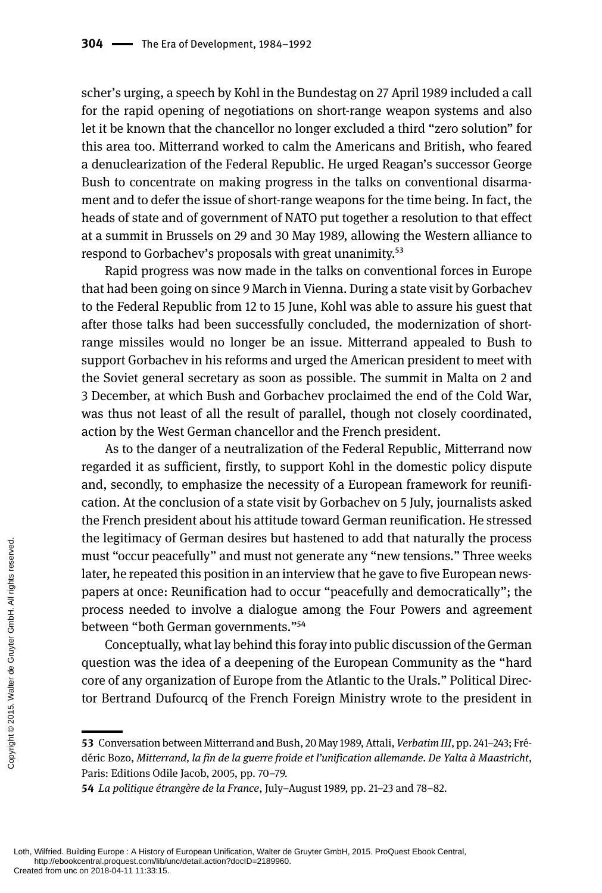scher's urging, a speech by Kohl in the Bundestag on 27 April 1989 included a call for the rapid opening of negotiations on short-range weapon systems and also let it be known that the chancellor no longer excluded a third "zero solution" for this area too. Mitterrand worked to calm the Americans and British, who feared a denuclearization of the Federal Republic. He urged Reagan's successor George Bush to concentrate on making progress in the talks on conventional disarmament and to defer the issue of short-range weapons for the time being. In fact, the heads of state and of government of NATO put together a resolution to that effect at a summit in Brussels on 29 and 30 May 1989, allowing the Western alliance to respond to Gorbachev's proposals with great unanimity.[53]

Rapid progress was now made in the talks on conventional forces in Europe that had been going on since 9 March in Vienna. During a state visit by Gorbachev to the Federal Republic from 12 to 15 June, Kohl was able to assure his guest that after those talks had been successfully concluded, the modernization of short-range missiles would no longer be an issue. Mitterrand appealed to Bush to support Gorbachev in his reforms and urged the American president to meet with the Soviet general secretary as soon as possible. The summit in Malta on 2 and 3 December, at which Bush and Gorbachev proclaimed the end of the Cold War, was thus not least of all the result of parallel, though not closely coordinated, action by the West German chancellor and the French president.

As to the danger of a neutralization of the Federal Republic, Mitterrand now regarded it as sufficient, firstly, to support Kohl in the domestic policy dispute and, secondly, to emphasize the necessity of a European framework for reunification. At the conclusion of a state visit by Gorbachev on 5 July, journalists asked the French president about his attitude toward German reunification. He stressed the legitimacy of German desires but hastened to add that naturally the process must "occur peacefully" and must not generate any "new tensions." Three weeks later, he repeated this position in an interview that he gave to five European newspapers at once: Reunification had to occur "peacefully and democratically"; the process needed to involve a dialogue among the Four Powers and agreement between "both German governments."[54]

Conceptually, what lay behind this foray into public discussion of the German question was the idea of a deepening of the European Community as the "hard core of any organization of Europe from the Atlantic to the Urals." Political Director Bertrand Dufourcq of the French Foreign Ministry wrote to the president in

---

**53** Conversation between Mitterrand and Bush, 20 May 1989, Attali, *Verbatim III*, pp. 241–243; Frédéric Bozo, *Mitterrand, la fin de la guerre froide et l'unification allemande. De Yalta à Maastricht*, Paris: Editions Odile Jacob, 2005, pp. 70–79.

**54** *La politique étrangère de la France*, July–August 1989, pp. 21–23 and 78–82.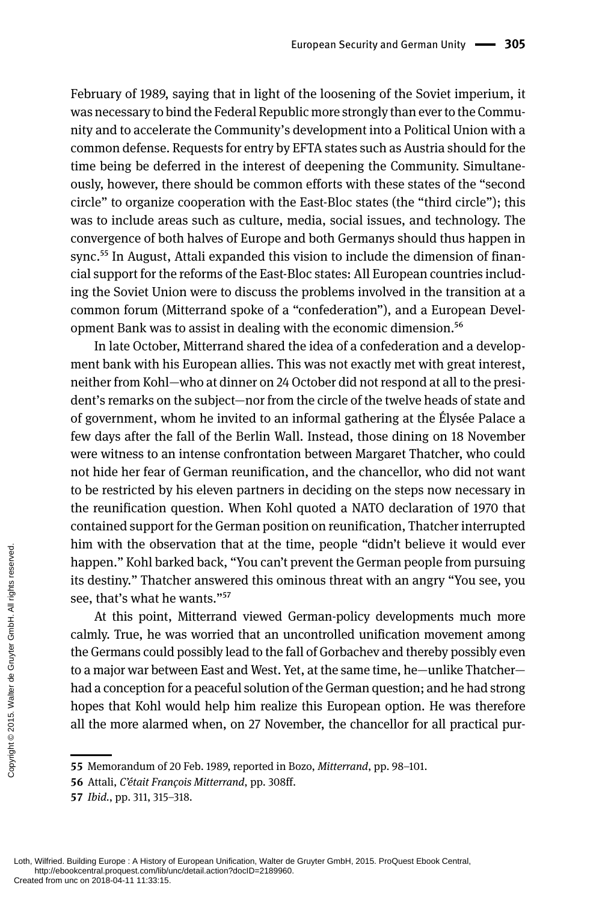February of 1989, saying that in light of the loosening of the Soviet imperium, it was necessary to bind the Federal Republic more strongly than ever to the Community and to accelerate the Community's development into a Political Union with a common defense. Requests for entry by EFTA states such as Austria should for the time being be deferred in the interest of deepening the Community. Simultaneously, however, there should be common efforts with these states of the "second circle" to organize cooperation with the East-Bloc states (the "third circle"); this was to include areas such as culture, media, social issues, and technology. The convergence of both halves of Europe and both Germanys should thus happen in sync.[55] In August, Attali expanded this vision to include the dimension of financial support for the reforms of the East-Bloc states: All European countries including the Soviet Union were to discuss the problems involved in the transition at a common forum (Mitterrand spoke of a "confederation"), and a European Development Bank was to assist in dealing with the economic dimension.[56]

In late October, Mitterrand shared the idea of a confederation and a development bank with his European allies. This was not exactly met with great interest, neither from Kohl—who at dinner on 24 October did not respond at all to the president's remarks on the subject—nor from the circle of the twelve heads of state and of government, whom he invited to an informal gathering at the Élysée Palace a few days after the fall of the Berlin Wall. Instead, those dining on 18 November were witness to an intense confrontation between Margaret Thatcher, who could not hide her fear of German reunification, and the chancellor, who did not want to be restricted by his eleven partners in deciding on the steps now necessary in the reunification question. When Kohl quoted a NATO declaration of 1970 that contained support for the German position on reunification, Thatcher interrupted him with the observation that at the time, people "didn't believe it would ever happen." Kohl barked back, "You can't prevent the German people from pursuing its destiny." Thatcher answered this ominous threat with an angry "You see, you see, that's what he wants."[57]

At this point, Mitterrand viewed German-policy developments much more calmly. True, he was worried that an uncontrolled unification movement among the Germans could possibly lead to the fall of Gorbachev and thereby possibly even to a major war between East and West. Yet, at the same time, he—unlike Thatcher—had a conception for a peaceful solution of the German question; and he had strong hopes that Kohl would help him realize this European option. He was therefore all the more alarmed when, on 27 November, the chancellor for all practical pur-

---

**55** Memorandum of 20 Feb. 1989, reported in Bozo, *Mitterrand*, pp. 98–101.

**56** Attali, *C'était François Mitterrand*, pp. 308ff.

**57** *Ibid.*, pp. 311, 315–318.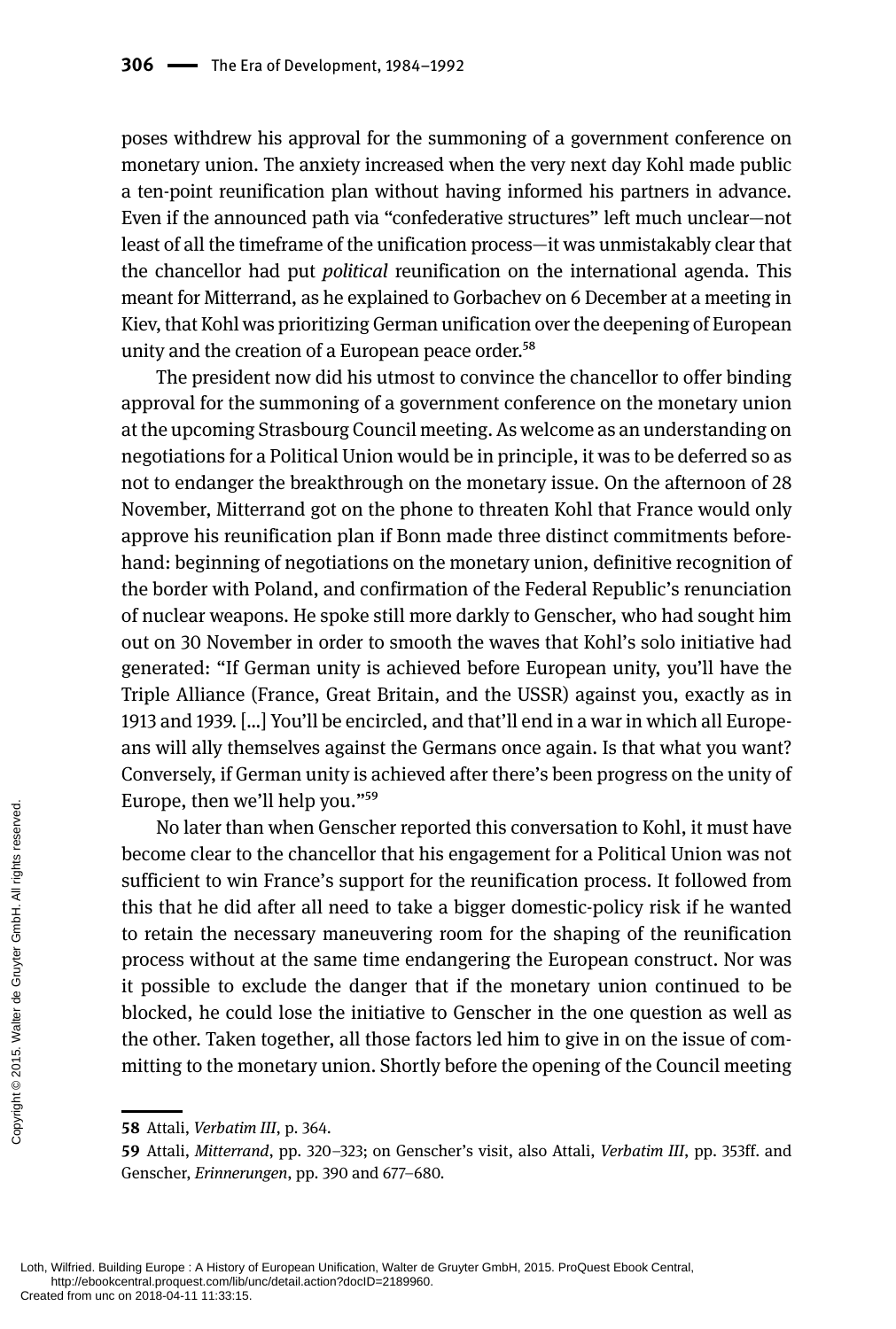poses withdrew his approval for the summoning of a government conference on monetary union. The anxiety increased when the very next day Kohl made public a ten-point reunification plan without having informed his partners in advance. Even if the announced path via "confederative structures" left much unclear—not least of all the timeframe of the unification process—it was unmistakably clear that the chancellor had put *political* reunification on the international agenda. This meant for Mitterrand, as he explained to Gorbachev on 6 December at a meeting in Kiev, that Kohl was prioritizing German unification over the deepening of European unity and the creation of a European peace order.[58]

The president now did his utmost to convince the chancellor to offer binding approval for the summoning of a government conference on the monetary union at the upcoming Strasbourg Council meeting. As welcome as an understanding on negotiations for a Political Union would be in principle, it was to be deferred so as not to endanger the breakthrough on the monetary issue. On the afternoon of 28 November, Mitterrand got on the phone to threaten Kohl that France would only approve his reunification plan if Bonn made three distinct commitments beforehand: beginning of negotiations on the monetary union, definitive recognition of the border with Poland, and confirmation of the Federal Republic's renunciation of nuclear weapons. He spoke still more darkly to Genscher, who had sought him out on 30 November in order to smooth the waves that Kohl's solo initiative had generated: "If German unity is achieved before European unity, you'll have the Triple Alliance (France, Great Britain, and the USSR) against you, exactly as in 1913 and 1939. [...] You'll be encircled, and that'll end in a war in which all Europeans will ally themselves against the Germans once again. Is that what you want? Conversely, if German unity is achieved after there's been progress on the unity of Europe, then we'll help you."[59]

No later than when Genscher reported this conversation to Kohl, it must have become clear to the chancellor that his engagement for a Political Union was not sufficient to win France's support for the reunification process. It followed from this that he did after all need to take a bigger domestic-policy risk if he wanted to retain the necessary maneuvering room for the shaping of the reunification process without at the same time endangering the European construct. Nor was it possible to exclude the danger that if the monetary union continued to be blocked, he could lose the initiative to Genscher in the one question as well as the other. Taken together, all those factors led him to give in on the issue of committing to the monetary union. Shortly before the opening of the Council meeting

---

58 Attali, *Verbatim III*, p. 364.

59 Attali, *Mitterrand*, pp. 320–323; on Genscher's visit, also Attali, *Verbatim III*, pp. 353ff. and Genscher, *Erinnerungen*, pp. 390 and 677–680.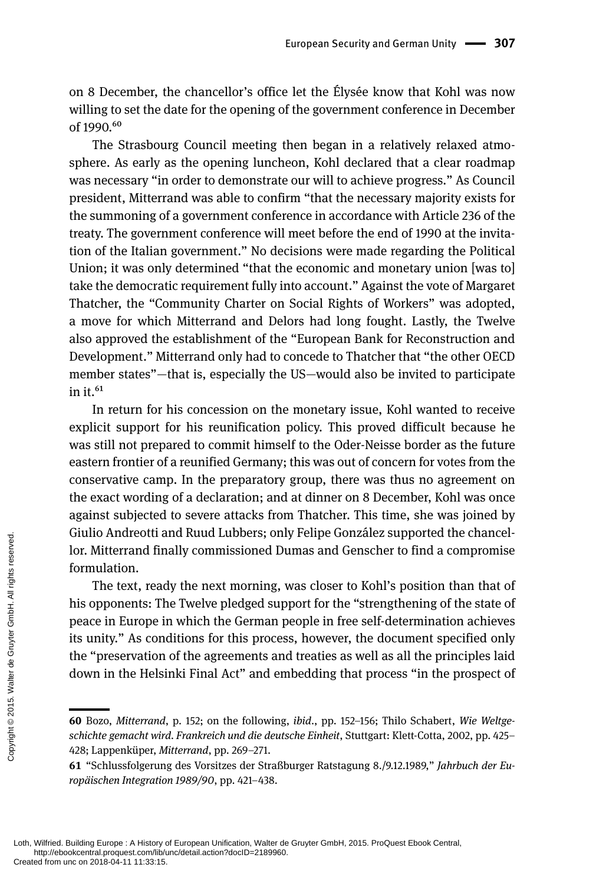on 8 December, the chancellor's office let the Élysée know that Kohl was now willing to set the date for the opening of the government conference in December of 1990.[60]

The Strasbourg Council meeting then began in a relatively relaxed atmosphere. As early as the opening luncheon, Kohl declared that a clear roadmap was necessary "in order to demonstrate our will to achieve progress." As Council president, Mitterrand was able to confirm "that the necessary majority exists for the summoning of a government conference in accordance with Article 236 of the treaty. The government conference will meet before the end of 1990 at the invitation of the Italian government." No decisions were made regarding the Political Union; it was only determined "that the economic and monetary union [was to] take the democratic requirement fully into account." Against the vote of Margaret Thatcher, the "Community Charter on Social Rights of Workers" was adopted, a move for which Mitterrand and Delors had long fought. Lastly, the Twelve also approved the establishment of the "European Bank for Reconstruction and Development." Mitterrand only had to concede to Thatcher that "the other OECD member states"—that is, especially the US—would also be invited to participate in it.[61]

In return for his concession on the monetary issue, Kohl wanted to receive explicit support for his reunification policy. This proved difficult because he was still not prepared to commit himself to the Oder-Neisse border as the future eastern frontier of a reunified Germany; this was out of concern for votes from the conservative camp. In the preparatory group, there was thus no agreement on the exact wording of a declaration; and at dinner on 8 December, Kohl was once against subjected to severe attacks from Thatcher. This time, she was joined by Giulio Andreotti and Ruud Lubbers; only Felipe González supported the chancellor. Mitterrand finally commissioned Dumas and Genscher to find a compromise formulation.

The text, ready the next morning, was closer to Kohl's position than that of his opponents: The Twelve pledged support for the "strengthening of the state of peace in Europe in which the German people in free self-determination achieves its unity." As conditions for this process, however, the document specified only the "preservation of the agreements and treaties as well as all the principles laid down in the Helsinki Final Act" and embedding that process "in the prospect of

---

**60** Bozo, *Mitterrand*, p. 152; on the following, *ibid*., pp. 152–156; Thilo Schabert, *Wie Weltgeschichte gemacht wird. Frankreich und die deutsche Einheit*, Stuttgart: Klett-Cotta, 2002, pp. 425–428; Lappenküper, *Mitterrand*, pp. 269–271.

**61** "Schlussfolgerung des Vorsitzes der Straßburger Ratstagung 8./9.12.1989," *Jahrbuch der Europäischen Integration 1989/90*, pp. 421–438.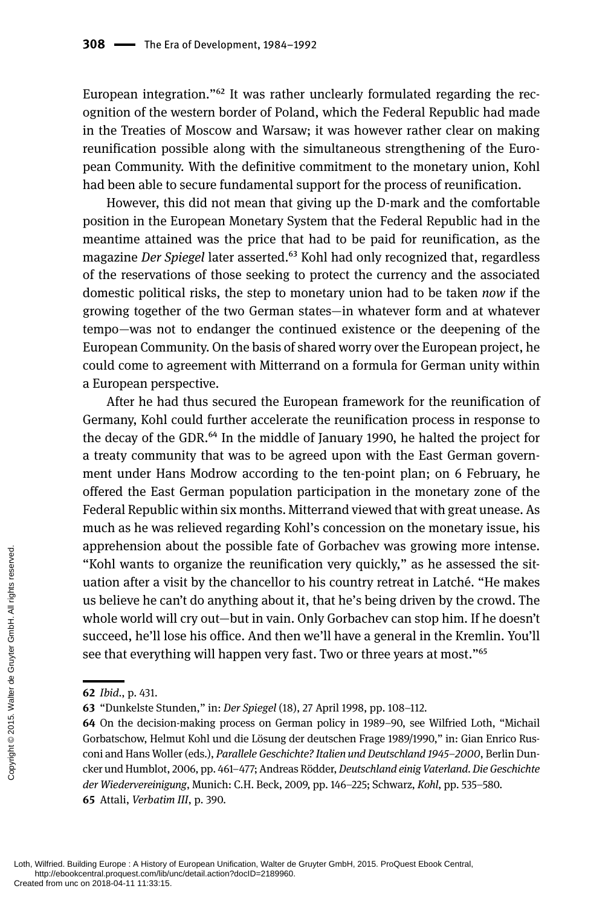European integration."[62] It was rather unclearly formulated regarding the recognition of the western border of Poland, which the Federal Republic had made in the Treaties of Moscow and Warsaw; it was however rather clear on making reunification possible along with the simultaneous strengthening of the European Community. With the definitive commitment to the monetary union, Kohl had been able to secure fundamental support for the process of reunification.

However, this did not mean that giving up the D-mark and the comfortable position in the European Monetary System that the Federal Republic had in the meantime attained was the price that had to be paid for reunification, as the magazine *Der Spiegel* later asserted.[63] Kohl had only recognized that, regardless of the reservations of those seeking to protect the currency and the associated domestic political risks, the step to monetary union had to be taken *now* if the growing together of the two German states—in whatever form and at whatever tempo—was not to endanger the continued existence or the deepening of the European Community. On the basis of shared worry over the European project, he could come to agreement with Mitterrand on a formula for German unity within a European perspective.

After he had thus secured the European framework for the reunification of Germany, Kohl could further accelerate the reunification process in response to the decay of the GDR.[64] In the middle of January 1990, he halted the project for a treaty community that was to be agreed upon with the East German government under Hans Modrow according to the ten-point plan; on 6 February, he offered the East German population participation in the monetary zone of the Federal Republic within six months. Mitterrand viewed that with great unease. As much as he was relieved regarding Kohl's concession on the monetary issue, his apprehension about the possible fate of Gorbachev was growing more intense. "Kohl wants to organize the reunification very quickly," as he assessed the situation after a visit by the chancellor to his country retreat in Latché. "He makes us believe he can't do anything about it, that he's being driven by the crowd. The whole world will cry out—but in vain. Only Gorbachev can stop him. If he doesn't succeed, he'll lose his office. And then we'll have a general in the Kremlin. You'll see that everything will happen very fast. Two or three years at most."[65]

---

**62** *Ibid.*, p. 431.

**63** "Dunkelste Stunden," in: *Der Spiegel* (18), 27 April 1998, pp. 108–112.

**64** On the decision-making process on German policy in 1989–90, see Wilfried Loth, "Michail Gorbatschow, Helmut Kohl und die Lösung der deutschen Frage 1989/1990," in: Gian Enrico Rusconi and Hans Woller (eds.), *Parallele Geschichte? Italien und Deutschland 1945–2000*, Berlin Duncker und Humblot, 2006, pp. 461–477; Andreas Rödder, *Deutschland einig Vaterland. Die Geschichte der Wiedervereinigung*, Munich: C.H. Beck, 2009, pp. 146–225; Schwarz, *Kohl*, pp. 535–580.

**65** Attali, *Verbatim III*, p. 390.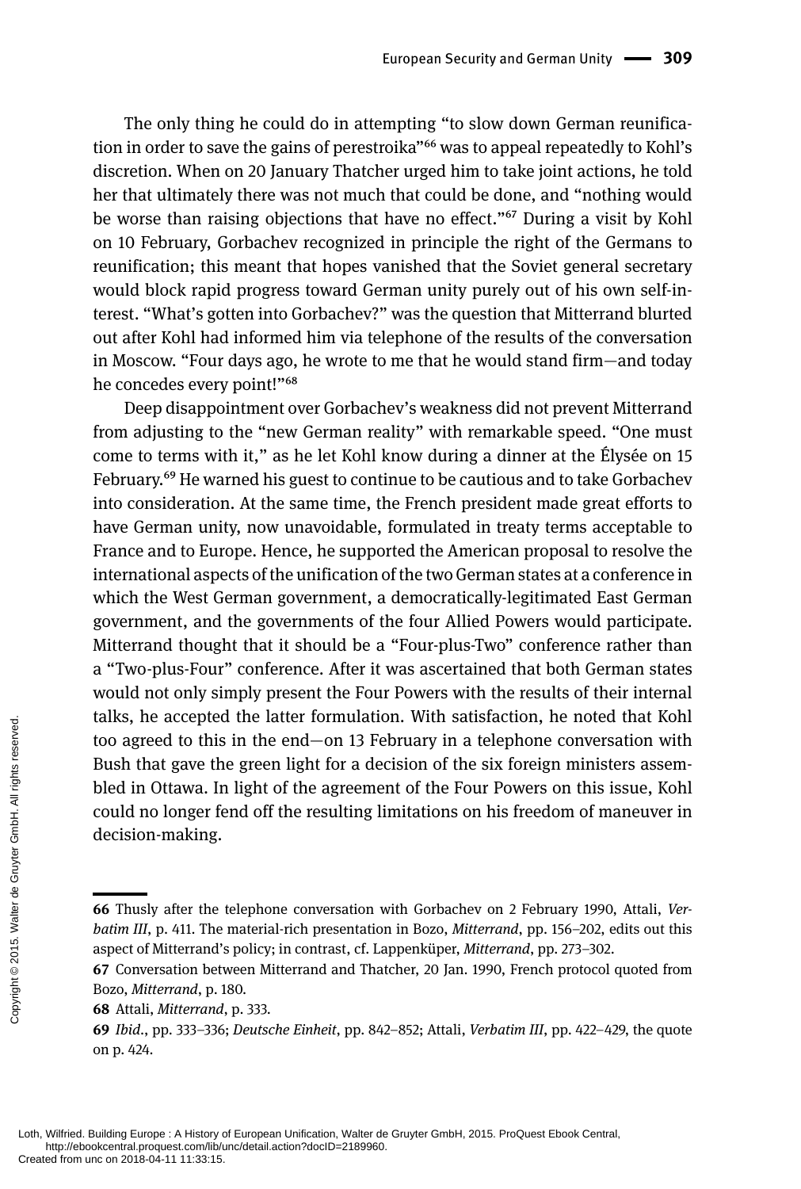The only thing he could do in attempting "to slow down German reunification in order to save the gains of perestroika"[66] was to appeal repeatedly to Kohl's discretion. When on 20 January Thatcher urged him to take joint actions, he told her that ultimately there was not much that could be done, and "nothing would be worse than raising objections that have no effect."[67] During a visit by Kohl on 10 February, Gorbachev recognized in principle the right of the Germans to reunification; this meant that hopes vanished that the Soviet general secretary would block rapid progress toward German unity purely out of his own self-interest. "What's gotten into Gorbachev?" was the question that Mitterrand blurted out after Kohl had informed him via telephone of the results of the conversation in Moscow. "Four days ago, he wrote to me that he would stand firm—and today he concedes every point!"[68]

Deep disappointment over Gorbachev's weakness did not prevent Mitterrand from adjusting to the "new German reality" with remarkable speed. "One must come to terms with it," as he let Kohl know during a dinner at the Élysée on 15 February.[69] He warned his guest to continue to be cautious and to take Gorbachev into consideration. At the same time, the French president made great efforts to have German unity, now unavoidable, formulated in treaty terms acceptable to France and to Europe. Hence, he supported the American proposal to resolve the international aspects of the unification of the two German states at a conference in which the West German government, a democratically-legitimated East German government, and the governments of the four Allied Powers would participate. Mitterrand thought that it should be a "Four-plus-Two" conference rather than a "Two-plus-Four" conference. After it was ascertained that both German states would not only simply present the Four Powers with the results of their internal talks, he accepted the latter formulation. With satisfaction, he noted that Kohl too agreed to this in the end—on 13 February in a telephone conversation with Bush that gave the green light for a decision of the six foreign ministers assembled in Ottawa. In light of the agreement of the Four Powers on this issue, Kohl could no longer fend off the resulting limitations on his freedom of maneuver in decision-making.

---

**66** Thusly after the telephone conversation with Gorbachev on 2 February 1990, Attali, *Verbatim III*, p. 411. The material-rich presentation in Bozo, *Mitterrand*, pp. 156–202, edits out this aspect of Mitterrand's policy; in contrast, cf. Lappenküper, *Mitterrand*, pp. 273–302.

**67** Conversation between Mitterrand and Thatcher, 20 Jan. 1990, French protocol quoted from Bozo, *Mitterrand*, p. 180.

**68** Attali, *Mitterrand*, p. 333.

**69** *Ibid*., pp. 333–336; *Deutsche Einheit*, pp. 842–852; Attali, *Verbatim III*, pp. 422–429, the quote on p. 424.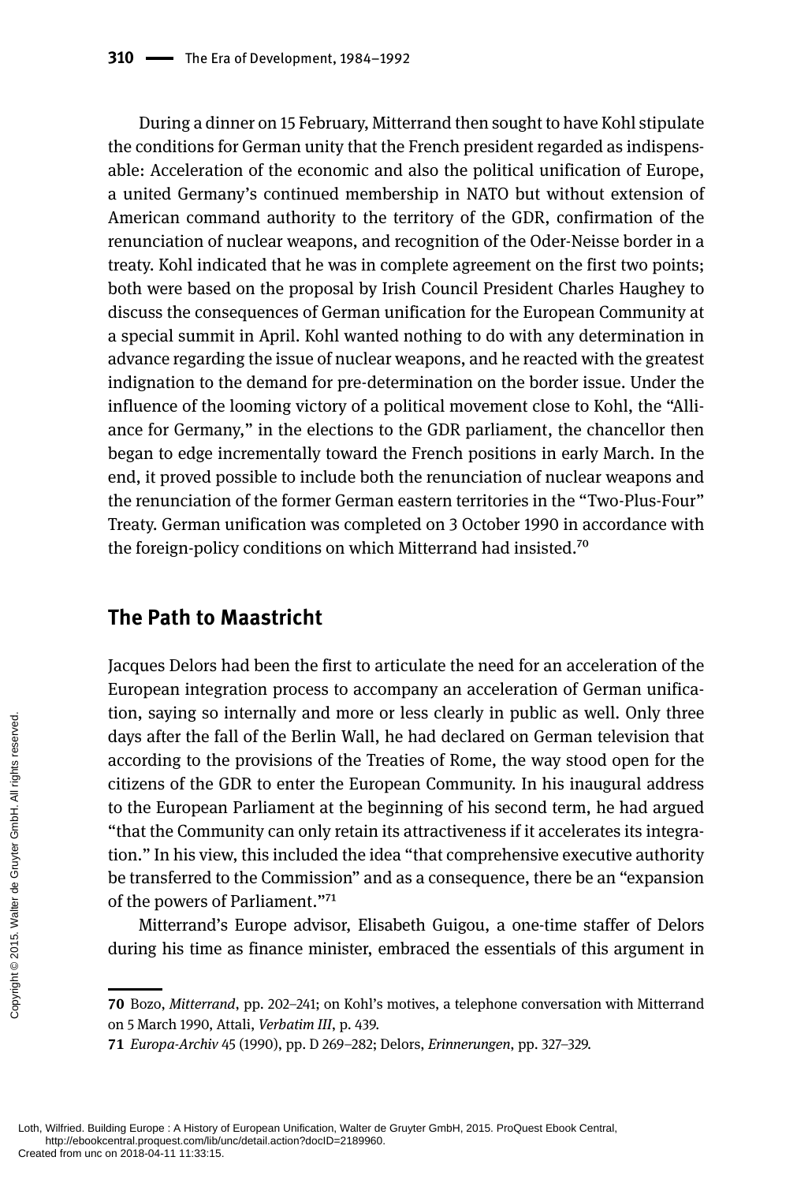During a dinner on 15 February, Mitterrand then sought to have Kohl stipulate the conditions for German unity that the French president regarded as indispensable: Acceleration of the economic and also the political unification of Europe, a united Germany's continued membership in NATO but without extension of American command authority to the territory of the GDR, confirmation of the renunciation of nuclear weapons, and recognition of the Oder-Neisse border in a treaty. Kohl indicated that he was in complete agreement on the first two points; both were based on the proposal by Irish Council President Charles Haughey to discuss the consequences of German unification for the European Community at a special summit in April. Kohl wanted nothing to do with any determination in advance regarding the issue of nuclear weapons, and he reacted with the greatest indignation to the demand for pre-determination on the border issue. Under the influence of the looming victory of a political movement close to Kohl, the "Alliance for Germany," in the elections to the GDR parliament, the chancellor then began to edge incrementally toward the French positions in early March. In the end, it proved possible to include both the renunciation of nuclear weapons and the renunciation of the former German eastern territories in the "Two-Plus-Four" Treaty. German unification was completed on 3 October 1990 in accordance with the foreign-policy conditions on which Mitterrand had insisted.[70]

## The Path to Maastricht

Jacques Delors had been the first to articulate the need for an acceleration of the European integration process to accompany an acceleration of German unification, saying so internally and more or less clearly in public as well. Only three days after the fall of the Berlin Wall, he had declared on German television that according to the provisions of the Treaties of Rome, the way stood open for the citizens of the GDR to enter the European Community. In his inaugural address to the European Parliament at the beginning of his second term, he had argued "that the Community can only retain its attractiveness if it accelerates its integration." In his view, this included the idea "that comprehensive executive authority be transferred to the Commission" and as a consequence, there be an "expansion of the powers of Parliament."[71]

Mitterrand's Europe advisor, Elisabeth Guigou, a one-time staffer of Delors during his time as finance minister, embraced the essentials of this argument in

---

**70** Bozo, *Mitterrand*, pp. 202–241; on Kohl's motives, a telephone conversation with Mitterrand on 5 March 1990, Attali, *Verbatim III*, p. 439.

**71** *Europa-Archiv* 45 (1990), pp. D 269–282; Delors, *Erinnerungen*, pp. 327–329.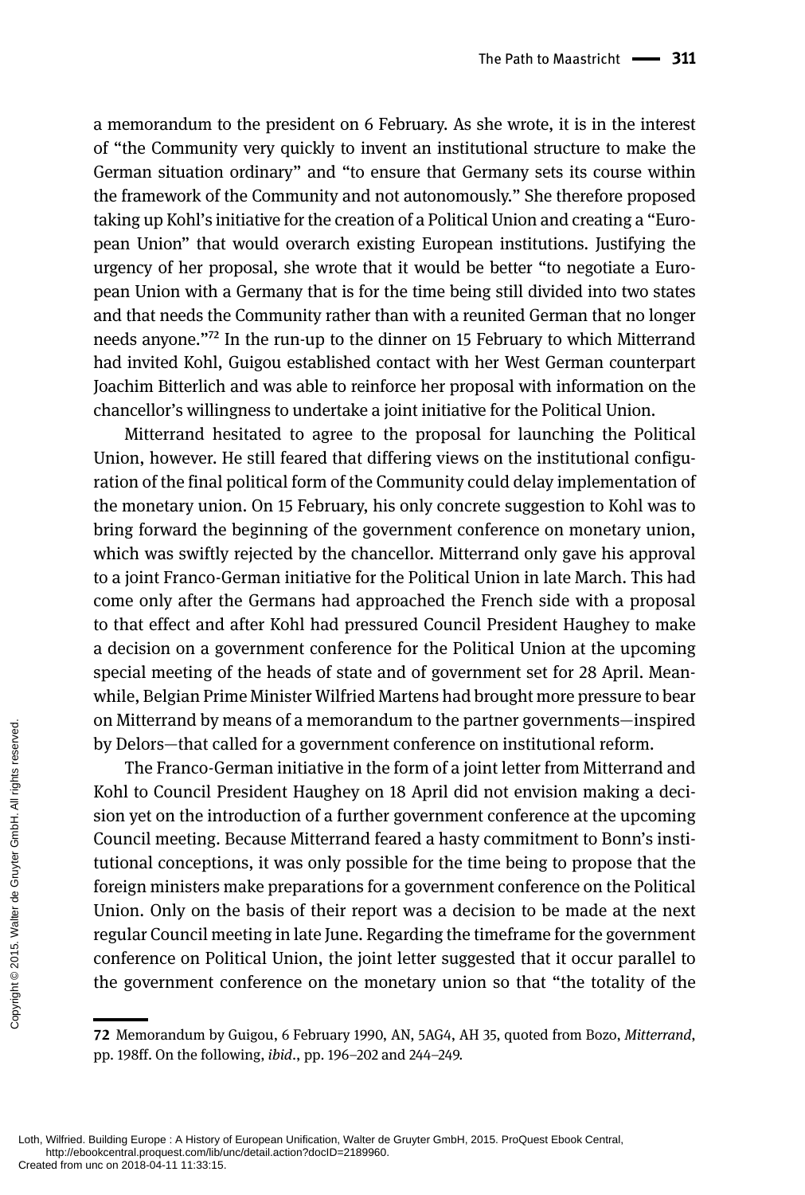a memorandum to the president on 6 February. As she wrote, it is in the interest of "the Community very quickly to invent an institutional structure to make the German situation ordinary" and "to ensure that Germany sets its course within the framework of the Community and not autonomously." She therefore proposed taking up Kohl's initiative for the creation of a Political Union and creating a "European Union" that would overarch existing European institutions. Justifying the urgency of her proposal, she wrote that it would be better "to negotiate a European Union with a Germany that is for the time being still divided into two states and that needs the Community rather than with a reunited German that no longer needs anyone."[72] In the run-up to the dinner on 15 February to which Mitterrand had invited Kohl, Guigou established contact with her West German counterpart Joachim Bitterlich and was able to reinforce her proposal with information on the chancellor's willingness to undertake a joint initiative for the Political Union.

Mitterrand hesitated to agree to the proposal for launching the Political Union, however. He still feared that differing views on the institutional configuration of the final political form of the Community could delay implementation of the monetary union. On 15 February, his only concrete suggestion to Kohl was to bring forward the beginning of the government conference on monetary union, which was swiftly rejected by the chancellor. Mitterrand only gave his approval to a joint Franco-German initiative for the Political Union in late March. This had come only after the Germans had approached the French side with a proposal to that effect and after Kohl had pressured Council President Haughey to make a decision on a government conference for the Political Union at the upcoming special meeting of the heads of state and of government set for 28 April. Meanwhile, Belgian Prime Minister Wilfried Martens had brought more pressure to bear on Mitterrand by means of a memorandum to the partner governments—inspired by Delors—that called for a government conference on institutional reform.

The Franco-German initiative in the form of a joint letter from Mitterrand and Kohl to Council President Haughey on 18 April did not envision making a decision yet on the introduction of a further government conference at the upcoming Council meeting. Because Mitterrand feared a hasty commitment to Bonn's institutional conceptions, it was only possible for the time being to propose that the foreign ministers make preparations for a government conference on the Political Union. Only on the basis of their report was a decision to be made at the next regular Council meeting in late June. Regarding the timeframe for the government conference on Political Union, the joint letter suggested that it occur parallel to the government conference on the monetary union so that "the totality of the

---

72 Memorandum by Guigou, 6 February 1990, AN, 5AG4, AH 35, quoted from Bozo, *Mitterrand*, pp. 198ff. On the following, *ibid*., pp. 196–202 and 244–249.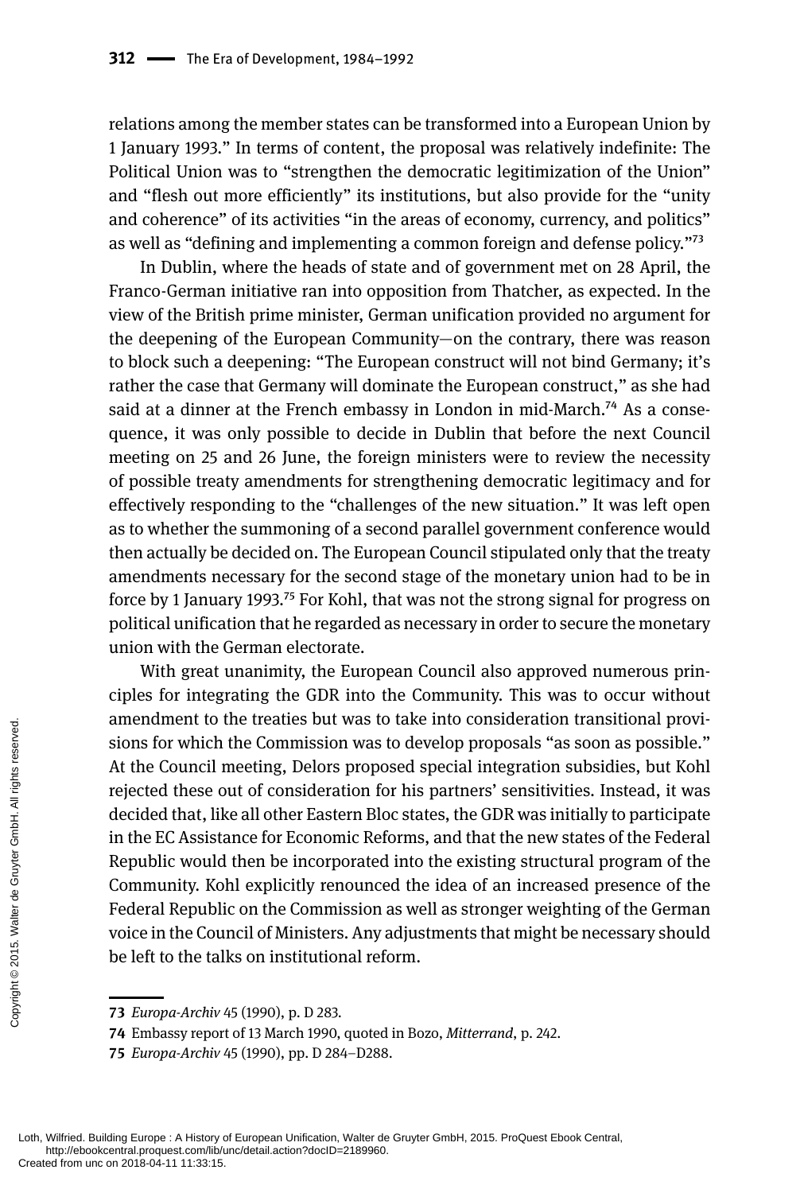relations among the member states can be transformed into a European Union by 1 January 1993." In terms of content, the proposal was relatively indefinite: The Political Union was to "strengthen the democratic legitimization of the Union" and "flesh out more efficiently" its institutions, but also provide for the "unity and coherence" of its activities "in the areas of economy, currency, and politics" as well as "defining and implementing a common foreign and defense policy."[73]

In Dublin, where the heads of state and of government met on 28 April, the Franco-German initiative ran into opposition from Thatcher, as expected. In the view of the British prime minister, German unification provided no argument for the deepening of the European Community—on the contrary, there was reason to block such a deepening: "The European construct will not bind Germany; it's rather the case that Germany will dominate the European construct," as she had said at a dinner at the French embassy in London in mid-March.[74] As a consequence, it was only possible to decide in Dublin that before the next Council meeting on 25 and 26 June, the foreign ministers were to review the necessity of possible treaty amendments for strengthening democratic legitimacy and for effectively responding to the "challenges of the new situation." It was left open as to whether the summoning of a second parallel government conference would then actually be decided on. The European Council stipulated only that the treaty amendments necessary for the second stage of the monetary union had to be in force by 1 January 1993.[75] For Kohl, that was not the strong signal for progress on political unification that he regarded as necessary in order to secure the monetary union with the German electorate.

With great unanimity, the European Council also approved numerous principles for integrating the GDR into the Community. This was to occur without amendment to the treaties but was to take into consideration transitional provisions for which the Commission was to develop proposals "as soon as possible." At the Council meeting, Delors proposed special integration subsidies, but Kohl rejected these out of consideration for his partners' sensitivities. Instead, it was decided that, like all other Eastern Bloc states, the GDR was initially to participate in the EC Assistance for Economic Reforms, and that the new states of the Federal Republic would then be incorporated into the existing structural program of the Community. Kohl explicitly renounced the idea of an increased presence of the Federal Republic on the Commission as well as stronger weighting of the German voice in the Council of Ministers. Any adjustments that might be necessary should be left to the talks on institutional reform.

---

**73** *Europa-Archiv* 45 (1990), p. D 283.

**74** Embassy report of 13 March 1990, quoted in Bozo, *Mitterrand*, p. 242.

**75** *Europa-Archiv* 45 (1990), pp. D 284–D288.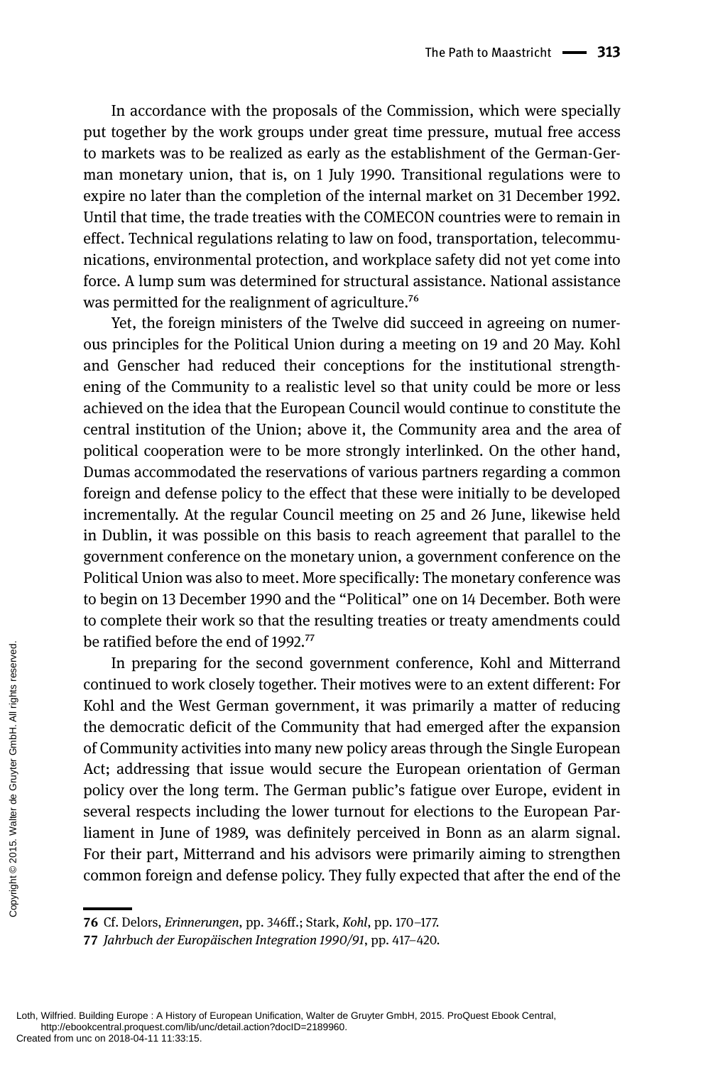In accordance with the proposals of the Commission, which were specially put together by the work groups under great time pressure, mutual free access to markets was to be realized as early as the establishment of the German-German monetary union, that is, on 1 July 1990. Transitional regulations were to expire no later than the completion of the internal market on 31 December 1992. Until that time, the trade treaties with the COMECON countries were to remain in effect. Technical regulations relating to law on food, transportation, telecommunications, environmental protection, and workplace safety did not yet come into force. A lump sum was determined for structural assistance. National assistance was permitted for the realignment of agriculture.[76]

Yet, the foreign ministers of the Twelve did succeed in agreeing on numerous principles for the Political Union during a meeting on 19 and 20 May. Kohl and Genscher had reduced their conceptions for the institutional strengthening of the Community to a realistic level so that unity could be more or less achieved on the idea that the European Council would continue to constitute the central institution of the Union; above it, the Community area and the area of political cooperation were to be more strongly interlinked. On the other hand, Dumas accommodated the reservations of various partners regarding a common foreign and defense policy to the effect that these were initially to be developed incrementally. At the regular Council meeting on 25 and 26 June, likewise held in Dublin, it was possible on this basis to reach agreement that parallel to the government conference on the monetary union, a government conference on the Political Union was also to meet. More specifically: The monetary conference was to begin on 13 December 1990 and the "Political" one on 14 December. Both were to complete their work so that the resulting treaties or treaty amendments could be ratified before the end of 1992.[77]

In preparing for the second government conference, Kohl and Mitterrand continued to work closely together. Their motives were to an extent different: For Kohl and the West German government, it was primarily a matter of reducing the democratic deficit of the Community that had emerged after the expansion of Community activities into many new policy areas through the Single European Act; addressing that issue would secure the European orientation of German policy over the long term. The German public's fatigue over Europe, evident in several respects including the lower turnout for elections to the European Parliament in June of 1989, was definitely perceived in Bonn as an alarm signal. For their part, Mitterrand and his advisors were primarily aiming to strengthen common foreign and defense policy. They fully expected that after the end of the

---

**76** Cf. Delors, *Erinnerungen*, pp. 346ff.; Stark, *Kohl*, pp. 170–177.

**77** *Jahrbuch der Europäischen Integration 1990/91*, pp. 417–420.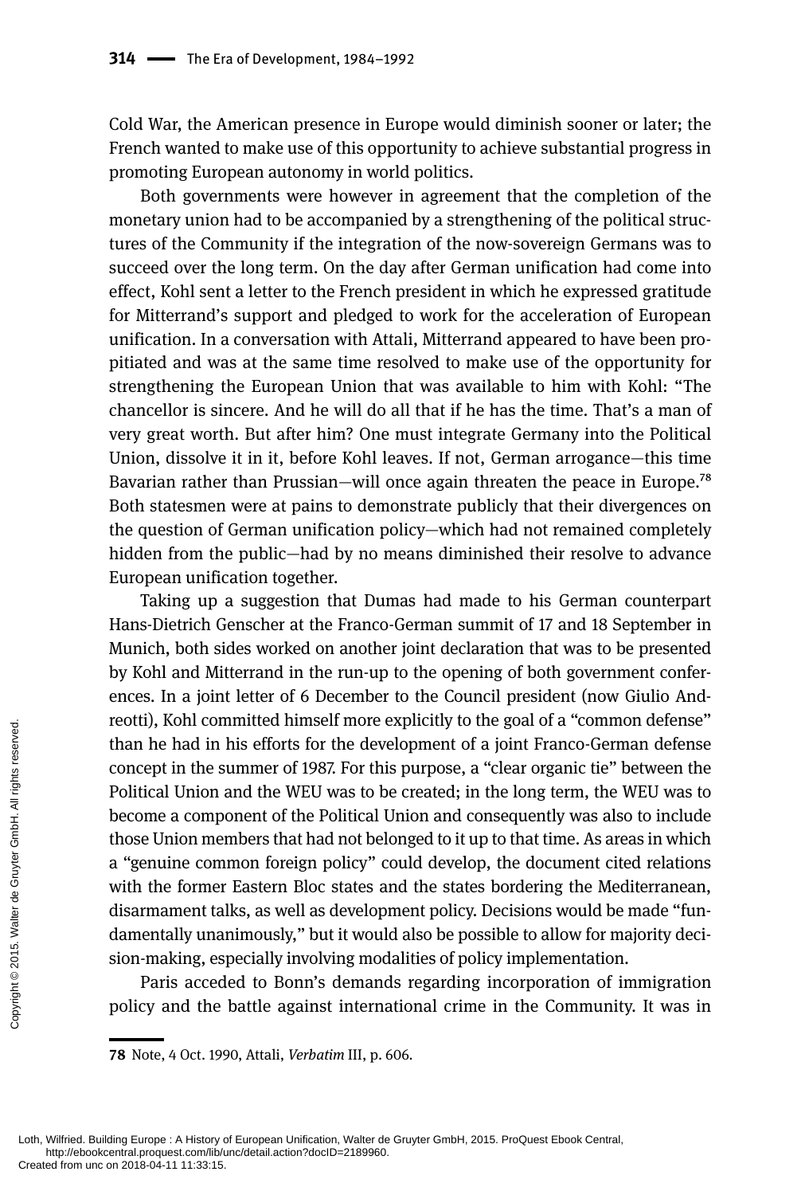Cold War, the American presence in Europe would diminish sooner or later; the French wanted to make use of this opportunity to achieve substantial progress in promoting European autonomy in world politics.

Both governments were however in agreement that the completion of the monetary union had to be accompanied by a strengthening of the political structures of the Community if the integration of the now-sovereign Germans was to succeed over the long term. On the day after German unification had come into effect, Kohl sent a letter to the French president in which he expressed gratitude for Mitterrand's support and pledged to work for the acceleration of European unification. In a conversation with Attali, Mitterrand appeared to have been propitiated and was at the same time resolved to make use of the opportunity for strengthening the European Union that was available to him with Kohl: "The chancellor is sincere. And he will do all that if he has the time. That's a man of very great worth. But after him? One must integrate Germany into the Political Union, dissolve it in it, before Kohl leaves. If not, German arrogance—this time Bavarian rather than Prussian—will once again threaten the peace in Europe.[78] Both statesmen were at pains to demonstrate publicly that their divergences on the question of German unification policy—which had not remained completely hidden from the public—had by no means diminished their resolve to advance European unification together.

Taking up a suggestion that Dumas had made to his German counterpart Hans-Dietrich Genscher at the Franco-German summit of 17 and 18 September in Munich, both sides worked on another joint declaration that was to be presented by Kohl and Mitterrand in the run-up to the opening of both government conferences. In a joint letter of 6 December to the Council president (now Giulio Andreotti), Kohl committed himself more explicitly to the goal of a "common defense" than he had in his efforts for the development of a joint Franco-German defense concept in the summer of 1987. For this purpose, a "clear organic tie" between the Political Union and the WEU was to be created; in the long term, the WEU was to become a component of the Political Union and consequently was also to include those Union members that had not belonged to it up to that time. As areas in which a "genuine common foreign policy" could develop, the document cited relations with the former Eastern Bloc states and the states bordering the Mediterranean, disarmament talks, as well as development policy. Decisions would be made "fundamentally unanimously," but it would also be possible to allow for majority decision-making, especially involving modalities of policy implementation.

Paris acceded to Bonn's demands regarding incorporation of immigration policy and the battle against international crime in the Community. It was in

78 Note, 4 Oct. 1990, Attali, *Verbatim* III, p. 606.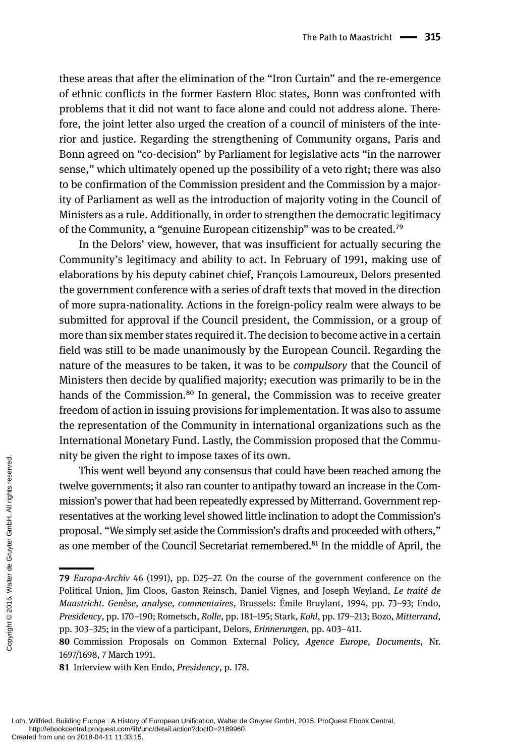these areas that after the elimination of the "Iron Curtain" and the re-emergence of ethnic conflicts in the former Eastern Bloc states, Bonn was confronted with problems that it did not want to face alone and could not address alone. Therefore, the joint letter also urged the creation of a council of ministers of the interior and justice. Regarding the strengthening of Community organs, Paris and Bonn agreed on "co-decision" by Parliament for legislative acts "in the narrower sense," which ultimately opened up the possibility of a veto right; there was also to be confirmation of the Commission president and the Commission by a majority of Parliament as well as the introduction of majority voting in the Council of Ministers as a rule. Additionally, in order to strengthen the democratic legitimacy of the Community, a "genuine European citizenship" was to be created.[79]

In the Delors' view, however, that was insufficient for actually securing the Community's legitimacy and ability to act. In February of 1991, making use of elaborations by his deputy cabinet chief, François Lamoureux, Delors presented the government conference with a series of draft texts that moved in the direction of more supra-nationality. Actions in the foreign-policy realm were always to be submitted for approval if the Council president, the Commission, or a group of more than six member states required it. The decision to become active in a certain field was still to be made unanimously by the European Council. Regarding the nature of the measures to be taken, it was to be *compulsory* that the Council of Ministers then decide by qualified majority; execution was primarily to be in the hands of the Commission.[80] In general, the Commission was to receive greater freedom of action in issuing provisions for implementation. It was also to assume the representation of the Community in international organizations such as the International Monetary Fund. Lastly, the Commission proposed that the Community be given the right to impose taxes of its own.

This went well beyond any consensus that could have been reached among the twelve governments; it also ran counter to antipathy toward an increase in the Commission's power that had been repeatedly expressed by Mitterrand. Government representatives at the working level showed little inclination to adopt the Commission's proposal. "We simply set aside the Commission's drafts and proceeded with others," as one member of the Council Secretariat remembered.[81] In the middle of April, the

---

**79** *Europa-Archiv* 46 (1991), pp. D25–27. On the course of the government conference on the Political Union, Jim Cloos, Gaston Reinsch, Daniel Vignes, and Joseph Weyland, *Le traité de Maastricht. Genèse, analyse, commentaires*, Brussels: Émile Bruylant, 1994, pp. 73–93; Endo, *Presidency*, pp. 170–190; Rometsch, *Rolle*, pp. 181–195; Stark, *Kohl*, pp. 179–213; Bozo, *Mitterrand*, pp. 303–325; in the view of a participant, Delors, *Erinnerungen*, pp. 403–411.

**80** Commission Proposals on Common External Policy, *Agence Europe, Documents*, Nr. 1697/1698, 7 March 1991.

**81** Interview with Ken Endo, *Presidency*, p. 178.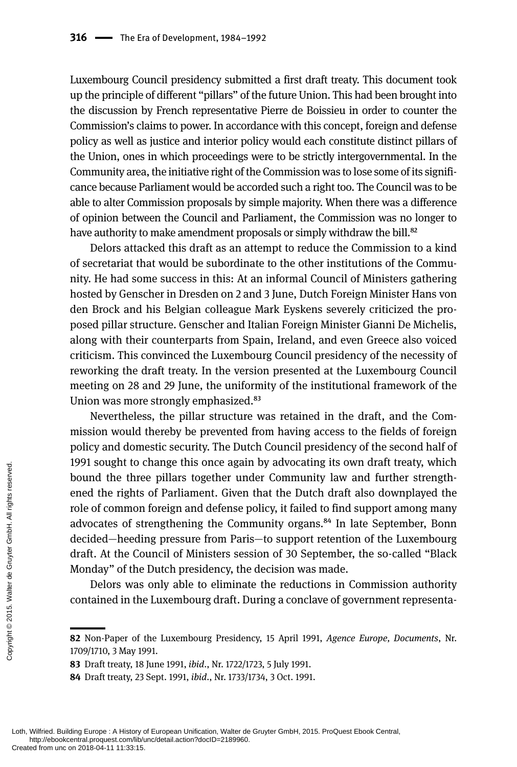Luxembourg Council presidency submitted a first draft treaty. This document took up the principle of different "pillars" of the future Union. This had been brought into the discussion by French representative Pierre de Boissieu in order to counter the Commission's claims to power. In accordance with this concept, foreign and defense policy as well as justice and interior policy would each constitute distinct pillars of the Union, ones in which proceedings were to be strictly intergovernmental. In the Community area, the initiative right of the Commission was to lose some of its significance because Parliament would be accorded such a right too. The Council was to be able to alter Commission proposals by simple majority. When there was a difference of opinion between the Council and Parliament, the Commission was no longer to have authority to make amendment proposals or simply withdraw the bill.[82]

Delors attacked this draft as an attempt to reduce the Commission to a kind of secretariat that would be subordinate to the other institutions of the Community. He had some success in this: At an informal Council of Ministers gathering hosted by Genscher in Dresden on 2 and 3 June, Dutch Foreign Minister Hans von den Brock and his Belgian colleague Mark Eyskens severely criticized the proposed pillar structure. Genscher and Italian Foreign Minister Gianni De Michelis, along with their counterparts from Spain, Ireland, and even Greece also voiced criticism. This convinced the Luxembourg Council presidency of the necessity of reworking the draft treaty. In the version presented at the Luxembourg Council meeting on 28 and 29 June, the uniformity of the institutional framework of the Union was more strongly emphasized.[83]

Nevertheless, the pillar structure was retained in the draft, and the Commission would thereby be prevented from having access to the fields of foreign policy and domestic security. The Dutch Council presidency of the second half of 1991 sought to change this once again by advocating its own draft treaty, which bound the three pillars together under Community law and further strengthened the rights of Parliament. Given that the Dutch draft also downplayed the role of common foreign and defense policy, it failed to find support among many advocates of strengthening the Community organs.[84] In late September, Bonn decided—heeding pressure from Paris—to support retention of the Luxembourg draft. At the Council of Ministers session of 30 September, the so-called "Black Monday" of the Dutch presidency, the decision was made.

Delors was only able to eliminate the reductions in Commission authority contained in the Luxembourg draft. During a conclave of government representa-

---

**82** Non-Paper of the Luxembourg Presidency, 15 April 1991, *Agence Europe, Documents*, Nr. 1709/1710, 3 May 1991.

**83** Draft treaty, 18 June 1991, *ibid*., Nr. 1722/1723, 5 July 1991.

**84** Draft treaty, 23 Sept. 1991, *ibid*., Nr. 1733/1734, 3 Oct. 1991.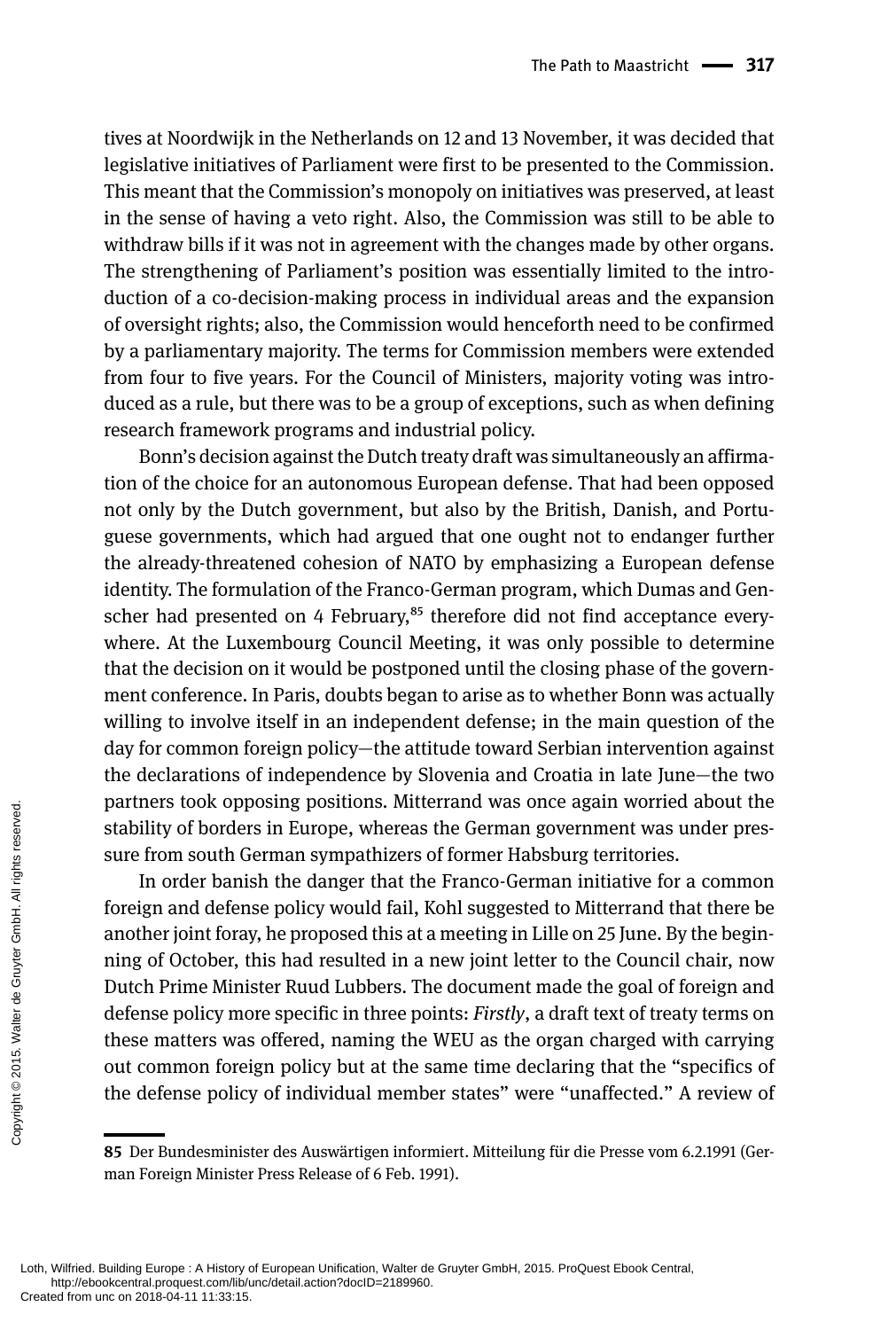tives at Noordwijk in the Netherlands on 12 and 13 November, it was decided that legislative initiatives of Parliament were first to be presented to the Commission. This meant that the Commission's monopoly on initiatives was preserved, at least in the sense of having a veto right. Also, the Commission was still to be able to withdraw bills if it was not in agreement with the changes made by other organs. The strengthening of Parliament's position was essentially limited to the introduction of a co-decision-making process in individual areas and the expansion of oversight rights; also, the Commission would henceforth need to be confirmed by a parliamentary majority. The terms for Commission members were extended from four to five years. For the Council of Ministers, majority voting was introduced as a rule, but there was to be a group of exceptions, such as when defining research framework programs and industrial policy.

Bonn's decision against the Dutch treaty draft was simultaneously an affirmation of the choice for an autonomous European defense. That had been opposed not only by the Dutch government, but also by the British, Danish, and Portuguese governments, which had argued that one ought not to endanger further the already-threatened cohesion of NATO by emphasizing a European defense identity. The formulation of the Franco-German program, which Dumas and Genscher had presented on 4 February,[85] therefore did not find acceptance everywhere. At the Luxembourg Council Meeting, it was only possible to determine that the decision on it would be postponed until the closing phase of the government conference. In Paris, doubts began to arise as to whether Bonn was actually willing to involve itself in an independent defense; in the main question of the day for common foreign policy—the attitude toward Serbian intervention against the declarations of independence by Slovenia and Croatia in late June—the two partners took opposing positions. Mitterrand was once again worried about the stability of borders in Europe, whereas the German government was under pressure from south German sympathizers of former Habsburg territories.

In order banish the danger that the Franco-German initiative for a common foreign and defense policy would fail, Kohl suggested to Mitterrand that there be another joint foray, he proposed this at a meeting in Lille on 25 June. By the beginning of October, this had resulted in a new joint letter to the Council chair, now Dutch Prime Minister Ruud Lubbers. The document made the goal of foreign and defense policy more specific in three points: *Firstly*, a draft text of treaty terms on these matters was offered, naming the WEU as the organ charged with carrying out common foreign policy but at the same time declaring that the "specifics of the defense policy of individual member states" were "unaffected." A review of

85 Der Bundesminister des Auswärtigen informiert. Mitteilung für die Presse vom 6.2.1991 (German Foreign Minister Press Release of 6 Feb. 1991).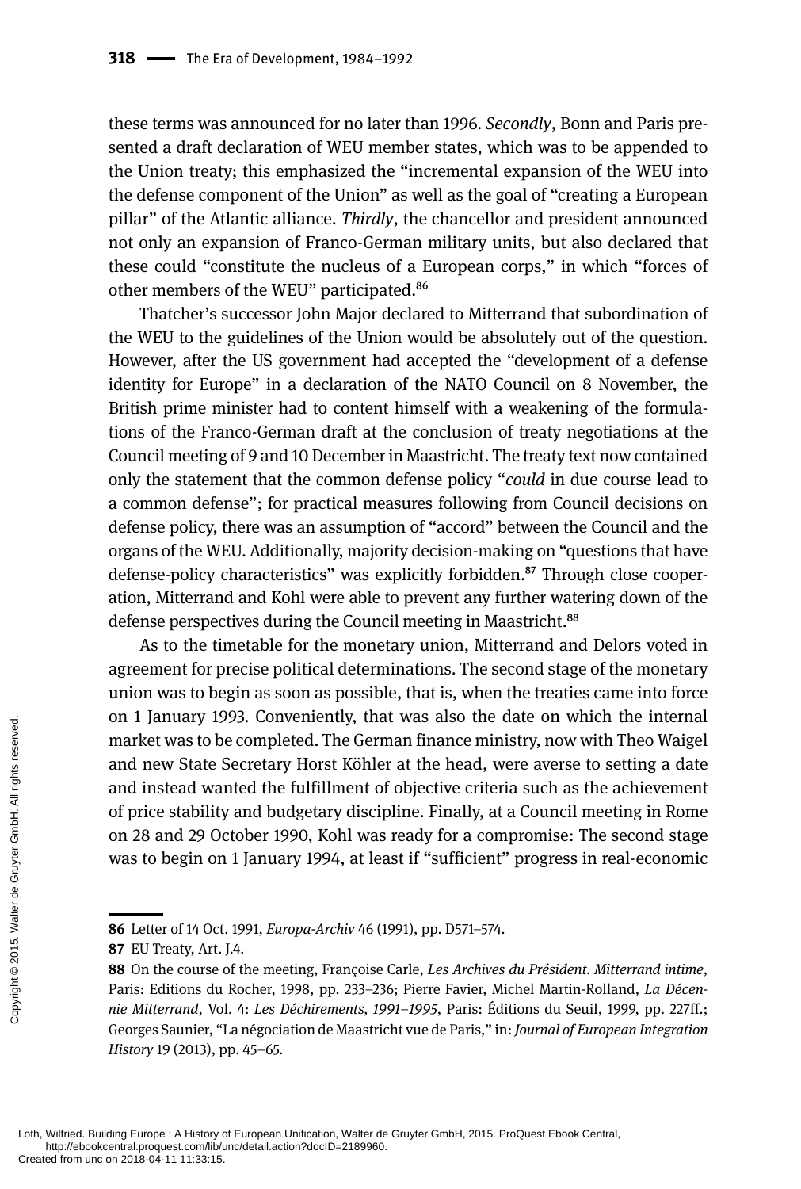these terms was announced for no later than 1996. *Secondly*, Bonn and Paris presented a draft declaration of WEU member states, which was to be appended to the Union treaty; this emphasized the "incremental expansion of the WEU into the defense component of the Union" as well as the goal of "creating a European pillar" of the Atlantic alliance. *Thirdly*, the chancellor and president announced not only an expansion of Franco-German military units, but also declared that these could "constitute the nucleus of a European corps," in which "forces of other members of the WEU" participated.[86]

Thatcher's successor John Major declared to Mitterrand that subordination of the WEU to the guidelines of the Union would be absolutely out of the question. However, after the US government had accepted the "development of a defense identity for Europe" in a declaration of the NATO Council on 8 November, the British prime minister had to content himself with a weakening of the formulations of the Franco-German draft at the conclusion of treaty negotiations at the Council meeting of 9 and 10 December in Maastricht. The treaty text now contained only the statement that the common defense policy "*could* in due course lead to a common defense"; for practical measures following from Council decisions on defense policy, there was an assumption of "accord" between the Council and the organs of the WEU. Additionally, majority decision-making on "questions that have defense-policy characteristics" was explicitly forbidden.[87] Through close cooperation, Mitterrand and Kohl were able to prevent any further watering down of the defense perspectives during the Council meeting in Maastricht.[88]

As to the timetable for the monetary union, Mitterrand and Delors voted in agreement for precise political determinations. The second stage of the monetary union was to begin as soon as possible, that is, when the treaties came into force on 1 January 1993. Conveniently, that was also the date on which the internal market was to be completed. The German finance ministry, now with Theo Waigel and new State Secretary Horst Köhler at the head, were averse to setting a date and instead wanted the fulfillment of objective criteria such as the achievement of price stability and budgetary discipline. Finally, at a Council meeting in Rome on 28 and 29 October 1990, Kohl was ready for a compromise: The second stage was to begin on 1 January 1994, at least if "sufficient" progress in real-economic

---

**86** Letter of 14 Oct. 1991, *Europa-Archiv* 46 (1991), pp. D571–574.

**87** EU Treaty, Art. J.4.

**88** On the course of the meeting, Françoise Carle, *Les Archives du Président. Mitterrand intime*, Paris: Editions du Rocher, 1998, pp. 233–236; Pierre Favier, Michel Martin-Rolland, *La Décennie Mitterrand*, Vol. 4: *Les Déchirements, 1991–1995*, Paris: Éditions du Seuil, 1999, pp. 227ff.; Georges Saunier, "La négociation de Maastricht vue de Paris," in: *Journal of European Integration History* 19 (2013), pp. 45–65.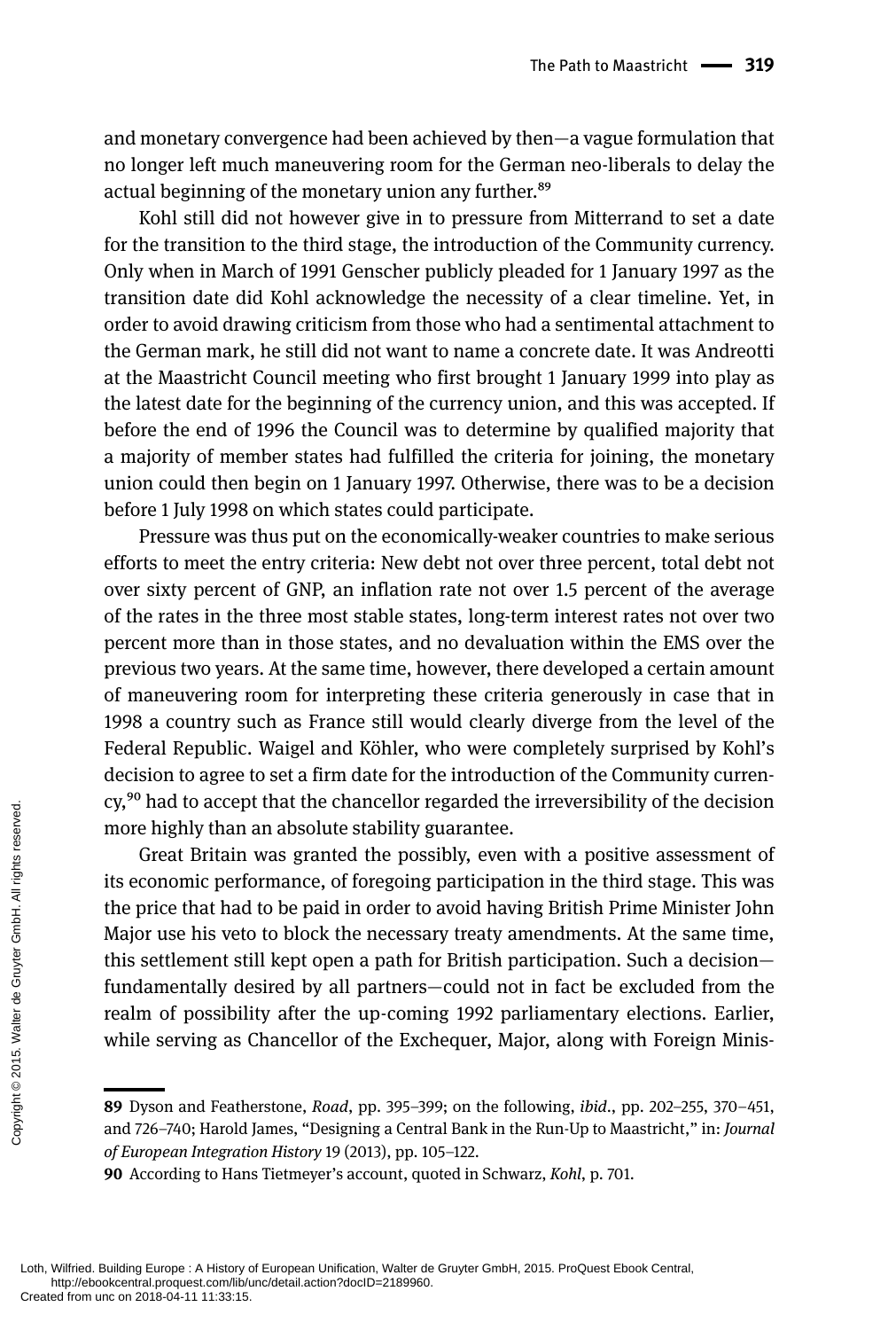and monetary convergence had been achieved by then—a vague formulation that no longer left much maneuvering room for the German neo-liberals to delay the actual beginning of the monetary union any further.[89]

Kohl still did not however give in to pressure from Mitterrand to set a date for the transition to the third stage, the introduction of the Community currency. Only when in March of 1991 Genscher publicly pleaded for 1 January 1997 as the transition date did Kohl acknowledge the necessity of a clear timeline. Yet, in order to avoid drawing criticism from those who had a sentimental attachment to the German mark, he still did not want to name a concrete date. It was Andreotti at the Maastricht Council meeting who first brought 1 January 1999 into play as the latest date for the beginning of the currency union, and this was accepted. If before the end of 1996 the Council was to determine by qualified majority that a majority of member states had fulfilled the criteria for joining, the monetary union could then begin on 1 January 1997. Otherwise, there was to be a decision before 1 July 1998 on which states could participate.

Pressure was thus put on the economically-weaker countries to make serious efforts to meet the entry criteria: New debt not over three percent, total debt not over sixty percent of GNP, an inflation rate not over 1.5 percent of the average of the rates in the three most stable states, long-term interest rates not over two percent more than in those states, and no devaluation within the EMS over the previous two years. At the same time, however, there developed a certain amount of maneuvering room for interpreting these criteria generously in case that in 1998 a country such as France still would clearly diverge from the level of the Federal Republic. Waigel and Köhler, who were completely surprised by Kohl's decision to agree to set a firm date for the introduction of the Community currency,[90] had to accept that the chancellor regarded the irreversibility of the decision more highly than an absolute stability guarantee.

Great Britain was granted the possibly, even with a positive assessment of its economic performance, of foregoing participation in the third stage. This was the price that had to be paid in order to avoid having British Prime Minister John Major use his veto to block the necessary treaty amendments. At the same time, this settlement still kept open a path for British participation. Such a decision—fundamentally desired by all partners—could not in fact be excluded from the realm of possibility after the up-coming 1992 parliamentary elections. Earlier, while serving as Chancellor of the Exchequer, Major, along with Foreign Minis-

---

**89** Dyson and Featherstone, *Road*, pp. 395–399; on the following, *ibid*., pp. 202–255, 370–451, and 726–740; Harold James, "Designing a Central Bank in the Run-Up to Maastricht," in: *Journal of European Integration History* 19 (2013), pp. 105–122.

**90** According to Hans Tietmeyer's account, quoted in Schwarz, *Kohl*, p. 701.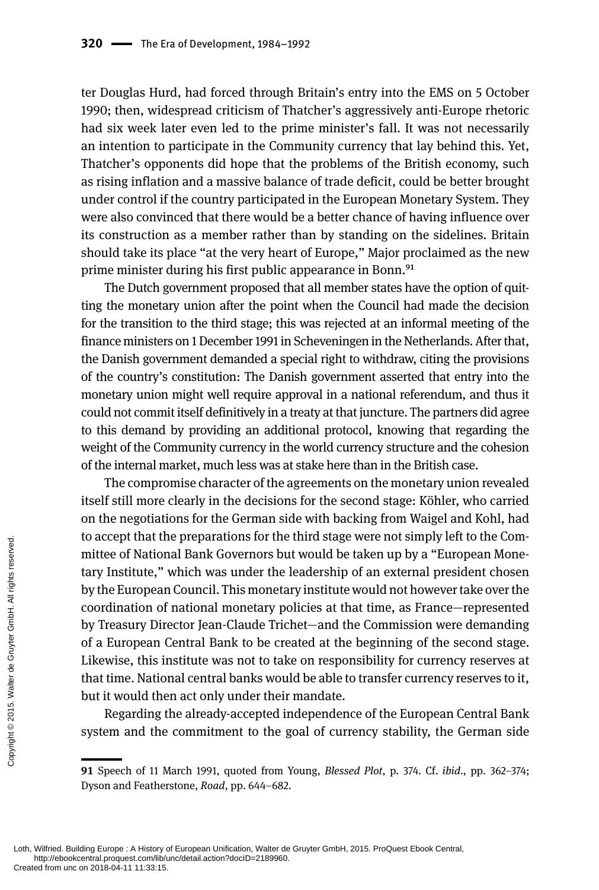ter Douglas Hurd, had forced through Britain's entry into the EMS on 5 October 1990; then, widespread criticism of Thatcher's aggressively anti-Europe rhetoric had six week later even led to the prime minister's fall. It was not necessarily an intention to participate in the Community currency that lay behind this. Yet, Thatcher's opponents did hope that the problems of the British economy, such as rising inflation and a massive balance of trade deficit, could be better brought under control if the country participated in the European Monetary System. They were also convinced that there would be a better chance of having influence over its construction as a member rather than by standing on the sidelines. Britain should take its place "at the very heart of Europe," Major proclaimed as the new prime minister during his first public appearance in Bonn.[91]

The Dutch government proposed that all member states have the option of quitting the monetary union after the point when the Council had made the decision for the transition to the third stage; this was rejected at an informal meeting of the finance ministers on 1 December 1991 in Scheveningen in the Netherlands. After that, the Danish government demanded a special right to withdraw, citing the provisions of the country's constitution: The Danish government asserted that entry into the monetary union might well require approval in a national referendum, and thus it could not commit itself definitively in a treaty at that juncture. The partners did agree to this demand by providing an additional protocol, knowing that regarding the weight of the Community currency in the world currency structure and the cohesion of the internal market, much less was at stake here than in the British case.

The compromise character of the agreements on the monetary union revealed itself still more clearly in the decisions for the second stage: Köhler, who carried on the negotiations for the German side with backing from Waigel and Kohl, had to accept that the preparations for the third stage were not simply left to the Committee of National Bank Governors but would be taken up by a "European Monetary Institute," which was under the leadership of an external president chosen by the European Council. This monetary institute would not however take over the coordination of national monetary policies at that time, as France—represented by Treasury Director Jean-Claude Trichet—and the Commission were demanding of a European Central Bank to be created at the beginning of the second stage. Likewise, this institute was not to take on responsibility for currency reserves at that time. National central banks would be able to transfer currency reserves to it, but it would then act only under their mandate.

Regarding the already-accepted independence of the European Central Bank system and the commitment to the goal of currency stability, the German side

---

**91** Speech of 11 March 1991, quoted from Young, *Blessed Plot*, p. 374. Cf. *ibid*., pp. 362–374; Dyson and Featherstone, *Road*, pp. 644–682.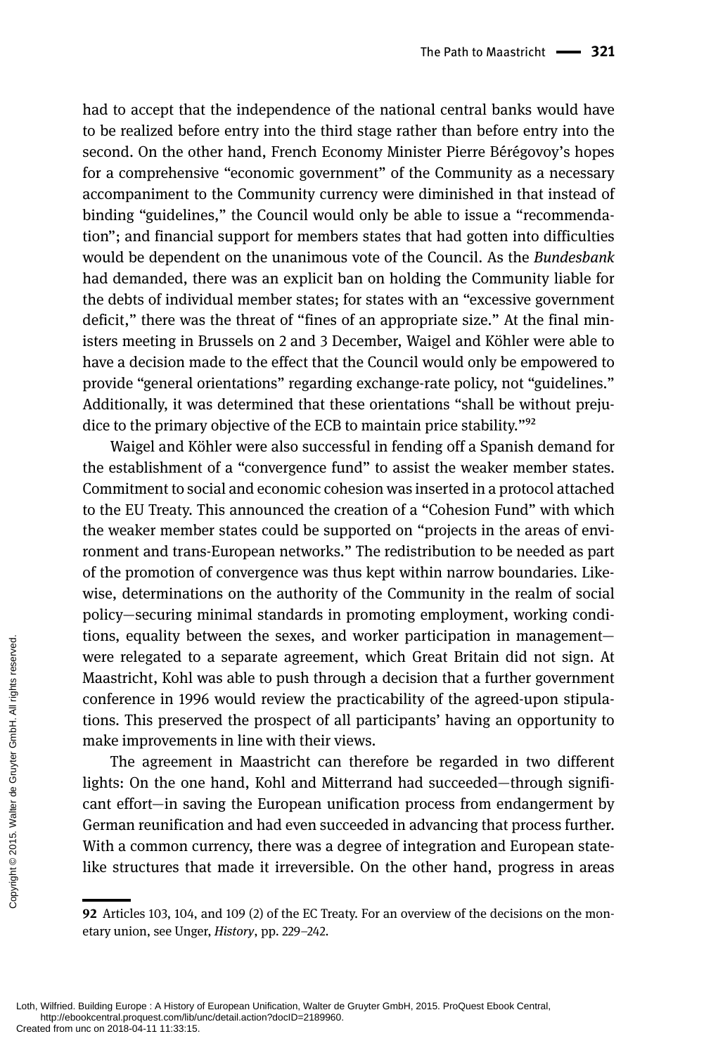had to accept that the independence of the national central banks would have to be realized before entry into the third stage rather than before entry into the second. On the other hand, French Economy Minister Pierre Bérégovoy's hopes for a comprehensive "economic government" of the Community as a necessary accompaniment to the Community currency were diminished in that instead of binding "guidelines," the Council would only be able to issue a "recommendation"; and financial support for members states that had gotten into difficulties would be dependent on the unanimous vote of the Council. As the *Bundesbank* had demanded, there was an explicit ban on holding the Community liable for the debts of individual member states; for states with an "excessive government deficit," there was the threat of "fines of an appropriate size." At the final ministers meeting in Brussels on 2 and 3 December, Waigel and Köhler were able to have a decision made to the effect that the Council would only be empowered to provide "general orientations" regarding exchange-rate policy, not "guidelines." Additionally, it was determined that these orientations "shall be without prejudice to the primary objective of the ECB to maintain price stability."[92]

Waigel and Köhler were also successful in fending off a Spanish demand for the establishment of a "convergence fund" to assist the weaker member states. Commitment to social and economic cohesion was inserted in a protocol attached to the EU Treaty. This announced the creation of a "Cohesion Fund" with which the weaker member states could be supported on "projects in the areas of environment and trans-European networks." The redistribution to be needed as part of the promotion of convergence was thus kept within narrow boundaries. Likewise, determinations on the authority of the Community in the realm of social policy—securing minimal standards in promoting employment, working conditions, equality between the sexes, and worker participation in management—were relegated to a separate agreement, which Great Britain did not sign. At Maastricht, Kohl was able to push through a decision that a further government conference in 1996 would review the practicability of the agreed-upon stipulations. This preserved the prospect of all participants' having an opportunity to make improvements in line with their views.

The agreement in Maastricht can therefore be regarded in two different lights: On the one hand, Kohl and Mitterrand had succeeded—through significant effort—in saving the European unification process from endangerment by German reunification and had even succeeded in advancing that process further. With a common currency, there was a degree of integration and European state-like structures that made it irreversible. On the other hand, progress in areas

---

**92** Articles 103, 104, and 109 (2) of the EC Treaty. For an overview of the decisions on the monetary union, see Unger, *History*, pp. 229–242.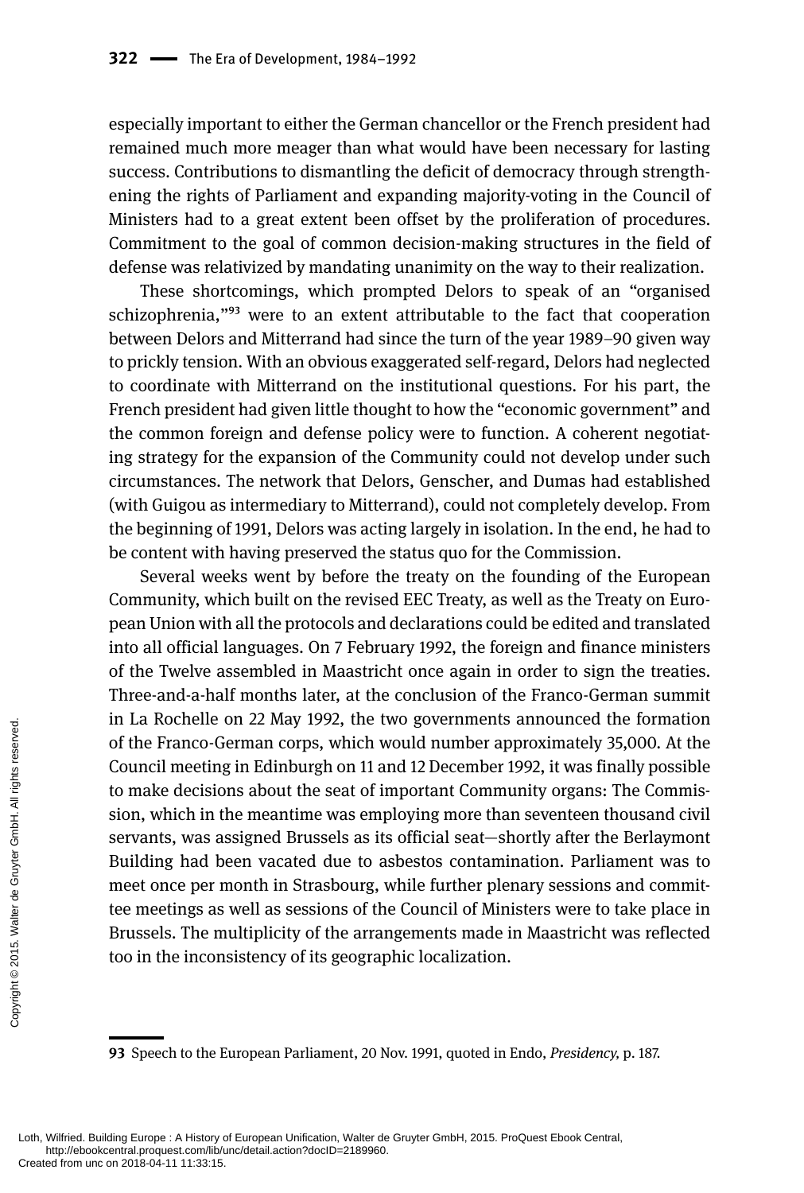especially important to either the German chancellor or the French president had remained much more meager than what would have been necessary for lasting success. Contributions to dismantling the deficit of democracy through strengthening the rights of Parliament and expanding majority-voting in the Council of Ministers had to a great extent been offset by the proliferation of procedures. Commitment to the goal of common decision-making structures in the field of defense was relativized by mandating unanimity on the way to their realization.

These shortcomings, which prompted Delors to speak of an "organised schizophrenia,"[93] were to an extent attributable to the fact that cooperation between Delors and Mitterrand had since the turn of the year 1989–90 given way to prickly tension. With an obvious exaggerated self-regard, Delors had neglected to coordinate with Mitterrand on the institutional questions. For his part, the French president had given little thought to how the "economic government" and the common foreign and defense policy were to function. A coherent negotiating strategy for the expansion of the Community could not develop under such circumstances. The network that Delors, Genscher, and Dumas had established (with Guigou as intermediary to Mitterrand), could not completely develop. From the beginning of 1991, Delors was acting largely in isolation. In the end, he had to be content with having preserved the status quo for the Commission.

Several weeks went by before the treaty on the founding of the European Community, which built on the revised EEC Treaty, as well as the Treaty on European Union with all the protocols and declarations could be edited and translated into all official languages. On 7 February 1992, the foreign and finance ministers of the Twelve assembled in Maastricht once again in order to sign the treaties. Three-and-a-half months later, at the conclusion of the Franco-German summit in La Rochelle on 22 May 1992, the two governments announced the formation of the Franco-German corps, which would number approximately 35,000. At the Council meeting in Edinburgh on 11 and 12 December 1992, it was finally possible to make decisions about the seat of important Community organs: The Commission, which in the meantime was employing more than seventeen thousand civil servants, was assigned Brussels as its official seat—shortly after the Berlaymont Building had been vacated due to asbestos contamination. Parliament was to meet once per month in Strasbourg, while further plenary sessions and committee meetings as well as sessions of the Council of Ministers were to take place in Brussels. The multiplicity of the arrangements made in Maastricht was reflected too in the inconsistency of its geographic localization.

---

**93** Speech to the European Parliament, 20 Nov. 1991, quoted in Endo, *Presidency*, p. 187.